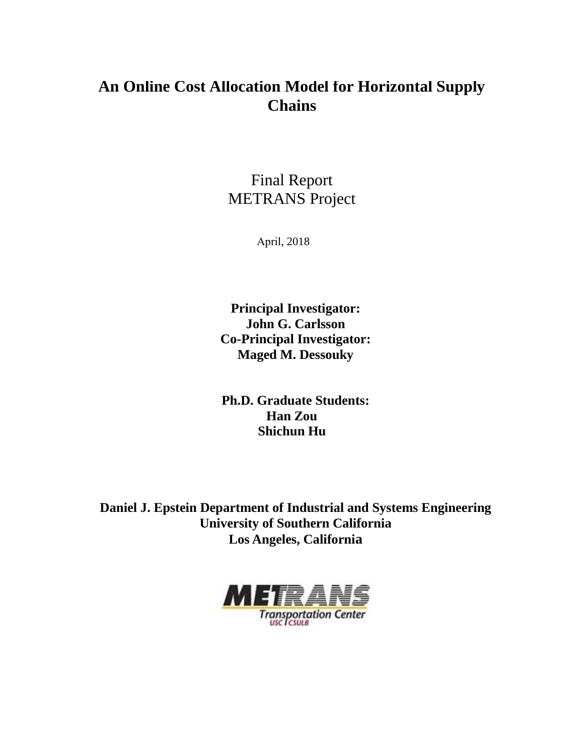# An Online Cost Allocation Model for Horizontal Supply Chains

Final Report
METRANS Project

April, 2018

**Principal Investigator:**
**John G. Carlsson**
**Co-Principal Investigator:**
**Maged M. Dessouky**

**Ph.D. Graduate Students:**
**Han Zou**
**Shichun Hu**

**Daniel J. Epstein Department of Industrial and Systems Engineering**
**University of Southern California**
**Los Angeles, California**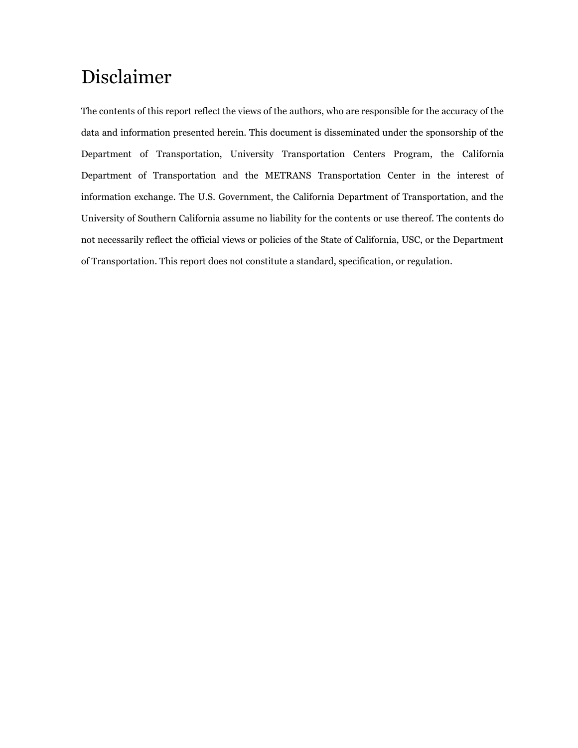# Disclaimer

The contents of this report reflect the views of the authors, who are responsible for the accuracy of the data and information presented herein. This document is disseminated under the sponsorship of the Department of Transportation, University Transportation Centers Program, the California Department of Transportation and the METRANS Transportation Center in the interest of information exchange. The U.S. Government, the California Department of Transportation, and the University of Southern California assume no liability for the contents or use thereof. The contents do not necessarily reflect the official views or policies of the State of California, USC, or the Department of Transportation. This report does not constitute a standard, specification, or regulation.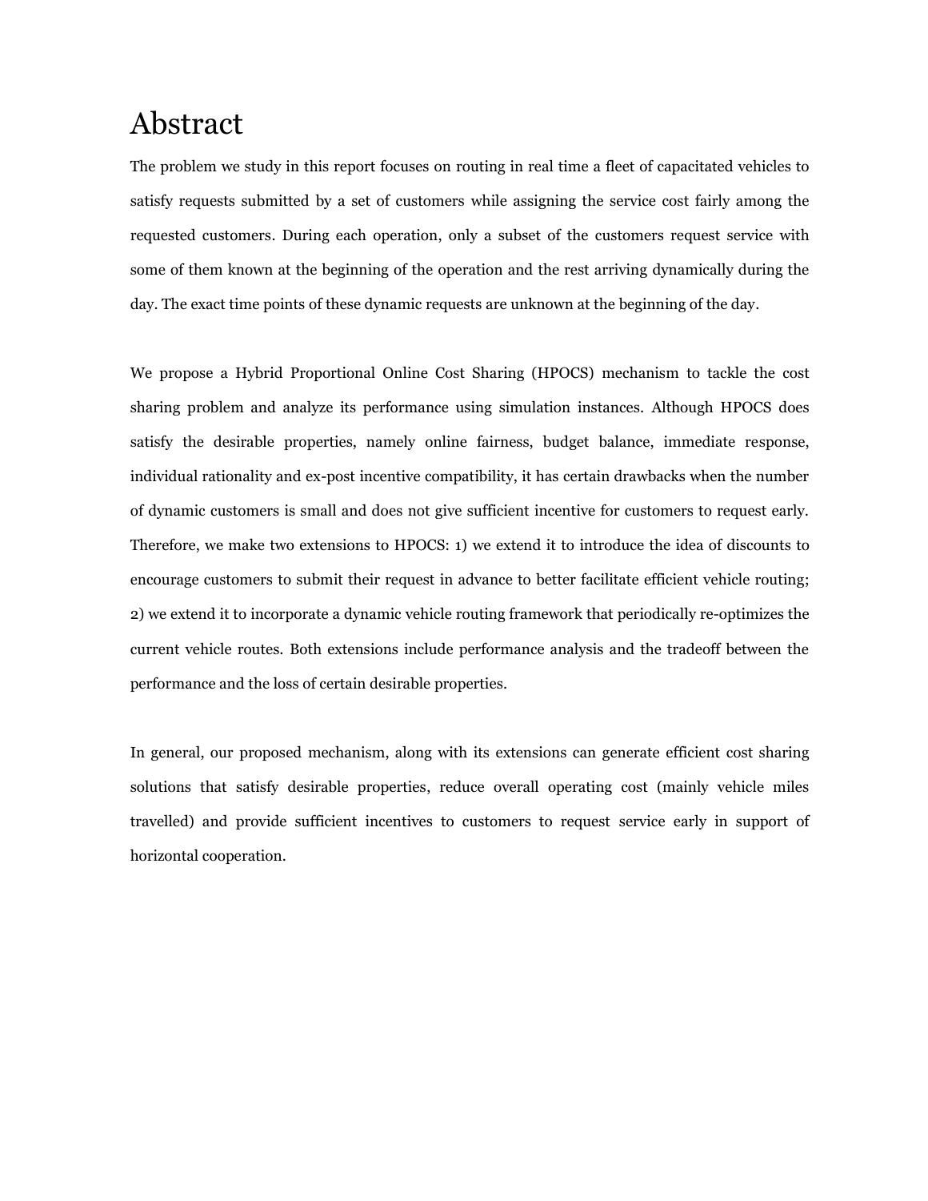# Abstract

The problem we study in this report focuses on routing in real time a fleet of capacitated vehicles to satisfy requests submitted by a set of customers while assigning the service cost fairly among the requested customers. During each operation, only a subset of the customers request service with some of them known at the beginning of the operation and the rest arriving dynamically during the day. The exact time points of these dynamic requests are unknown at the beginning of the day.

We propose a Hybrid Proportional Online Cost Sharing (HPOCS) mechanism to tackle the cost sharing problem and analyze its performance using simulation instances. Although HPOCS does satisfy the desirable properties, namely online fairness, budget balance, immediate response, individual rationality and ex-post incentive compatibility, it has certain drawbacks when the number of dynamic customers is small and does not give sufficient incentive for customers to request early. Therefore, we make two extensions to HPOCS: 1) we extend it to introduce the idea of discounts to encourage customers to submit their request in advance to better facilitate efficient vehicle routing; 2) we extend it to incorporate a dynamic vehicle routing framework that periodically re-optimizes the current vehicle routes. Both extensions include performance analysis and the tradeoff between the performance and the loss of certain desirable properties.

In general, our proposed mechanism, along with its extensions can generate efficient cost sharing solutions that satisfy desirable properties, reduce overall operating cost (mainly vehicle miles travelled) and provide sufficient incentives to customers to request service early in support of horizontal cooperation.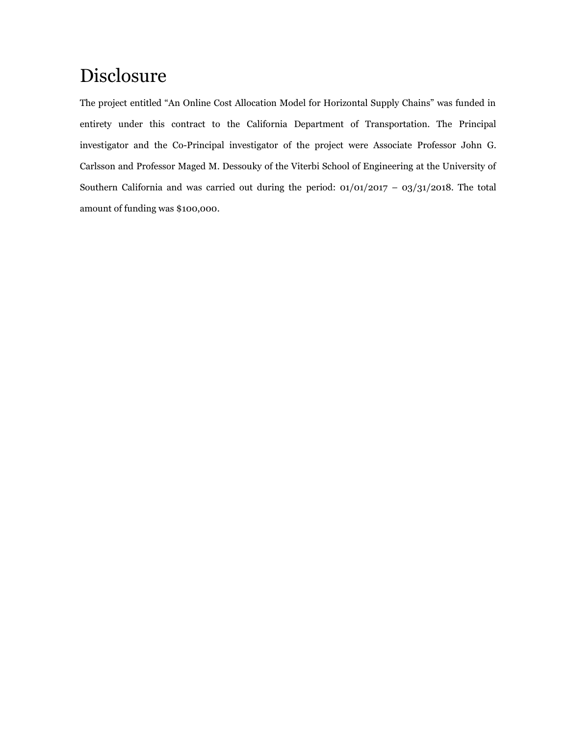# Disclosure

The project entitled "An Online Cost Allocation Model for Horizontal Supply Chains" was funded in entirety under this contract to the California Department of Transportation. The Principal investigator and the Co-Principal investigator of the project were Associate Professor John G. Carlsson and Professor Maged M. Dessouky of the Viterbi School of Engineering at the University of Southern California and was carried out during the period: 01/01/2017 – 03/31/2018. The total amount of funding was $100,000.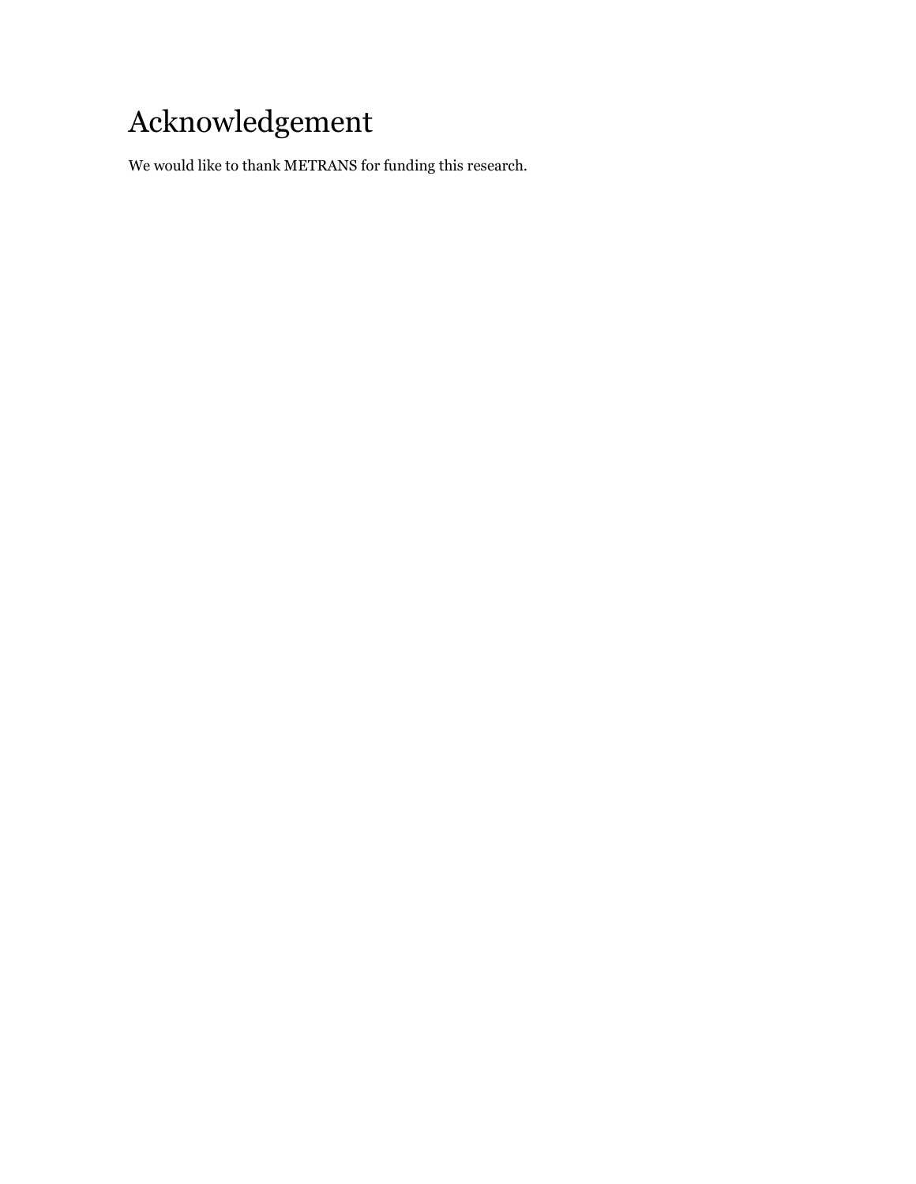# Acknowledgement

We would like to thank METRANS for funding this research.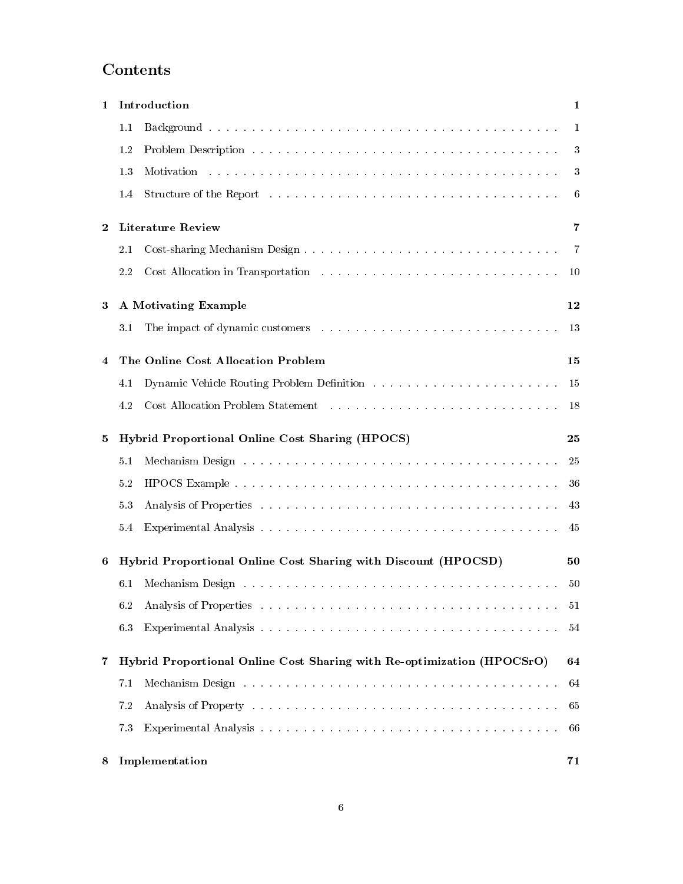# Contents

**1 Introduction** **1**

- 1.1 Background . . . . . . . . . . . . . . . . . . . . . . . . . . . . . . . . . . . . . . . . 1
- 1.2 Problem Description . . . . . . . . . . . . . . . . . . . . . . . . . . . . . . . . . . 3
- 1.3 Motivation . . . . . . . . . . . . . . . . . . . . . . . . . . . . . . . . . . . . . . . . 3
- 1.4 Structure of the Report . . . . . . . . . . . . . . . . . . . . . . . . . . . . . . . . 6

**2 Literature Review** **7**

- 2.1 Cost-sharing Mechanism Design . . . . . . . . . . . . . . . . . . . . . . . . . . . 7
- 2.2 Cost Allocation in Transportation . . . . . . . . . . . . . . . . . . . . . . . . . . 10

**3 A Motivating Example** **12**

- 3.1 The impact of dynamic customers . . . . . . . . . . . . . . . . . . . . . . . . . . 13

**4 The Online Cost Allocation Problem** **15**

- 4.1 Dynamic Vehicle Routing Problem Definition . . . . . . . . . . . . . . . . . . . . 15
- 4.2 Cost Allocation Problem Statement . . . . . . . . . . . . . . . . . . . . . . . . . 18

**5 Hybrid Proportional Online Cost Sharing (HPOCS)** **25**

- 5.1 Mechanism Design . . . . . . . . . . . . . . . . . . . . . . . . . . . . . . . . . . . 25
- 5.2 HPOCS Example . . . . . . . . . . . . . . . . . . . . . . . . . . . . . . . . . . . . 36
- 5.3 Analysis of Properties . . . . . . . . . . . . . . . . . . . . . . . . . . . . . . . . . 43
- 5.4 Experimental Analysis . . . . . . . . . . . . . . . . . . . . . . . . . . . . . . . . . 45

**6 Hybrid Proportional Online Cost Sharing with Discount (HPOCSD)** **50**

- 6.1 Mechanism Design . . . . . . . . . . . . . . . . . . . . . . . . . . . . . . . . . . . 50
- 6.2 Analysis of Properties . . . . . . . . . . . . . . . . . . . . . . . . . . . . . . . . . 51
- 6.3 Experimental Analysis . . . . . . . . . . . . . . . . . . . . . . . . . . . . . . . . . 54

**7 Hybrid Proportional Online Cost Sharing with Re-optimization (HPOCSrO)** **64**

- 7.1 Mechanism Design . . . . . . . . . . . . . . . . . . . . . . . . . . . . . . . . . . . 64
- 7.2 Analysis of Property . . . . . . . . . . . . . . . . . . . . . . . . . . . . . . . . . . 65
- 7.3 Experimental Analysis . . . . . . . . . . . . . . . . . . . . . . . . . . . . . . . . . 66

**8 Implementation** **71**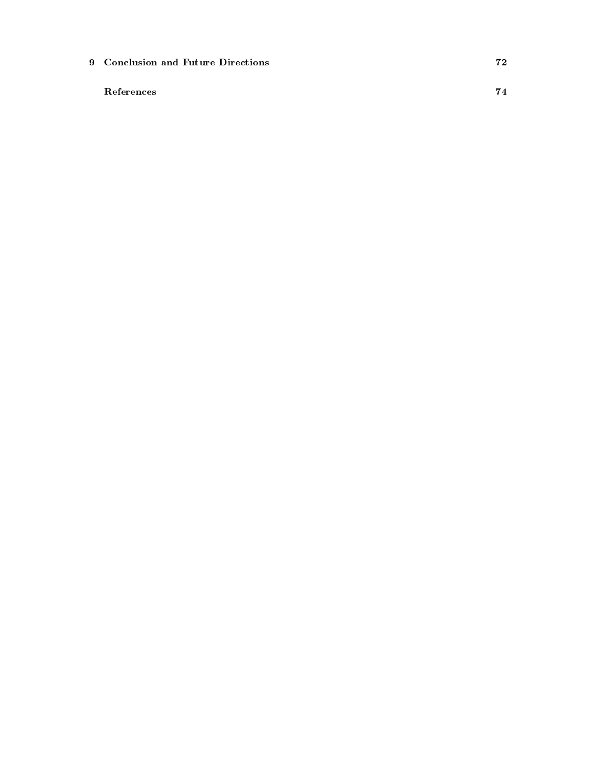**9 Conclusion and Future Directions** **72**

**References** **74**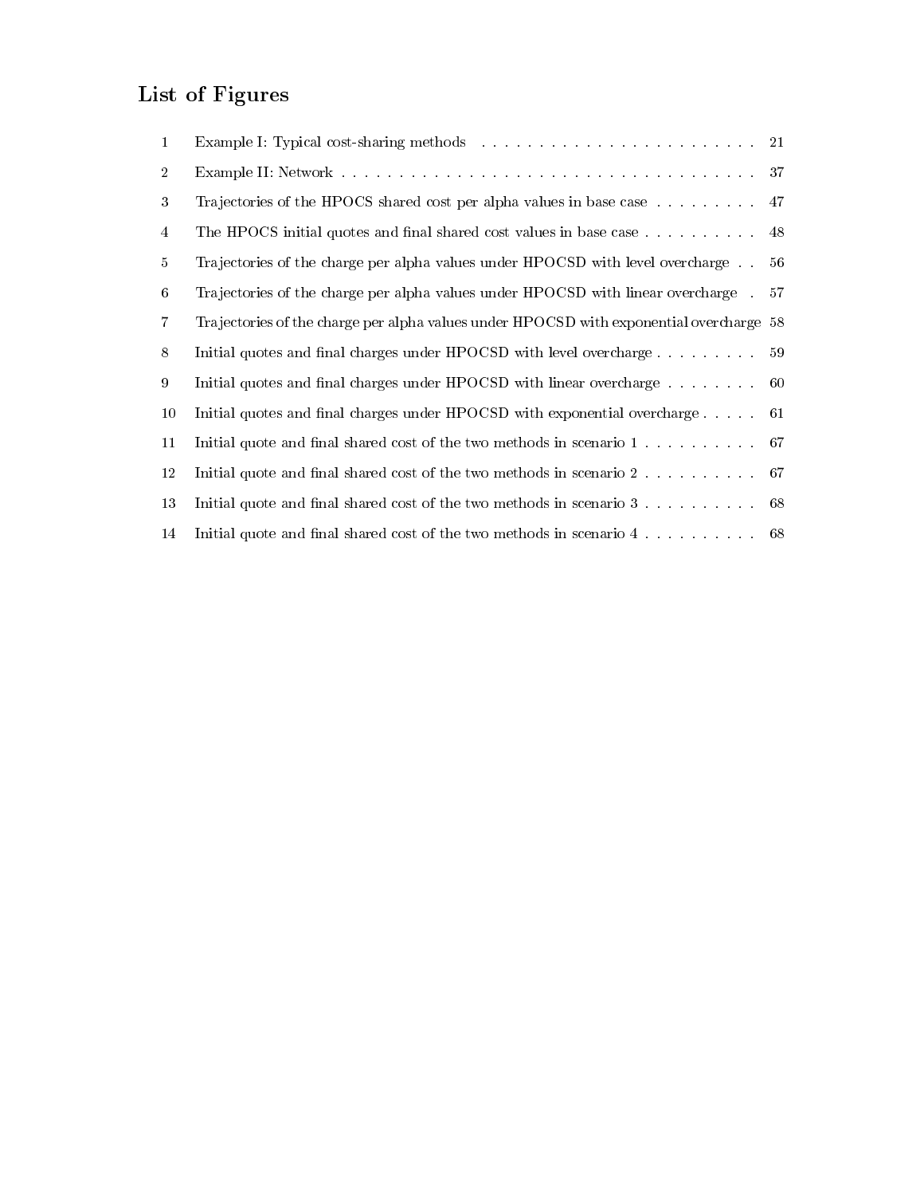# List of Figures

| | | |
|---|---|---|
| 1 | Example I: Typical cost-sharing methods | 21 |
| 2 | Example II: Network | 37 |
| 3 | Trajectories of the HPOCS shared cost per alpha values in base case | 47 |
| 4 | The HPOCS initial quotes and final shared cost values in base case | 48 |
| 5 | Trajectories of the charge per alpha values under HPOCSD with level overcharge | 56 |
| 6 | Trajectories of the charge per alpha values under HPOCSD with linear overcharge | 57 |
| 7 | Trajectories of the charge per alpha values under HPOCSD with exponential overcharge | 58 |
| 8 | Initial quotes and final charges under HPOCSD with level overcharge | 59 |
| 9 | Initial quotes and final charges under HPOCSD with linear overcharge | 60 |
| 10 | Initial quotes and final charges under HPOCSD with exponential overcharge | 61 |
| 11 | Initial quote and final shared cost of the two methods in scenario 1 | 67 |
| 12 | Initial quote and final shared cost of the two methods in scenario 2 | 67 |
| 13 | Initial quote and final shared cost of the two methods in scenario 3 | 68 |
| 14 | Initial quote and final shared cost of the two methods in scenario 4 | 68 |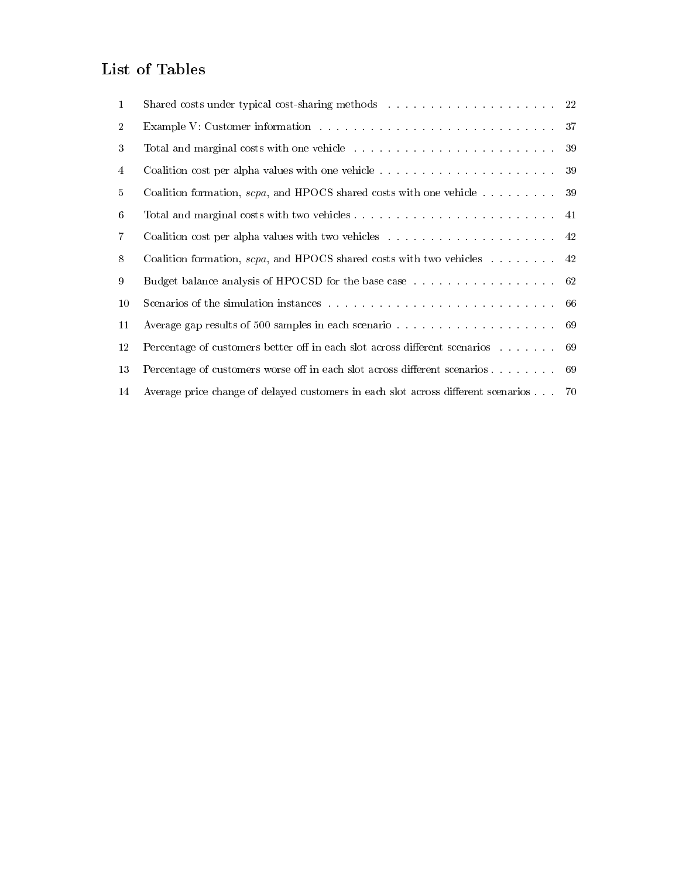# List of Tables

| | | |
|---|---|---|
| 1 | Shared costs under typical cost-sharing methods | 22 |
| 2 | Example V: Customer information | 37 |
| 3 | Total and marginal costs with one vehicle | 39 |
| 4 | Coalition cost per alpha values with one vehicle | 39 |
| 5 | Coalition formation, *scpa*, and HPOCS shared costs with one vehicle | 39 |
| 6 | Total and marginal costs with two vehicles | 41 |
| 7 | Coalition cost per alpha values with two vehicles | 42 |
| 8 | Coalition formation, *scpa*, and HPOCS shared costs with two vehicles | 42 |
| 9 | Budget balance analysis of HPOCSD for the base case | 62 |
| 10 | Scenarios of the simulation instances | 66 |
| 11 | Average gap results of 500 samples in each scenario | 69 |
| 12 | Percentage of customers better off in each slot across different scenarios | 69 |
| 13 | Percentage of customers worse off in each slot across different scenarios | 69 |
| 14 | Average price change of delayed customers in each slot across different scenarios | 70 |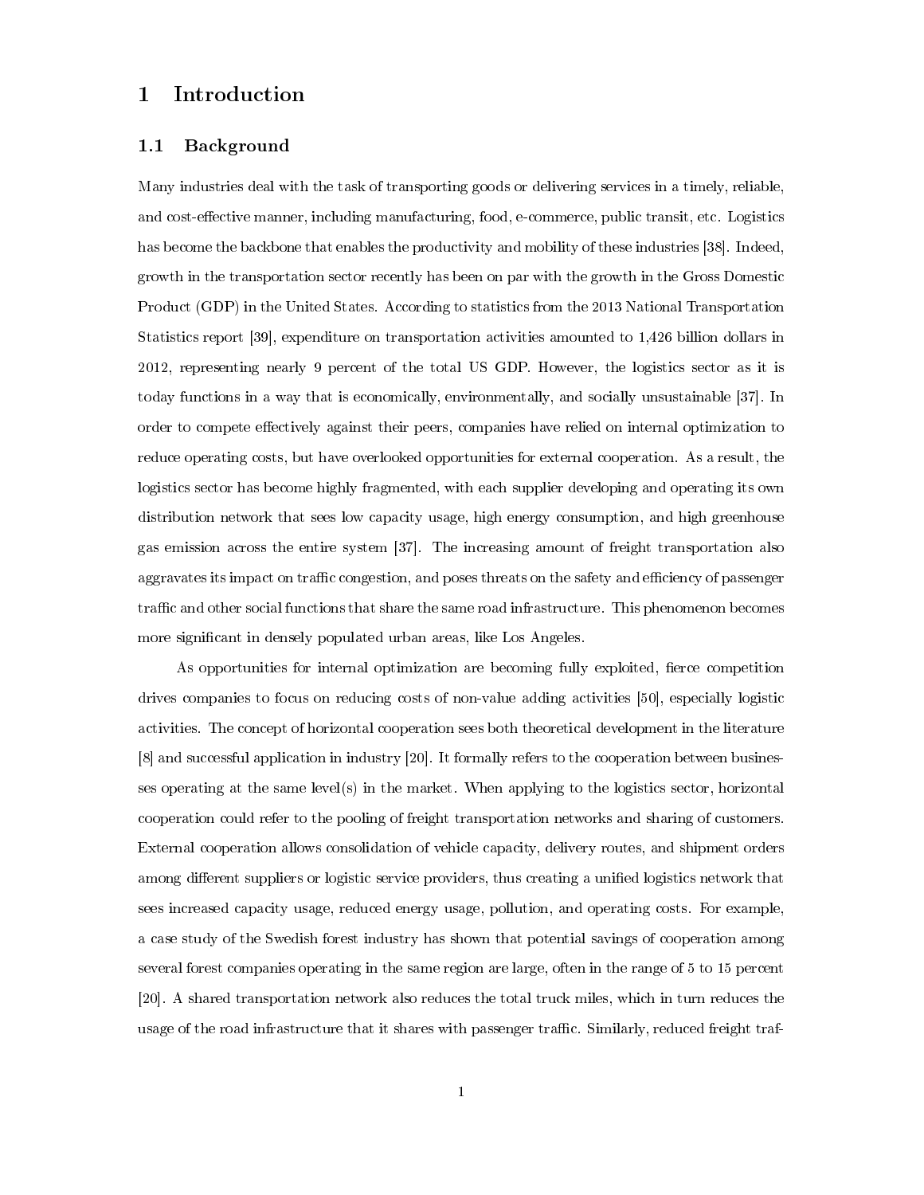# 1 Introduction

## 1.1 Background

Many industries deal with the task of transporting goods or delivering services in a timely, reliable, and cost-effective manner, including manufacturing, food, e-commerce, public transit, etc. Logistics has become the backbone that enables the productivity and mobility of these industries [38]. Indeed, growth in the transportation sector recently has been on par with the growth in the Gross Domestic Product (GDP) in the United States. According to statistics from the 2013 National Transportation Statistics report [39], expenditure on transportation activities amounted to 1,426 billion dollars in 2012, representing nearly 9 percent of the total US GDP. However, the logistics sector as it is today functions in a way that is economically, environmentally, and socially unsustainable [37]. In order to compete effectively against their peers, companies have relied on internal optimization to reduce operating costs, but have overlooked opportunities for external cooperation. As a result, the logistics sector has become highly fragmented, with each supplier developing and operating its own distribution network that sees low capacity usage, high energy consumption, and high greenhouse gas emission across the entire system [37]. The increasing amount of freight transportation also aggravates its impact on traffic congestion, and poses threats on the safety and efficiency of passenger traffic and other social functions that share the same road infrastructure. This phenomenon becomes more significant in densely populated urban areas, like Los Angeles.

As opportunities for internal optimization are becoming fully exploited, fierce competition drives companies to focus on reducing costs of non-value adding activities [50], especially logistic activities. The concept of horizontal cooperation sees both theoretical development in the literature [8] and successful application in industry [20]. It formally refers to the cooperation between businesses operating at the same level(s) in the market. When applying to the logistics sector, horizontal cooperation could refer to the pooling of freight transportation networks and sharing of customers. External cooperation allows consolidation of vehicle capacity, delivery routes, and shipment orders among different suppliers or logistic service providers, thus creating a unified logistics network that sees increased capacity usage, reduced energy usage, pollution, and operating costs. For example, a case study of the Swedish forest industry has shown that potential savings of cooperation among several forest companies operating in the same region are large, often in the range of 5 to 15 percent [20]. A shared transportation network also reduces the total truck miles, which in turn reduces the usage of the road infrastructure that it shares with passenger traffic. Similarly, reduced freight traf-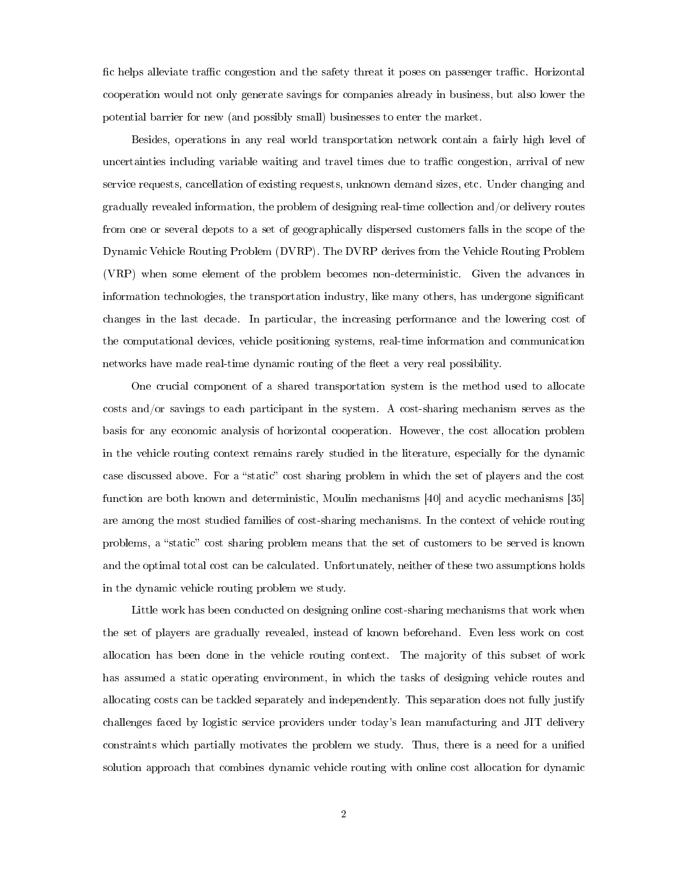fic helps alleviate traffic congestion and the safety threat it poses on passenger traffic. Horizontal cooperation would not only generate savings for companies already in business, but also lower the potential barrier for new (and possibly small) businesses to enter the market.

Besides, operations in any real world transportation network contain a fairly high level of uncertainties including variable waiting and travel times due to traffic congestion, arrival of new service requests, cancellation of existing requests, unknown demand sizes, etc. Under changing and gradually revealed information, the problem of designing real-time collection and/or delivery routes from one or several depots to a set of geographically dispersed customers falls in the scope of the Dynamic Vehicle Routing Problem (DVRP). The DVRP derives from the Vehicle Routing Problem (VRP) when some element of the problem becomes non-deterministic. Given the advances in information technologies, the transportation industry, like many others, has undergone significant changes in the last decade. In particular, the increasing performance and the lowering cost of the computational devices, vehicle positioning systems, real-time information and communication networks have made real-time dynamic routing of the fleet a very real possibility.

One crucial component of a shared transportation system is the method used to allocate costs and/or savings to each participant in the system. A cost-sharing mechanism serves as the basis for any economic analysis of horizontal cooperation. However, the cost allocation problem in the vehicle routing context remains rarely studied in the literature, especially for the dynamic case discussed above. For a "static" cost sharing problem in which the set of players and the cost function are both known and deterministic, Moulin mechanisms [40] and acyclic mechanisms [35] are among the most studied families of cost-sharing mechanisms. In the context of vehicle routing problems, a "static" cost sharing problem means that the set of customers to be served is known and the optimal total cost can be calculated. Unfortunately, neither of these two assumptions holds in the dynamic vehicle routing problem we study.

Little work has been conducted on designing online cost-sharing mechanisms that work when the set of players are gradually revealed, instead of known beforehand. Even less work on cost allocation has been done in the vehicle routing context. The majority of this subset of work has assumed a static operating environment, in which the tasks of designing vehicle routes and allocating costs can be tackled separately and independently. This separation does not fully justify challenges faced by logistic service providers under today's lean manufacturing and JIT delivery constraints which partially motivates the problem we study. Thus, there is a need for a unified solution approach that combines dynamic vehicle routing with online cost allocation for dynamic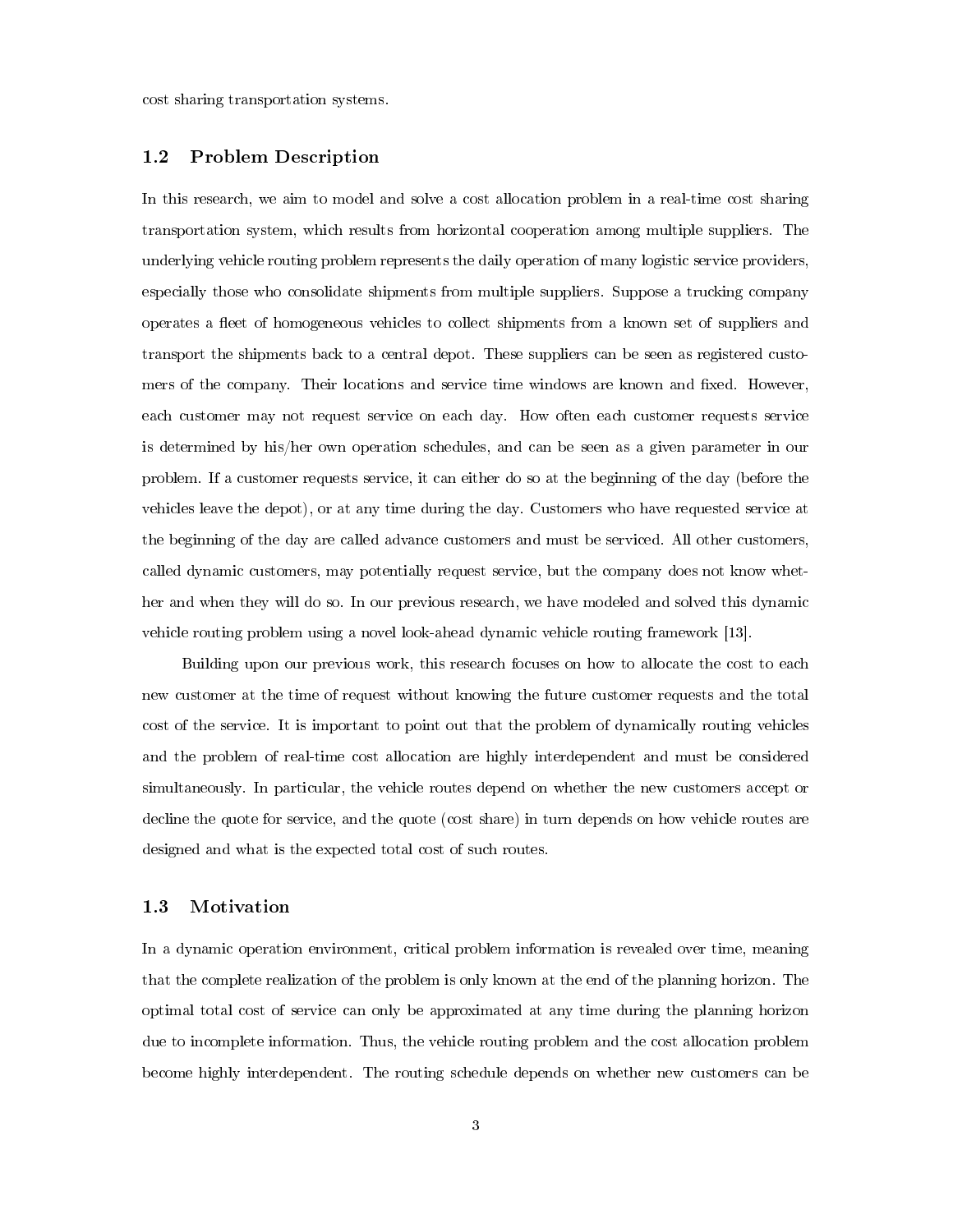cost sharing transportation systems.

## 1.2 Problem Description

In this research, we aim to model and solve a cost allocation problem in a real-time cost sharing transportation system, which results from horizontal cooperation among multiple suppliers. The underlying vehicle routing problem represents the daily operation of many logistic service providers, especially those who consolidate shipments from multiple suppliers. Suppose a trucking company operates a fleet of homogeneous vehicles to collect shipments from a known set of suppliers and transport the shipments back to a central depot. These suppliers can be seen as registered customers of the company. Their locations and service time windows are known and fixed. However, each customer may not request service on each day. How often each customer requests service is determined by his/her own operation schedules, and can be seen as a given parameter in our problem. If a customer requests service, it can either do so at the beginning of the day (before the vehicles leave the depot), or at any time during the day. Customers who have requested service at the beginning of the day are called advance customers and must be serviced. All other customers, called dynamic customers, may potentially request service, but the company does not know whether and when they will do so. In our previous research, we have modeled and solved this dynamic vehicle routing problem using a novel look-ahead dynamic vehicle routing framework [13].

Building upon our previous work, this research focuses on how to allocate the cost to each new customer at the time of request without knowing the future customer requests and the total cost of the service. It is important to point out that the problem of dynamically routing vehicles and the problem of real-time cost allocation are highly interdependent and must be considered simultaneously. In particular, the vehicle routes depend on whether the new customers accept or decline the quote for service, and the quote (cost share) in turn depends on how vehicle routes are designed and what is the expected total cost of such routes.

## 1.3 Motivation

In a dynamic operation environment, critical problem information is revealed over time, meaning that the complete realization of the problem is only known at the end of the planning horizon. The optimal total cost of service can only be approximated at any time during the planning horizon due to incomplete information. Thus, the vehicle routing problem and the cost allocation problem become highly interdependent. The routing schedule depends on whether new customers can be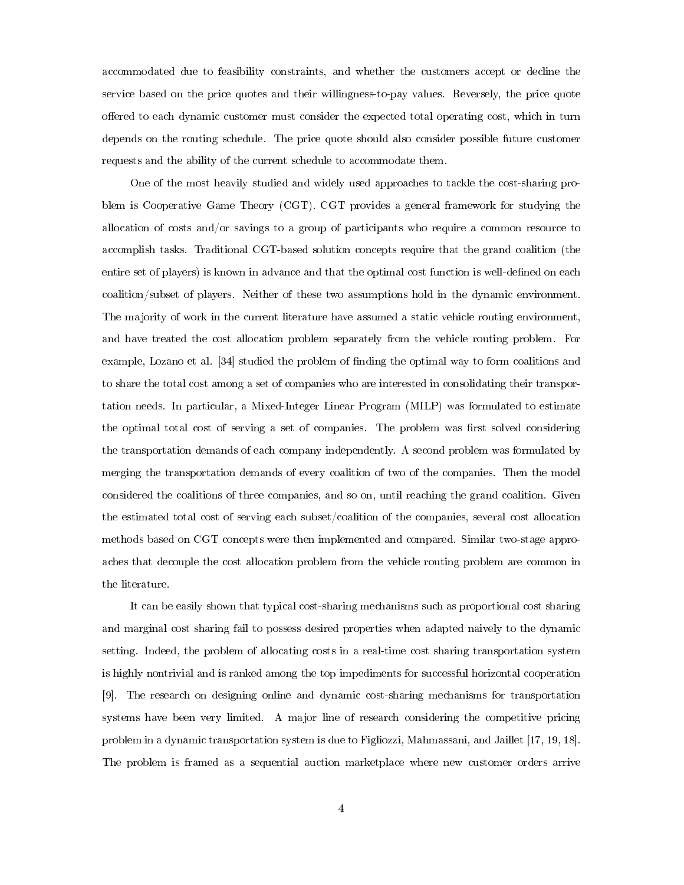accommodated due to feasibility constraints, and whether the customers accept or decline the service based on the price quotes and their willingness-to-pay values. Reversely, the price quote offered to each dynamic customer must consider the expected total operating cost, which in turn depends on the routing schedule. The price quote should also consider possible future customer requests and the ability of the current schedule to accommodate them.

One of the most heavily studied and widely used approaches to tackle the cost-sharing problem is Cooperative Game Theory (CGT). CGT provides a general framework for studying the allocation of costs and/or savings to a group of participants who require a common resource to accomplish tasks. Traditional CGT-based solution concepts require that the grand coalition (the entire set of players) is known in advance and that the optimal cost function is well-defined on each coalition/subset of players. Neither of these two assumptions hold in the dynamic environment. The majority of work in the current literature have assumed a static vehicle routing environment, and have treated the cost allocation problem separately from the vehicle routing problem. For example, Lozano et al. [34] studied the problem of finding the optimal way to form coalitions and to share the total cost among a set of companies who are interested in consolidating their transportation needs. In particular, a Mixed-Integer Linear Program (MILP) was formulated to estimate the optimal total cost of serving a set of companies. The problem was first solved considering the transportation demands of each company independently. A second problem was formulated by merging the transportation demands of every coalition of two of the companies. Then the model considered the coalitions of three companies, and so on, until reaching the grand coalition. Given the estimated total cost of serving each subset/coalition of the companies, several cost allocation methods based on CGT concepts were then implemented and compared. Similar two-stage approaches that decouple the cost allocation problem from the vehicle routing problem are common in the literature.

It can be easily shown that typical cost-sharing mechanisms such as proportional cost sharing and marginal cost sharing fail to possess desired properties when adapted naively to the dynamic setting. Indeed, the problem of allocating costs in a real-time cost sharing transportation system is highly nontrivial and is ranked among the top impediments for successful horizontal cooperation [9]. The research on designing online and dynamic cost-sharing mechanisms for transportation systems have been very limited. A major line of research considering the competitive pricing problem in a dynamic transportation system is due to Figliozzi, Mahmassani, and Jaillet [17, 19, 18]. The problem is framed as a sequential auction marketplace where new customer orders arrive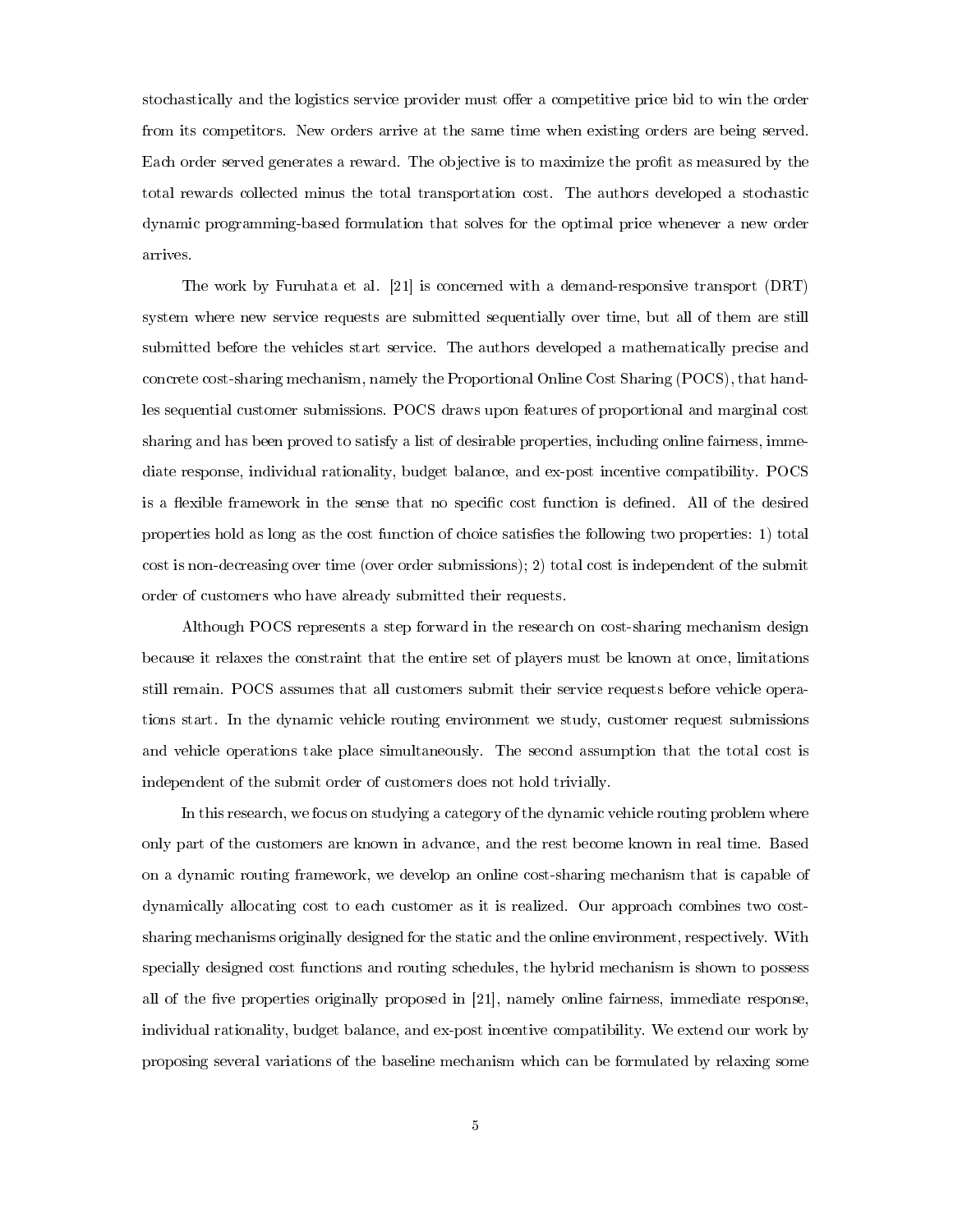stochastically and the logistics service provider must offer a competitive price bid to win the order from its competitors. New orders arrive at the same time when existing orders are being served. Each order served generates a reward. The objective is to maximize the profit as measured by the total rewards collected minus the total transportation cost. The authors developed a stochastic dynamic programming-based formulation that solves for the optimal price whenever a new order arrives.

The work by Furuhata et al. [21] is concerned with a demand-responsive transport (DRT) system where new service requests are submitted sequentially over time, but all of them are still submitted before the vehicles start service. The authors developed a mathematically precise and concrete cost-sharing mechanism, namely the Proportional Online Cost Sharing (POCS), that handles sequential customer submissions. POCS draws upon features of proportional and marginal cost sharing and has been proved to satisfy a list of desirable properties, including online fairness, immediate response, individual rationality, budget balance, and ex-post incentive compatibility. POCS is a flexible framework in the sense that no specific cost function is defined. All of the desired properties hold as long as the cost function of choice satisfies the following two properties: 1) total cost is non-decreasing over time (over order submissions); 2) total cost is independent of the submit order of customers who have already submitted their requests.

Although POCS represents a step forward in the research on cost-sharing mechanism design because it relaxes the constraint that the entire set of players must be known at once, limitations still remain. POCS assumes that all customers submit their service requests before vehicle operations start. In the dynamic vehicle routing environment we study, customer request submissions and vehicle operations take place simultaneously. The second assumption that the total cost is independent of the submit order of customers does not hold trivially.

In this research, we focus on studying a category of the dynamic vehicle routing problem where only part of the customers are known in advance, and the rest become known in real time. Based on a dynamic routing framework, we develop an online cost-sharing mechanism that is capable of dynamically allocating cost to each customer as it is realized. Our approach combines two cost-sharing mechanisms originally designed for the static and the online environment, respectively. With specially designed cost functions and routing schedules, the hybrid mechanism is shown to possess all of the five properties originally proposed in [21], namely online fairness, immediate response, individual rationality, budget balance, and ex-post incentive compatibility. We extend our work by proposing several variations of the baseline mechanism which can be formulated by relaxing some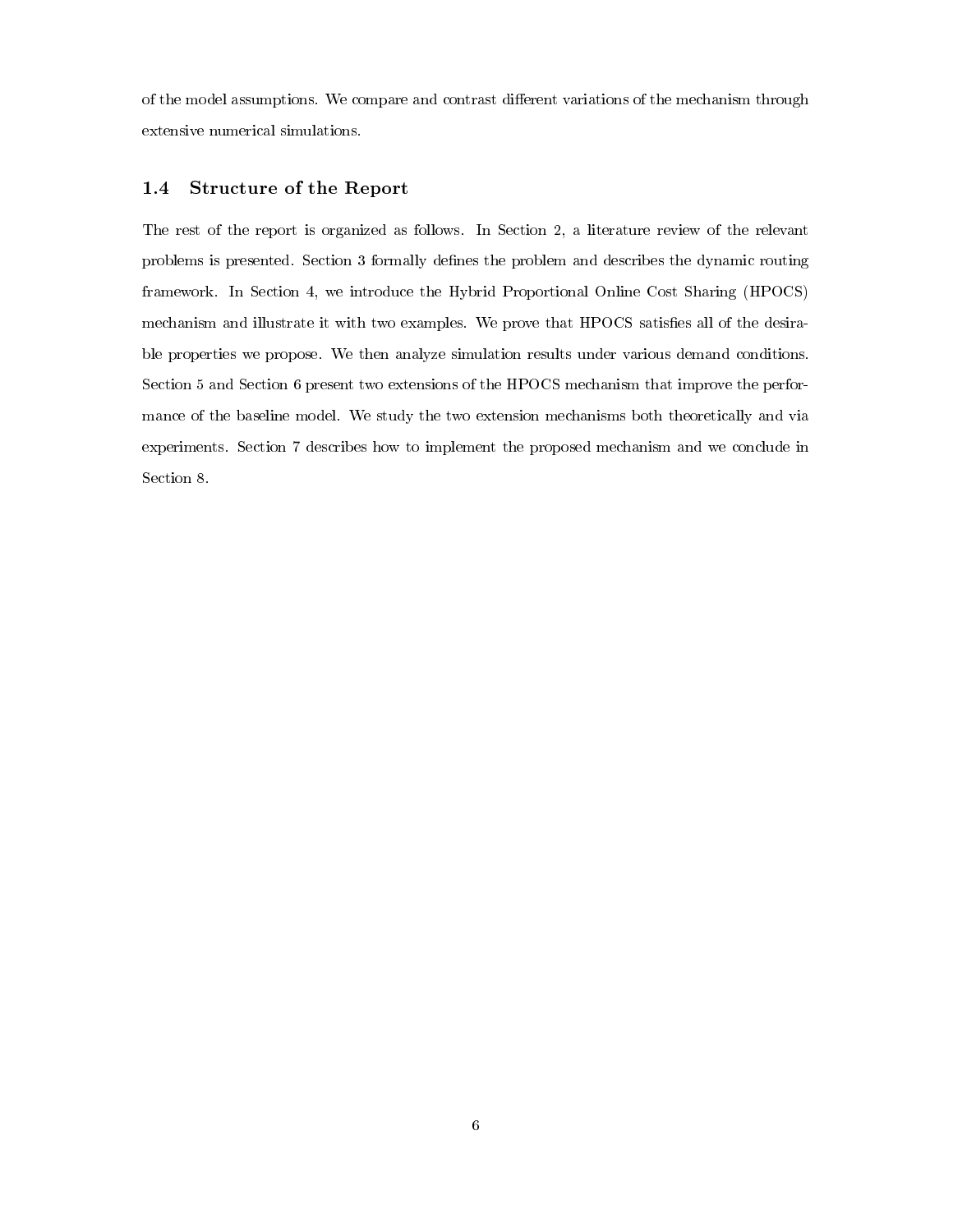of the model assumptions. We compare and contrast different variations of the mechanism through extensive numerical simulations.

### 1.4 Structure of the Report

The rest of the report is organized as follows. In Section 2, a literature review of the relevant problems is presented. Section 3 formally defines the problem and describes the dynamic routing framework. In Section 4, we introduce the Hybrid Proportional Online Cost Sharing (HPOCS) mechanism and illustrate it with two examples. We prove that HPOCS satisfies all of the desirable properties we propose. We then analyze simulation results under various demand conditions. Section 5 and Section 6 present two extensions of the HPOCS mechanism that improve the performance of the baseline model. We study the two extension mechanisms both theoretically and via experiments. Section 7 describes how to implement the proposed mechanism and we conclude in Section 8.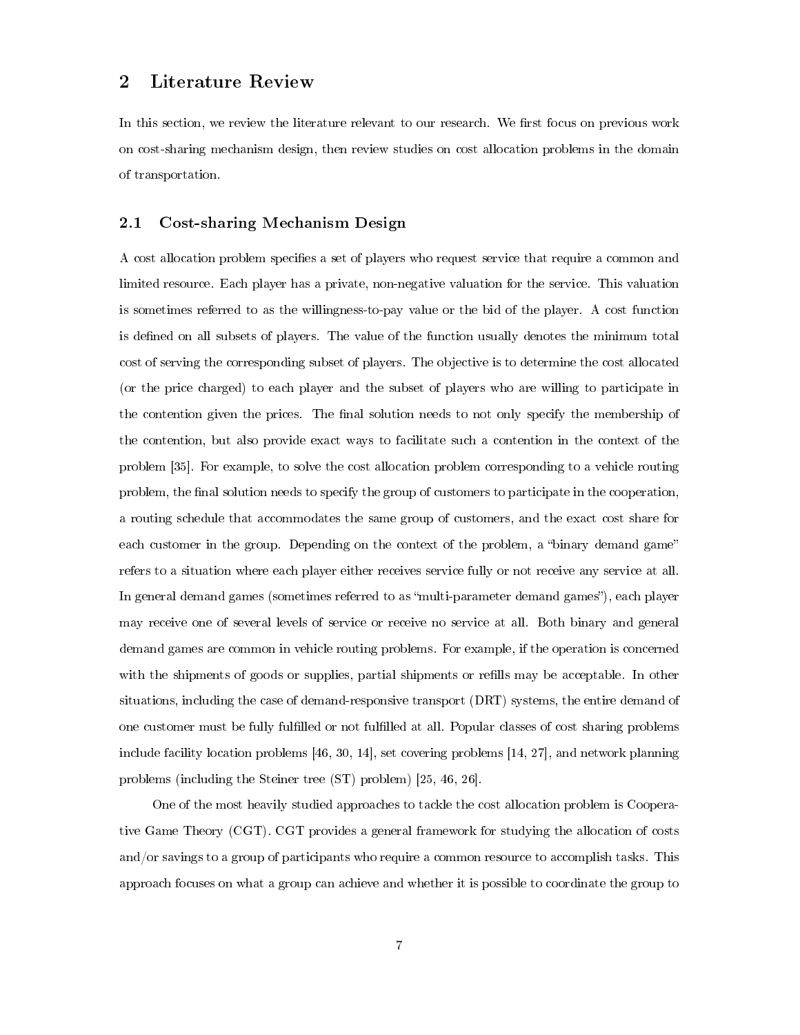## 2 Literature Review

In this section, we review the literature relevant to our research. We first focus on previous work on cost-sharing mechanism design, then review studies on cost allocation problems in the domain of transportation.

### 2.1 Cost-sharing Mechanism Design

A cost allocation problem specifies a set of players who request service that require a common and limited resource. Each player has a private, non-negative valuation for the service. This valuation is sometimes referred to as the willingness-to-pay value or the bid of the player. A cost function is defined on all subsets of players. The value of the function usually denotes the minimum total cost of serving the corresponding subset of players. The objective is to determine the cost allocated (or the price charged) to each player and the subset of players who are willing to participate in the contention given the prices. The final solution needs to not only specify the membership of the contention, but also provide exact ways to facilitate such a contention in the context of the problem [35]. For example, to solve the cost allocation problem corresponding to a vehicle routing problem, the final solution needs to specify the group of customers to participate in the cooperation, a routing schedule that accommodates the same group of customers, and the exact cost share for each customer in the group. Depending on the context of the problem, a "binary demand game" refers to a situation where each player either receives service fully or not receive any service at all. In general demand games (sometimes referred to as "multi-parameter demand games"), each player may receive one of several levels of service or receive no service at all. Both binary and general demand games are common in vehicle routing problems. For example, if the operation is concerned with the shipments of goods or supplies, partial shipments or refills may be acceptable. In other situations, including the case of demand-responsive transport (DRT) systems, the entire demand of one customer must be fully fulfilled or not fulfilled at all. Popular classes of cost sharing problems include facility location problems [46, 30, 14], set covering problems [14, 27], and network planning problems (including the Steiner tree (ST) problem) [25, 46, 26].

One of the most heavily studied approaches to tackle the cost allocation problem is Cooperative Game Theory (CGT). CGT provides a general framework for studying the allocation of costs and/or savings to a group of participants who require a common resource to accomplish tasks. This approach focuses on what a group can achieve and whether it is possible to coordinate the group to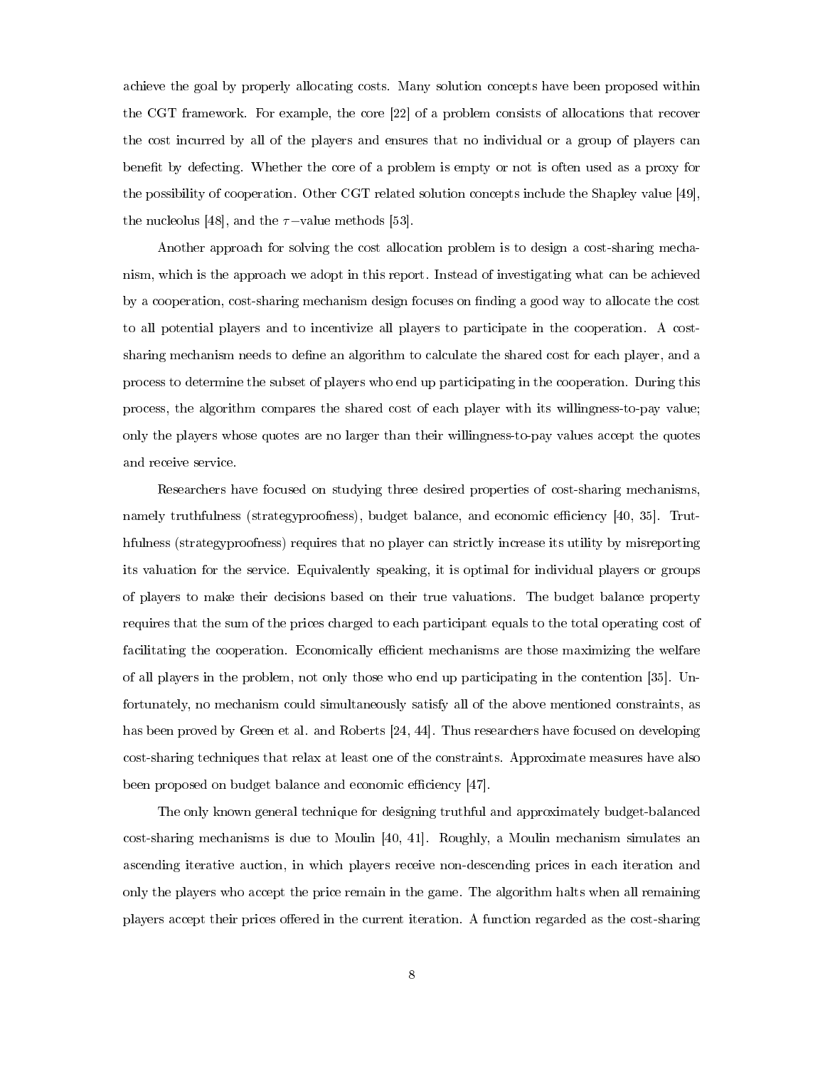achieve the goal by properly allocating costs. Many solution concepts have been proposed within the CGT framework. For example, the core [22] of a problem consists of allocations that recover the cost incurred by all of the players and ensures that no individual or a group of players can benefit by defecting. Whether the core of a problem is empty or not is often used as a proxy for the possibility of cooperation. Other CGT related solution concepts include the Shapley value [49], the nucleolus [48], and the $\tau-$value methods [53].

Another approach for solving the cost allocation problem is to design a cost-sharing mechanism, which is the approach we adopt in this report. Instead of investigating what can be achieved by a cooperation, cost-sharing mechanism design focuses on finding a good way to allocate the cost to all potential players and to incentivize all players to participate in the cooperation. A cost-sharing mechanism needs to define an algorithm to calculate the shared cost for each player, and a process to determine the subset of players who end up participating in the cooperation. During this process, the algorithm compares the shared cost of each player with its willingness-to-pay value; only the players whose quotes are no larger than their willingness-to-pay values accept the quotes and receive service.

Researchers have focused on studying three desired properties of cost-sharing mechanisms, namely truthfulness (strategyproofness), budget balance, and economic efficiency [40, 35]. Truthfulness (strategyproofness) requires that no player can strictly increase its utility by misreporting its valuation for the service. Equivalently speaking, it is optimal for individual players or groups of players to make their decisions based on their true valuations. The budget balance property requires that the sum of the prices charged to each participant equals to the total operating cost of facilitating the cooperation. Economically efficient mechanisms are those maximizing the welfare of all players in the problem, not only those who end up participating in the contention [35]. Unfortunately, no mechanism could simultaneously satisfy all of the above mentioned constraints, as has been proved by Green et al. and Roberts [24, 44]. Thus researchers have focused on developing cost-sharing techniques that relax at least one of the constraints. Approximate measures have also been proposed on budget balance and economic efficiency [47].

The only known general technique for designing truthful and approximately budget-balanced cost-sharing mechanisms is due to Moulin [40, 41]. Roughly, a Moulin mechanism simulates an ascending iterative auction, in which players receive non-descending prices in each iteration and only the players who accept the price remain in the game. The algorithm halts when all remaining players accept their prices offered in the current iteration. A function regarded as the cost-sharing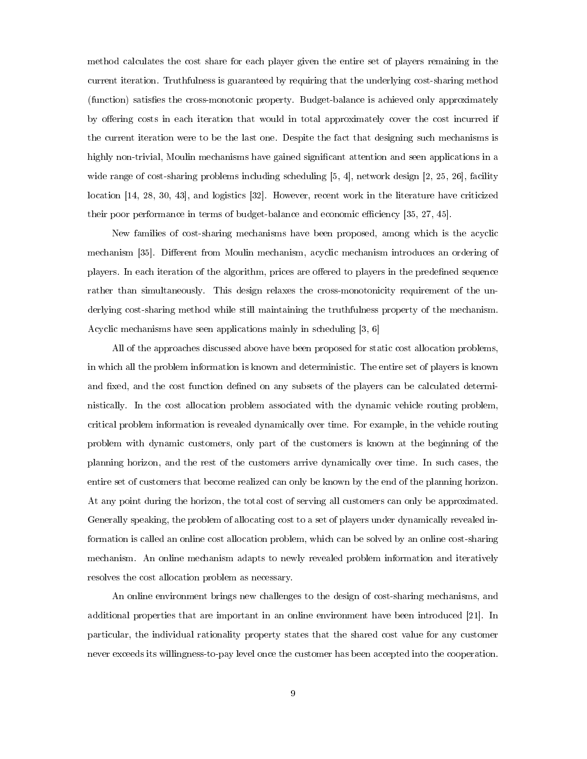method calculates the cost share for each player given the entire set of players remaining in the current iteration. Truthfulness is guaranteed by requiring that the underlying cost-sharing method (function) satisfies the cross-monotonic property. Budget-balance is achieved only approximately by offering costs in each iteration that would in total approximately cover the cost incurred if the current iteration were to be the last one. Despite the fact that designing such mechanisms is highly non-trivial, Moulin mechanisms have gained significant attention and seen applications in a wide range of cost-sharing problems including scheduling [5, 4], network design [2, 25, 26], facility location [14, 28, 30, 43], and logistics [32]. However, recent work in the literature have criticized their poor performance in terms of budget-balance and economic efficiency [35, 27, 45].

New families of cost-sharing mechanisms have been proposed, among which is the acyclic mechanism [35]. Different from Moulin mechanism, acyclic mechanism introduces an ordering of players. In each iteration of the algorithm, prices are offered to players in the predefined sequence rather than simultaneously. This design relaxes the cross-monotonicity requirement of the underlying cost-sharing method while still maintaining the truthfulness property of the mechanism. Acyclic mechanisms have seen applications mainly in scheduling [3, 6]

All of the approaches discussed above have been proposed for static cost allocation problems, in which all the problem information is known and deterministic. The entire set of players is known and fixed, and the cost function defined on any subsets of the players can be calculated deterministically. In the cost allocation problem associated with the dynamic vehicle routing problem, critical problem information is revealed dynamically over time. For example, in the vehicle routing problem with dynamic customers, only part of the customers is known at the beginning of the planning horizon, and the rest of the customers arrive dynamically over time. In such cases, the entire set of customers that become realized can only be known by the end of the planning horizon. At any point during the horizon, the total cost of serving all customers can only be approximated. Generally speaking, the problem of allocating cost to a set of players under dynamically revealed information is called an online cost allocation problem, which can be solved by an online cost-sharing mechanism. An online mechanism adapts to newly revealed problem information and iteratively resolves the cost allocation problem as necessary.

An online environment brings new challenges to the design of cost-sharing mechanisms, and additional properties that are important in an online environment have been introduced [21]. In particular, the individual rationality property states that the shared cost value for any customer never exceeds its willingness-to-pay level once the customer has been accepted into the cooperation.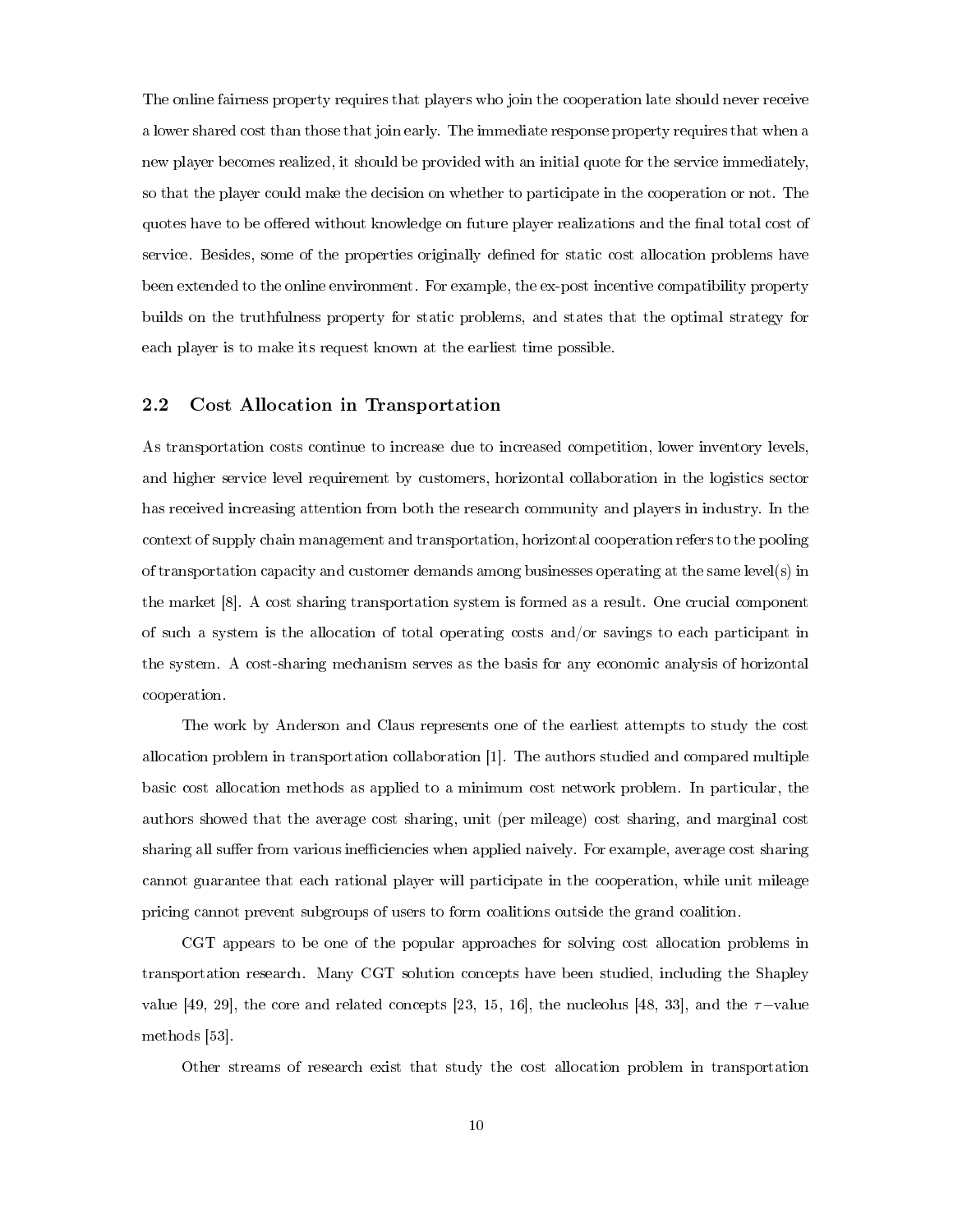The online fairness property requires that players who join the cooperation late should never receive a lower shared cost than those that join early. The immediate response property requires that when a new player becomes realized, it should be provided with an initial quote for the service immediately, so that the player could make the decision on whether to participate in the cooperation or not. The quotes have to be offered without knowledge on future player realizations and the final total cost of service. Besides, some of the properties originally defined for static cost allocation problems have been extended to the online environment. For example, the ex-post incentive compatibility property builds on the truthfulness property for static problems, and states that the optimal strategy for each player is to make its request known at the earliest time possible.

## 2.2 Cost Allocation in Transportation

As transportation costs continue to increase due to increased competition, lower inventory levels, and higher service level requirement by customers, horizontal collaboration in the logistics sector has received increasing attention from both the research community and players in industry. In the context of supply chain management and transportation, horizontal cooperation refers to the pooling of transportation capacity and customer demands among businesses operating at the same level(s) in the market [8]. A cost sharing transportation system is formed as a result. One crucial component of such a system is the allocation of total operating costs and/or savings to each participant in the system. A cost-sharing mechanism serves as the basis for any economic analysis of horizontal cooperation.

The work by Anderson and Claus represents one of the earliest attempts to study the cost allocation problem in transportation collaboration [1]. The authors studied and compared multiple basic cost allocation methods as applied to a minimum cost network problem. In particular, the authors showed that the average cost sharing, unit (per mileage) cost sharing, and marginal cost sharing all suffer from various inefficiencies when applied naively. For example, average cost sharing cannot guarantee that each rational player will participate in the cooperation, while unit mileage pricing cannot prevent subgroups of users to form coalitions outside the grand coalition.

CGT appears to be one of the popular approaches for solving cost allocation problems in transportation research. Many CGT solution concepts have been studied, including the Shapley value [49, 29], the core and related concepts [23, 15, 16], the nucleolus [48, 33], and the $\tau-$value methods [53].

Other streams of research exist that study the cost allocation problem in transportation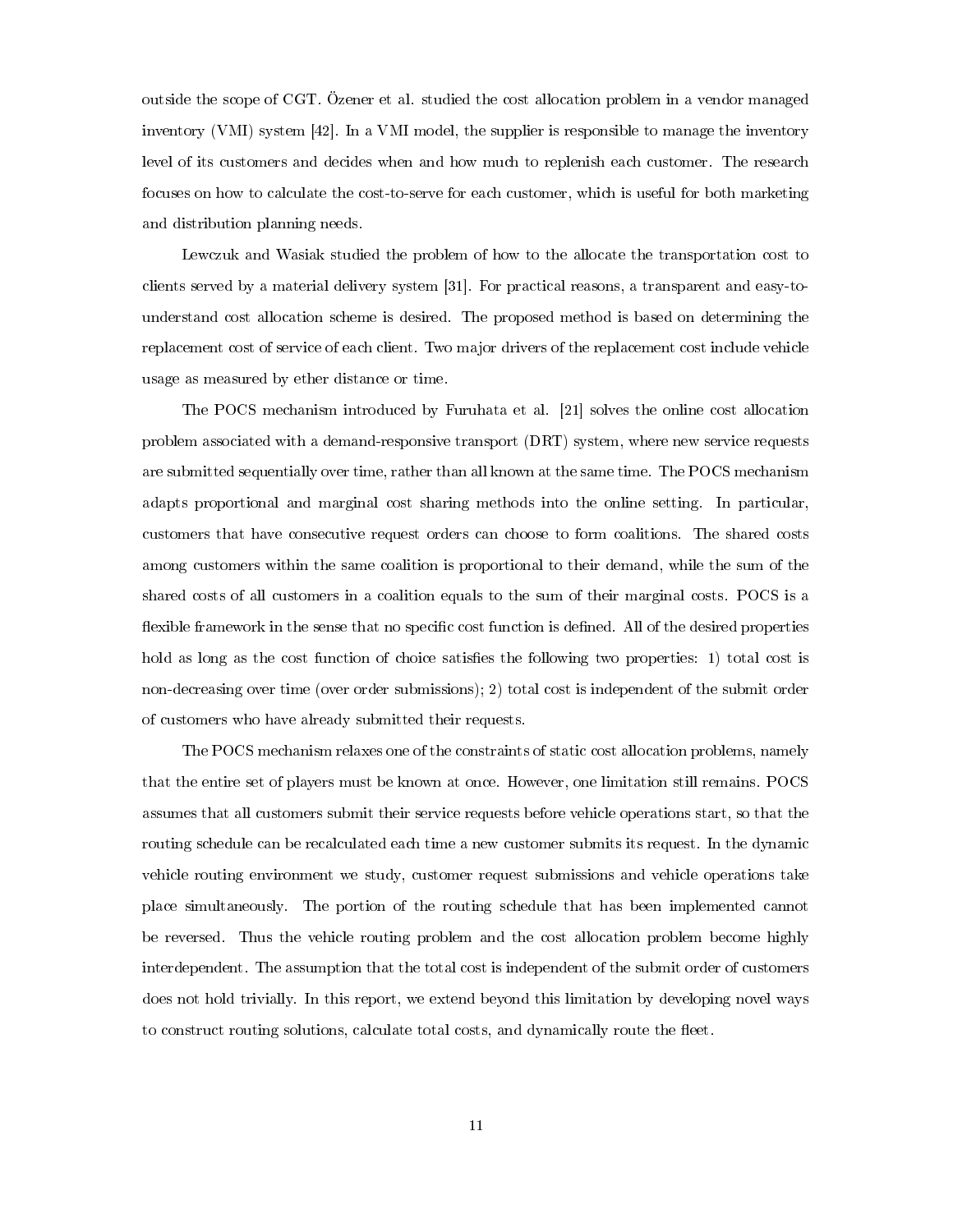outside the scope of CGT. Özener et al. studied the cost allocation problem in a vendor managed inventory (VMI) system [42]. In a VMI model, the supplier is responsible to manage the inventory level of its customers and decides when and how much to replenish each customer. The research focuses on how to calculate the cost-to-serve for each customer, which is useful for both marketing and distribution planning needs.

Lewczuk and Wasiak studied the problem of how to the allocate the transportation cost to clients served by a material delivery system [31]. For practical reasons, a transparent and easy-to-understand cost allocation scheme is desired. The proposed method is based on determining the replacement cost of service of each client. Two major drivers of the replacement cost include vehicle usage as measured by ether distance or time.

The POCS mechanism introduced by Furuhata et al. [21] solves the online cost allocation problem associated with a demand-responsive transport (DRT) system, where new service requests are submitted sequentially over time, rather than all known at the same time. The POCS mechanism adapts proportional and marginal cost sharing methods into the online setting. In particular, customers that have consecutive request orders can choose to form coalitions. The shared costs among customers within the same coalition is proportional to their demand, while the sum of the shared costs of all customers in a coalition equals to the sum of their marginal costs. POCS is a flexible framework in the sense that no specific cost function is defined. All of the desired properties hold as long as the cost function of choice satisfies the following two properties: 1) total cost is non-decreasing over time (over order submissions); 2) total cost is independent of the submit order of customers who have already submitted their requests.

The POCS mechanism relaxes one of the constraints of static cost allocation problems, namely that the entire set of players must be known at once. However, one limitation still remains. POCS assumes that all customers submit their service requests before vehicle operations start, so that the routing schedule can be recalculated each time a new customer submits its request. In the dynamic vehicle routing environment we study, customer request submissions and vehicle operations take place simultaneously. The portion of the routing schedule that has been implemented cannot be reversed. Thus the vehicle routing problem and the cost allocation problem become highly interdependent. The assumption that the total cost is independent of the submit order of customers does not hold trivially. In this report, we extend beyond this limitation by developing novel ways to construct routing solutions, calculate total costs, and dynamically route the fleet.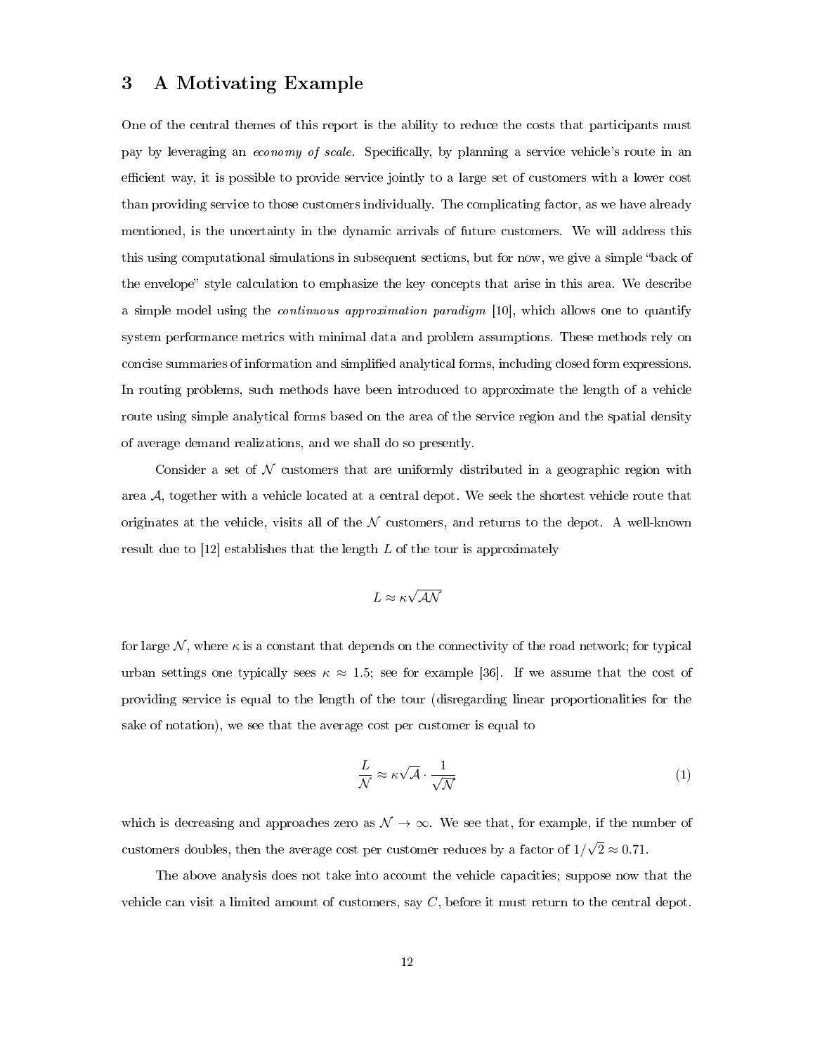## 3 A Motivating Example

One of the central themes of this report is the ability to reduce the costs that participants must pay by leveraging an *economy of scale*. Specifically, by planning a service vehicle's route in an efficient way, it is possible to provide service jointly to a large set of customers with a lower cost than providing service to those customers individually. The complicating factor, as we have already mentioned, is the uncertainty in the dynamic arrivals of future customers. We will address this this using computational simulations in subsequent sections, but for now, we give a simple "back of the envelope" style calculation to emphasize the key concepts that arise in this area. We describe a simple model using the *continuous approximation paradigm* [10], which allows one to quantify system performance metrics with minimal data and problem assumptions. These methods rely on concise summaries of information and simplified analytical forms, including closed form expressions. In routing problems, such methods have been introduced to approximate the length of a vehicle route using simple analytical forms based on the area of the service region and the spatial density of average demand realizations, and we shall do so presently.

Consider a set of $\mathcal{N}$ customers that are uniformly distributed in a geographic region with area $\mathcal{A}$, together with a vehicle located at a central depot. We seek the shortest vehicle route that originates at the vehicle, visits all of the $\mathcal{N}$ customers, and returns to the depot. A well-known result due to [12] establishes that the length $L$ of the tour is approximately

$$L \approx \kappa\sqrt{\mathcal{A}\mathcal{N}}$$

for large $\mathcal{N}$, where $\kappa$ is a constant that depends on the connectivity of the road network; for typical urban settings one typically sees $\kappa \approx 1.5$; see for example [36]. If we assume that the cost of providing service is equal to the length of the tour (disregarding linear proportionalities for the sake of notation), we see that the average cost per customer is equal to

$$\frac{L}{\mathcal{N}} \approx \kappa\sqrt{\mathcal{A}} \cdot \frac{1}{\sqrt{\mathcal{N}}} \tag{1}$$

which is decreasing and approaches zero as $\mathcal{N} \to \infty$. We see that, for example, if the number of customers doubles, then the average cost per customer reduces by a factor of $1/\sqrt{2} \approx 0.71$.

The above analysis does not take into account the vehicle capacities; suppose now that the vehicle can visit a limited amount of customers, say $C$, before it must return to the central depot.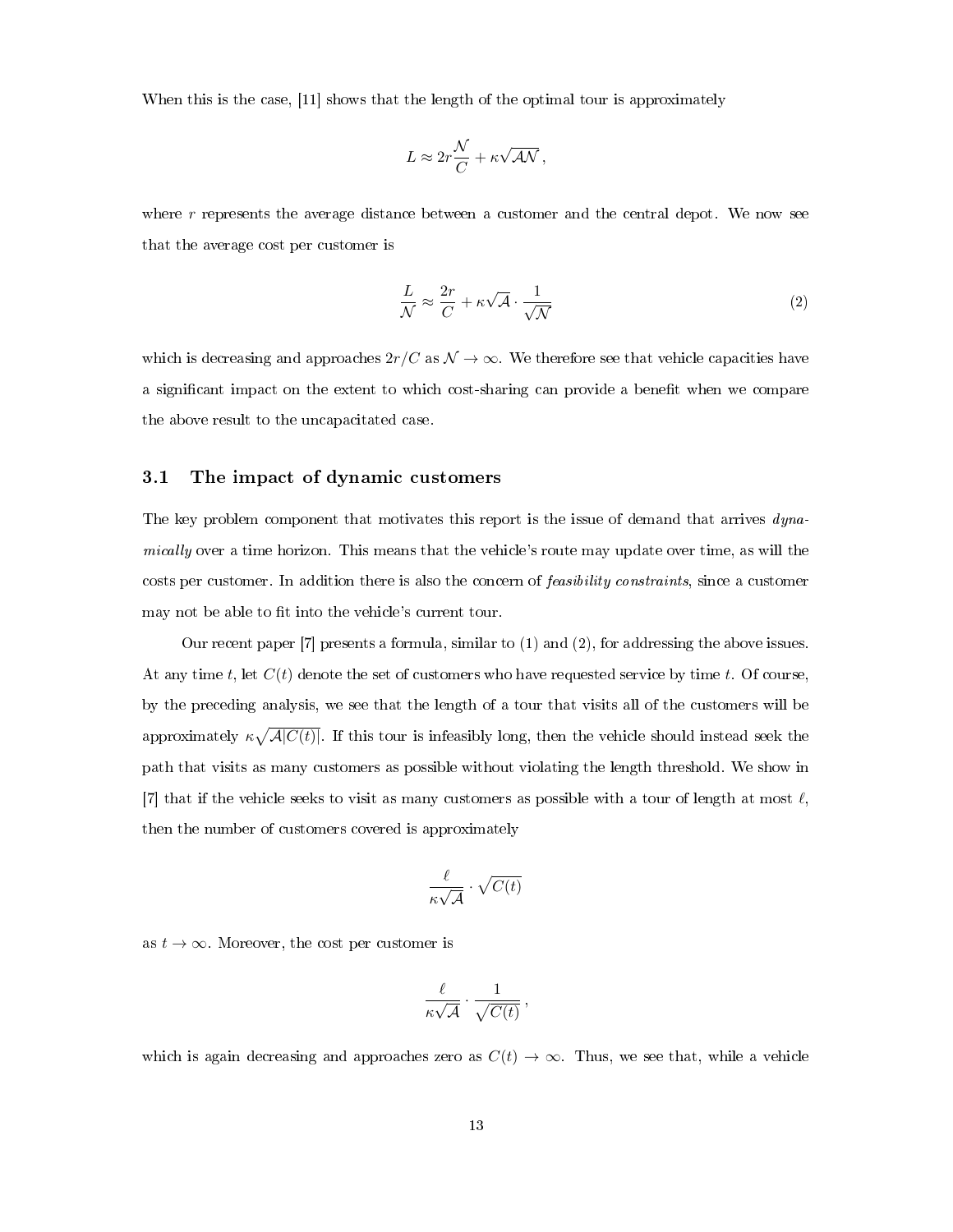When this is the case, [11] shows that the length of the optimal tour is approximately

$$L \approx 2r\frac{\mathcal{N}}{C} + \kappa\sqrt{\mathcal{A}\mathcal{N}}\,,$$

where $r$ represents the average distance between a customer and the central depot. We now see that the average cost per customer is

$$\frac{L}{\mathcal{N}} \approx \frac{2r}{C} + \kappa\sqrt{\mathcal{A}} \cdot \frac{1}{\sqrt{\mathcal{N}}} \tag{2}$$

which is decreasing and approaches $2r/C$ as $\mathcal{N} \to \infty$. We therefore see that vehicle capacities have a significant impact on the extent to which cost-sharing can provide a benefit when we compare the above result to the uncapacitated case.

### 3.1 The impact of dynamic customers

The key problem component that motivates this report is the issue of demand that arrives *dynamically* over a time horizon. This means that the vehicle's route may update over time, as will the costs per customer. In addition there is also the concern of *feasibility constraints*, since a customer may not be able to fit into the vehicle's current tour.

Our recent paper [7] presents a formula, similar to (1) and (2), for addressing the above issues. At any time $t$, let $C(t)$ denote the set of customers who have requested service by time $t$. Of course, by the preceding analysis, we see that the length of a tour that visits all of the customers will be approximately $\kappa\sqrt{\mathcal{A}|C(t)|}$. If this tour is infeasibly long, then the vehicle should instead seek the path that visits as many customers as possible without violating the length threshold. We show in [7] that if the vehicle seeks to visit as many customers as possible with a tour of length at most $\ell$, then the number of customers covered is approximately

$$\frac{\ell}{\kappa\sqrt{\mathcal{A}}} \cdot \sqrt{C(t)}$$

as $t \to \infty$. Moreover, the cost per customer is

$$\frac{\ell}{\kappa\sqrt{\mathcal{A}}} \cdot \frac{1}{\sqrt{C(t)}}\,,$$

which is again decreasing and approaches zero as $C(t) \to \infty$. Thus, we see that, while a vehicle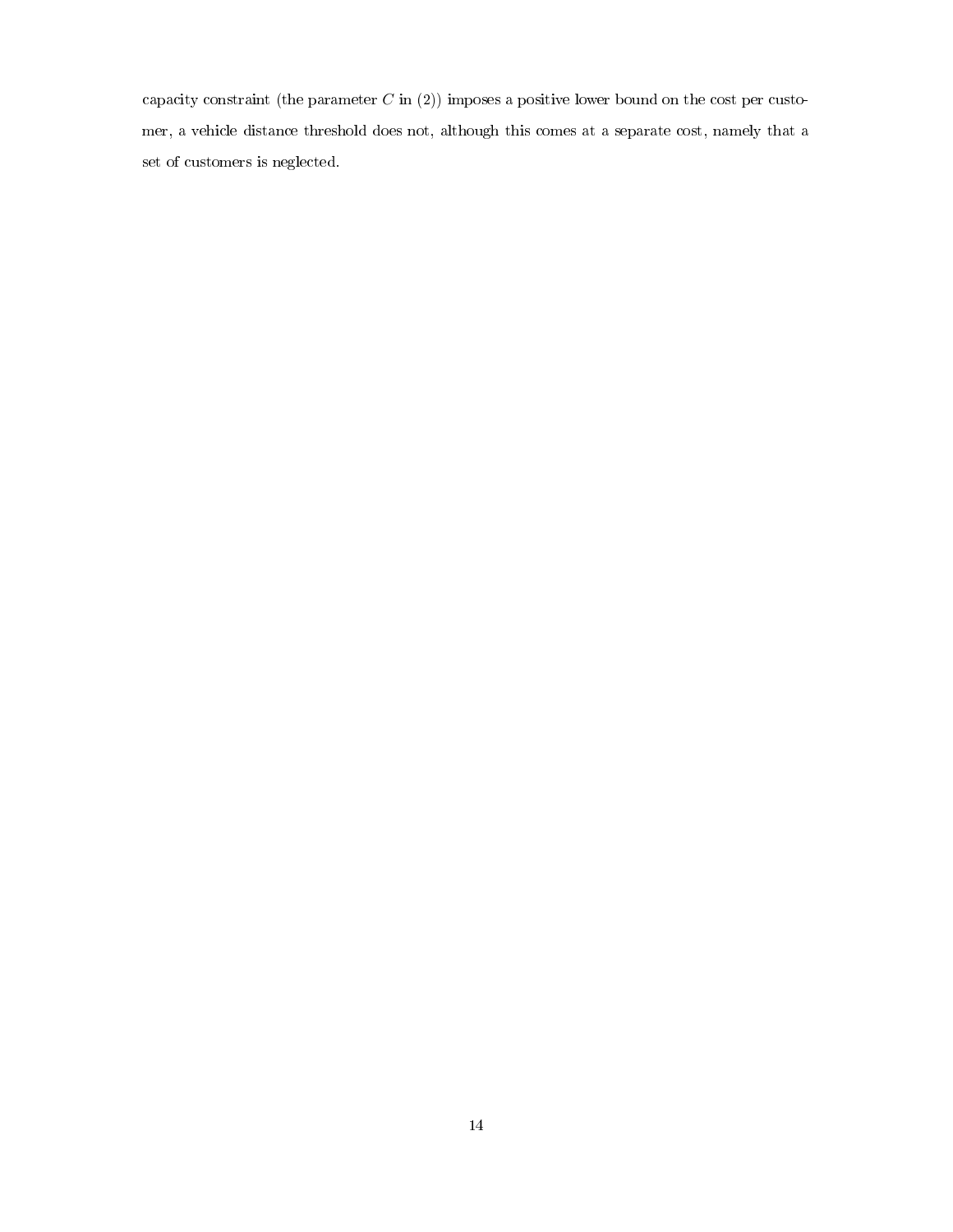capacity constraint (the parameter $C$ in (2)) imposes a positive lower bound on the cost per customer, a vehicle distance threshold does not, although this comes at a separate cost, namely that a set of customers is neglected.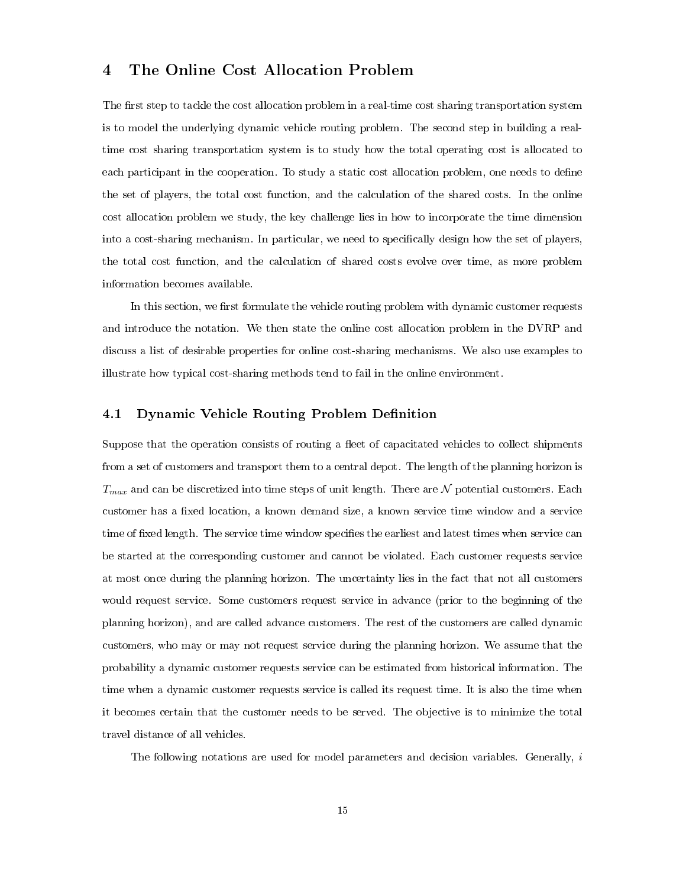# 4 The Online Cost Allocation Problem

The first step to tackle the cost allocation problem in a real-time cost sharing transportation system is to model the underlying dynamic vehicle routing problem. The second step in building a real-time cost sharing transportation system is to study how the total operating cost is allocated to each participant in the cooperation. To study a static cost allocation problem, one needs to define the set of players, the total cost function, and the calculation of the shared costs. In the online cost allocation problem we study, the key challenge lies in how to incorporate the time dimension into a cost-sharing mechanism. In particular, we need to specifically design how the set of players, the total cost function, and the calculation of shared costs evolve over time, as more problem information becomes available.

In this section, we first formulate the vehicle routing problem with dynamic customer requests and introduce the notation. We then state the online cost allocation problem in the DVRP and discuss a list of desirable properties for online cost-sharing mechanisms. We also use examples to illustrate how typical cost-sharing methods tend to fail in the online environment.

## 4.1 Dynamic Vehicle Routing Problem Definition

Suppose that the operation consists of routing a fleet of capacitated vehicles to collect shipments from a set of customers and transport them to a central depot. The length of the planning horizon is $T_{max}$ and can be discretized into time steps of unit length. There are $\mathcal{N}$ potential customers. Each customer has a fixed location, a known demand size, a known service time window and a service time of fixed length. The service time window specifies the earliest and latest times when service can be started at the corresponding customer and cannot be violated. Each customer requests service at most once during the planning horizon. The uncertainty lies in the fact that not all customers would request service. Some customers request service in advance (prior to the beginning of the planning horizon), and are called advance customers. The rest of the customers are called dynamic customers, who may or may not request service during the planning horizon. We assume that the probability a dynamic customer requests service can be estimated from historical information. The time when a dynamic customer requests service is called its request time. It is also the time when it becomes certain that the customer needs to be served. The objective is to minimize the total travel distance of all vehicles.

The following notations are used for model parameters and decision variables. Generally, $i$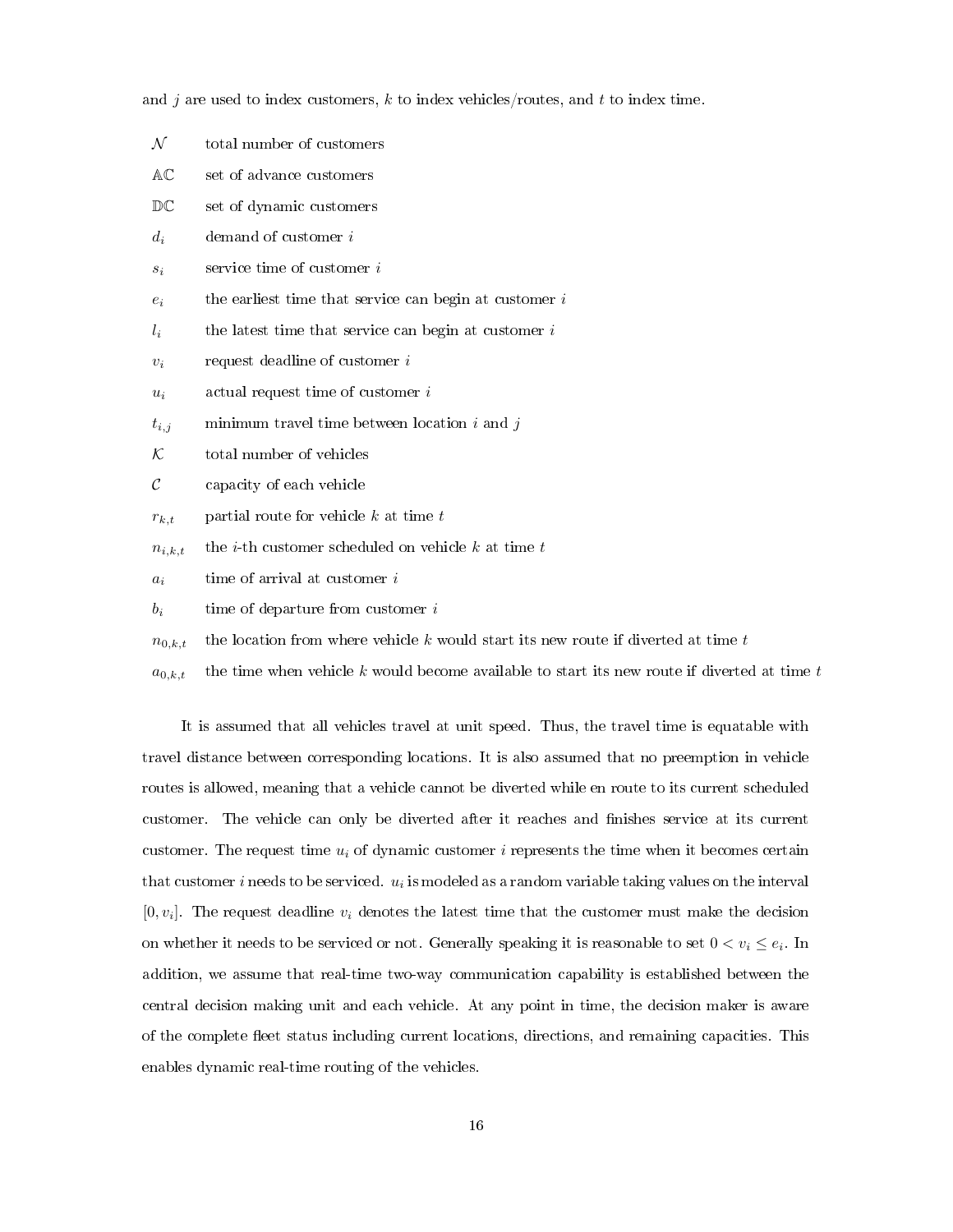and $j$ are used to index customers, $k$ to index vehicles/routes, and $t$ to index time.

- $\mathcal{N}$ total number of customers
- $\mathbb{AC}$ set of advance customers
- $\mathbb{DC}$ set of dynamic customers
- $d_i$ demand of customer $i$
- $s_i$ service time of customer $i$
- $e_i$ the earliest time that service can begin at customer $i$
- $l_i$ the latest time that service can begin at customer $i$
- $v_i$ request deadline of customer $i$
- $u_i$ actual request time of customer $i$
- $t_{i,j}$ minimum travel time between location $i$ and $j$
- $\mathcal{K}$ total number of vehicles
- $\mathcal{C}$ capacity of each vehicle
- $r_{k,t}$ partial route for vehicle $k$ at time $t$
- $n_{i,k,t}$ the $i$-th customer scheduled on vehicle $k$ at time $t$
- $a_i$ time of arrival at customer $i$
- $b_i$ time of departure from customer $i$
- $n_{0,k,t}$ the location from where vehicle $k$ would start its new route if diverted at time $t$
- $a_{0,k,t}$ the time when vehicle $k$ would become available to start its new route if diverted at time $t$

It is assumed that all vehicles travel at unit speed. Thus, the travel time is equatable with travel distance between corresponding locations. It is also assumed that no preemption in vehicle routes is allowed, meaning that a vehicle cannot be diverted while en route to its current scheduled customer. The vehicle can only be diverted after it reaches and finishes service at its current customer. The request time $u_i$ of dynamic customer $i$ represents the time when it becomes certain that customer $i$ needs to be serviced. $u_i$ is modeled as a random variable taking values on the interval $[0, v_i]$. The request deadline $v_i$ denotes the latest time that the customer must make the decision on whether it needs to be serviced or not. Generally speaking it is reasonable to set $0 < v_i \leq e_i$. In addition, we assume that real-time two-way communication capability is established between the central decision making unit and each vehicle. At any point in time, the decision maker is aware of the complete fleet status including current locations, directions, and remaining capacities. This enables dynamic real-time routing of the vehicles.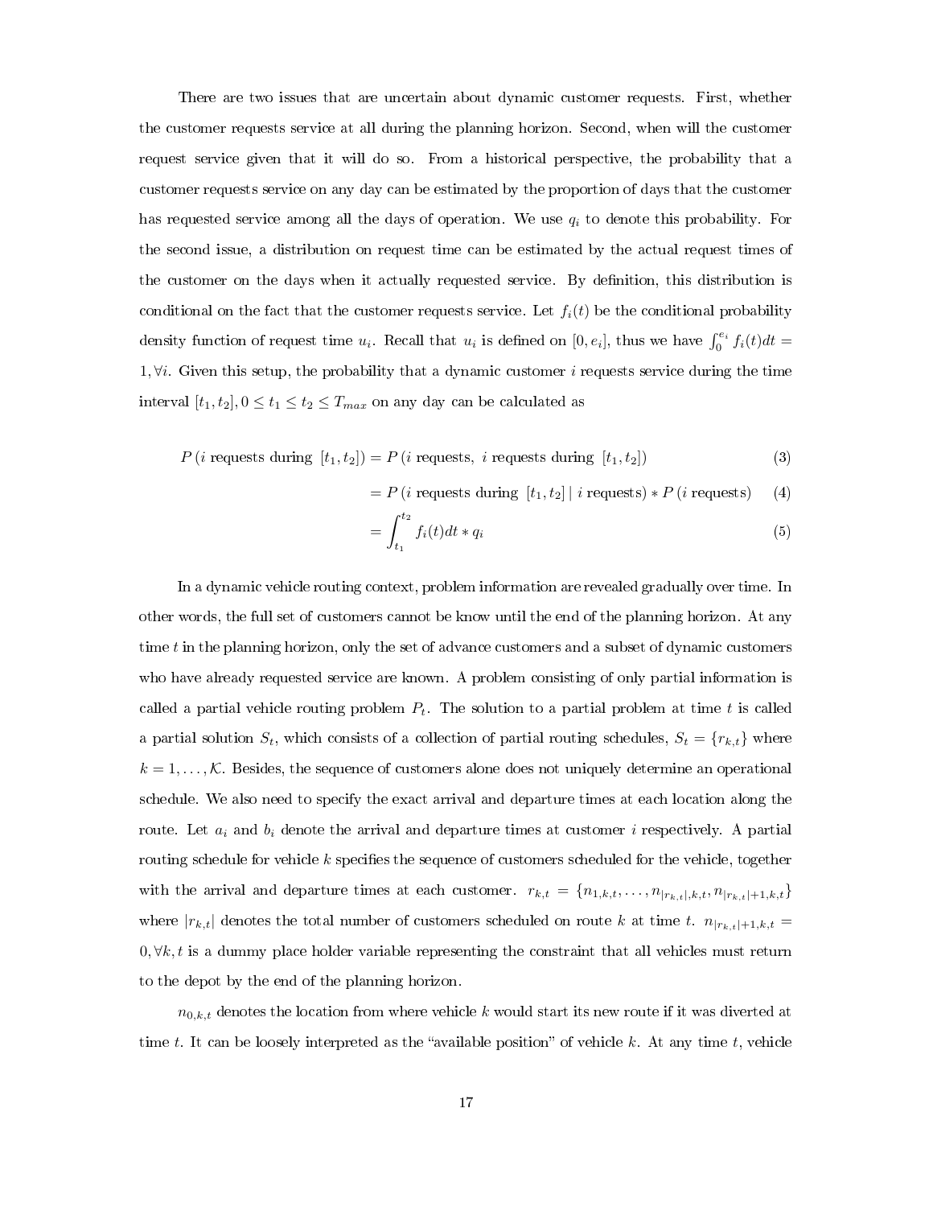There are two issues that are uncertain about dynamic customer requests. First, whether the customer requests service at all during the planning horizon. Second, when will the customer request service given that it will do so. From a historical perspective, the probability that a customer requests service on any day can be estimated by the proportion of days that the customer has requested service among all the days of operation. We use $q_i$ to denote this probability. For the second issue, a distribution on request time can be estimated by the actual request times of the customer on the days when it actually requested service. By definition, this distribution is conditional on the fact that the customer requests service. Let $f_i(t)$ be the conditional probability density function of request time $u_i$. Recall that $u_i$ is defined on $[0, e_i]$, thus we have $\int_0^{e_i} f_i(t)dt = 1, \forall i$. Given this setup, the probability that a dynamic customer $i$ requests service during the time interval $[t_1, t_2], 0 \leq t_1 \leq t_2 \leq T_{max}$ on any day can be calculated as

$$P\left(i \text{ requests during } [t_1, t_2]\right) = P\left(i \text{ requests}, \ i \text{ requests during } [t_1, t_2]\right) \tag{3}$$

$$= P\left(i \text{ requests during } [t_1, t_2] \mid i \text{ requests}\right) * P\left(i \text{ requests}\right) \tag{4}$$

$$= \int_{t_1}^{t_2} f_i(t)dt * q_i \tag{5}$$

In a dynamic vehicle routing context, problem information are revealed gradually over time. In other words, the full set of customers cannot be know until the end of the planning horizon. At any time $t$ in the planning horizon, only the set of advance customers and a subset of dynamic customers who have already requested service are known. A problem consisting of only partial information is called a partial vehicle routing problem $P_t$. The solution to a partial problem at time $t$ is called a partial solution $S_t$, which consists of a collection of partial routing schedules, $S_t = \{r_{k,t}\}$ where $k = 1, \ldots, \mathcal{K}$. Besides, the sequence of customers alone does not uniquely determine an operational schedule. We also need to specify the exact arrival and departure times at each location along the route. Let $a_i$ and $b_i$ denote the arrival and departure times at customer $i$ respectively. A partial routing schedule for vehicle $k$ specifies the sequence of customers scheduled for the vehicle, together with the arrival and departure times at each customer. $r_{k,t} = \{n_{1,k,t}, \ldots, n_{|r_{k,t}|,k,t}, n_{|r_{k,t}|+1,k,t}\}$ where $|r_{k,t}|$ denotes the total number of customers scheduled on route $k$ at time $t$. $n_{|r_{k,t}|+1,k,t} = 0, \forall k, t$ is a dummy place holder variable representing the constraint that all vehicles must return to the depot by the end of the planning horizon.

$n_{0,k,t}$ denotes the location from where vehicle $k$ would start its new route if it was diverted at time $t$. It can be loosely interpreted as the "available position" of vehicle $k$. At any time $t$, vehicle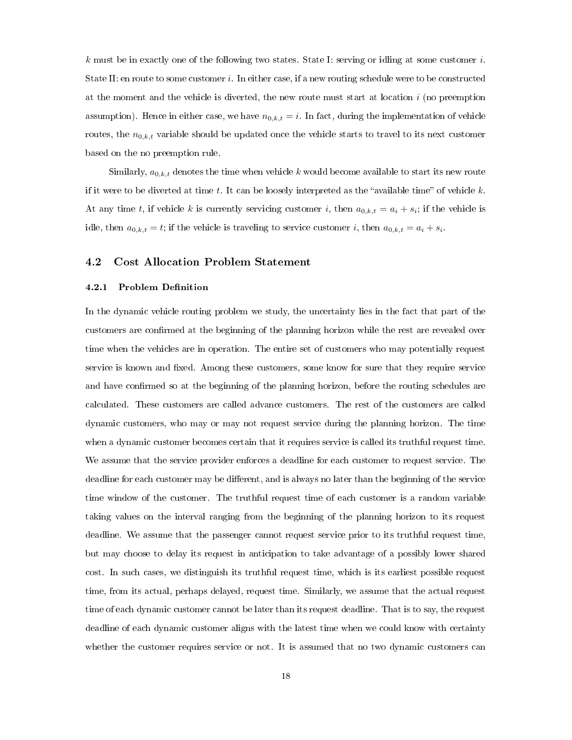$k$ must be in exactly one of the following two states. State I: serving or idling at some customer $i$. State II: en route to some customer $i$. In either case, if a new routing schedule were to be constructed at the moment and the vehicle is diverted, the new route must start at location $i$ (no preemption assumption). Hence in either case, we have $n_{0,k,t} = i$. In fact, during the implementation of vehicle routes, the $n_{0,k,t}$ variable should be updated once the vehicle starts to travel to its next customer based on the no preemption rule.

Similarly, $a_{0,k,t}$ denotes the time when vehicle $k$ would become available to start its new route if it were to be diverted at time $t$. It can be loosely interpreted as the "available time" of vehicle $k$. At any time $t$, if vehicle $k$ is currently servicing customer $i$, then $a_{0,k,t} = a_i + s_i$; if the vehicle is idle, then $a_{0,k,t} = t$; if the vehicle is traveling to service customer $i$, then $a_{0,k,t} = a_i + s_i$.

## 4.2 Cost Allocation Problem Statement

### 4.2.1 Problem Definition

In the dynamic vehicle routing problem we study, the uncertainty lies in the fact that part of the customers are confirmed at the beginning of the planning horizon while the rest are revealed over time when the vehicles are in operation. The entire set of customers who may potentially request service is known and fixed. Among these customers, some know for sure that they require service and have confirmed so at the beginning of the planning horizon, before the routing schedules are calculated. These customers are called advance customers. The rest of the customers are called dynamic customers, who may or may not request service during the planning horizon. The time when a dynamic customer becomes certain that it requires service is called its truthful request time. We assume that the service provider enforces a deadline for each customer to request service. The deadline for each customer may be different, and is always no later than the beginning of the service time window of the customer. The truthful request time of each customer is a random variable taking values on the interval ranging from the beginning of the planning horizon to its request deadline. We assume that the passenger cannot request service prior to its truthful request time, but may choose to delay its request in anticipation to take advantage of a possibly lower shared cost. In such cases, we distinguish its truthful request time, which is its earliest possible request time, from its actual, perhaps delayed, request time. Similarly, we assume that the actual request time of each dynamic customer cannot be later than its request deadline. That is to say, the request deadline of each dynamic customer aligns with the latest time when we could know with certainty whether the customer requires service or not. It is assumed that no two dynamic customers can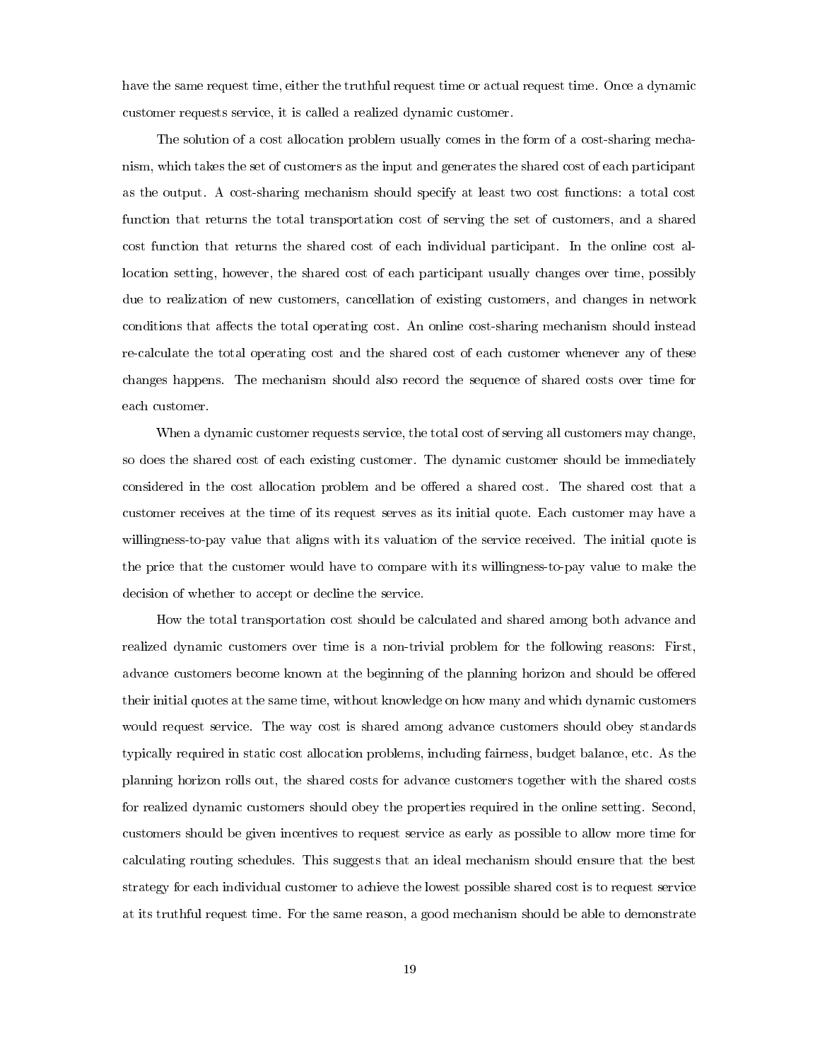have the same request time, either the truthful request time or actual request time. Once a dynamic customer requests service, it is called a realized dynamic customer.

The solution of a cost allocation problem usually comes in the form of a cost-sharing mechanism, which takes the set of customers as the input and generates the shared cost of each participant as the output. A cost-sharing mechanism should specify at least two cost functions: a total cost function that returns the total transportation cost of serving the set of customers, and a shared cost function that returns the shared cost of each individual participant. In the online cost allocation setting, however, the shared cost of each participant usually changes over time, possibly due to realization of new customers, cancellation of existing customers, and changes in network conditions that affects the total operating cost. An online cost-sharing mechanism should instead re-calculate the total operating cost and the shared cost of each customer whenever any of these changes happens. The mechanism should also record the sequence of shared costs over time for each customer.

When a dynamic customer requests service, the total cost of serving all customers may change, so does the shared cost of each existing customer. The dynamic customer should be immediately considered in the cost allocation problem and be offered a shared cost. The shared cost that a customer receives at the time of its request serves as its initial quote. Each customer may have a willingness-to-pay value that aligns with its valuation of the service received. The initial quote is the price that the customer would have to compare with its willingness-to-pay value to make the decision of whether to accept or decline the service.

How the total transportation cost should be calculated and shared among both advance and realized dynamic customers over time is a non-trivial problem for the following reasons: First, advance customers become known at the beginning of the planning horizon and should be offered their initial quotes at the same time, without knowledge on how many and which dynamic customers would request service. The way cost is shared among advance customers should obey standards typically required in static cost allocation problems, including fairness, budget balance, etc. As the planning horizon rolls out, the shared costs for advance customers together with the shared costs for realized dynamic customers should obey the properties required in the online setting. Second, customers should be given incentives to request service as early as possible to allow more time for calculating routing schedules. This suggests that an ideal mechanism should ensure that the best strategy for each individual customer to achieve the lowest possible shared cost is to request service at its truthful request time. For the same reason, a good mechanism should be able to demonstrate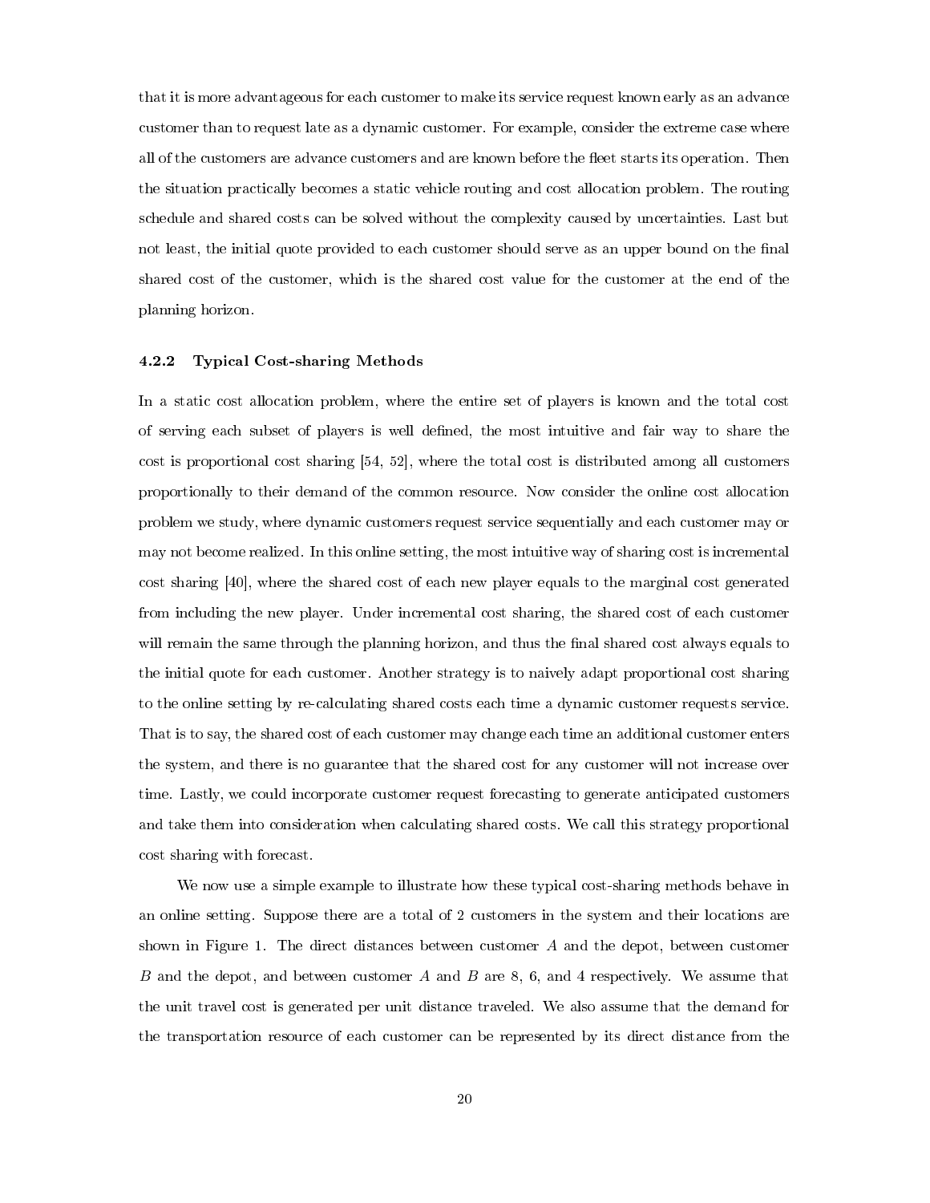that it is more advantageous for each customer to make its service request known early as an advance customer than to request late as a dynamic customer. For example, consider the extreme case where all of the customers are advance customers and are known before the fleet starts its operation. Then the situation practically becomes a static vehicle routing and cost allocation problem. The routing schedule and shared costs can be solved without the complexity caused by uncertainties. Last but not least, the initial quote provided to each customer should serve as an upper bound on the final shared cost of the customer, which is the shared cost value for the customer at the end of the planning horizon.

### 4.2.2 Typical Cost-sharing Methods

In a static cost allocation problem, where the entire set of players is known and the total cost of serving each subset of players is well defined, the most intuitive and fair way to share the cost is proportional cost sharing [54, 52], where the total cost is distributed among all customers proportionally to their demand of the common resource. Now consider the online cost allocation problem we study, where dynamic customers request service sequentially and each customer may or may not become realized. In this online setting, the most intuitive way of sharing cost is incremental cost sharing [40], where the shared cost of each new player equals to the marginal cost generated from including the new player. Under incremental cost sharing, the shared cost of each customer will remain the same through the planning horizon, and thus the final shared cost always equals to the initial quote for each customer. Another strategy is to naively adapt proportional cost sharing to the online setting by re-calculating shared costs each time a dynamic customer requests service. That is to say, the shared cost of each customer may change each time an additional customer enters the system, and there is no guarantee that the shared cost for any customer will not increase over time. Lastly, we could incorporate customer request forecasting to generate anticipated customers and take them into consideration when calculating shared costs. We call this strategy proportional cost sharing with forecast.

We now use a simple example to illustrate how these typical cost-sharing methods behave in an online setting. Suppose there are a total of 2 customers in the system and their locations are shown in Figure 1. The direct distances between customer $A$ and the depot, between customer $B$ and the depot, and between customer $A$ and $B$ are 8, 6, and 4 respectively. We assume that the unit travel cost is generated per unit distance traveled. We also assume that the demand for the transportation resource of each customer can be represented by its direct distance from the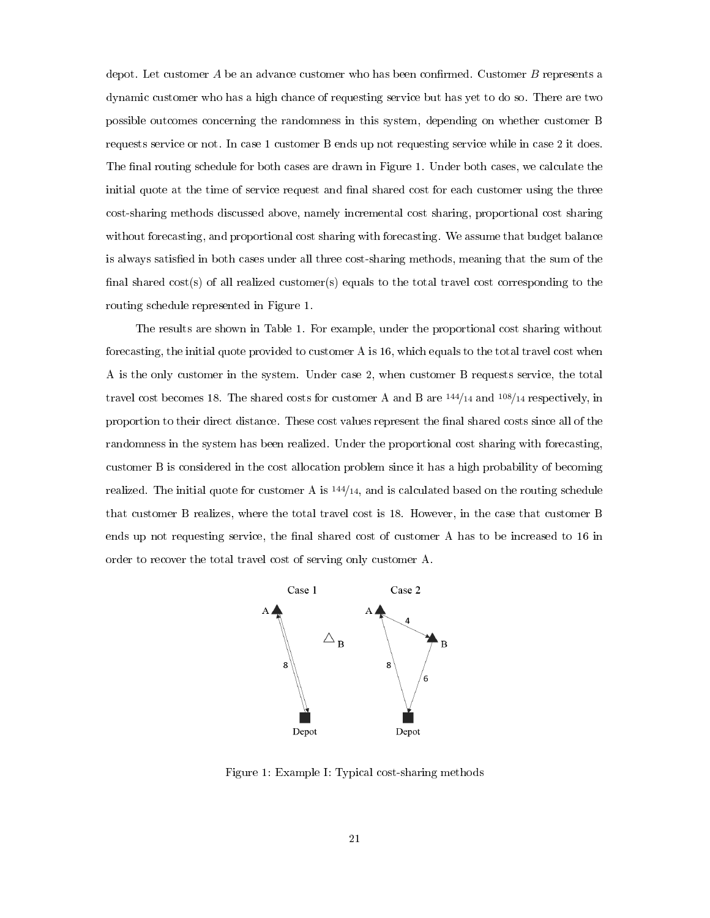depot. Let customer $A$ be an advance customer who has been confirmed. Customer $B$ represents a dynamic customer who has a high chance of requesting service but has yet to do so. There are two possible outcomes concerning the randomness in this system, depending on whether customer B requests service or not. In case 1 customer B ends up not requesting service while in case 2 it does. The final routing schedule for both cases are drawn in Figure 1. Under both cases, we calculate the initial quote at the time of service request and final shared cost for each customer using the three cost-sharing methods discussed above, namely incremental cost sharing, proportional cost sharing without forecasting, and proportional cost sharing with forecasting. We assume that budget balance is always satisfied in both cases under all three cost-sharing methods, meaning that the sum of the final shared cost(s) of all realized customer(s) equals to the total travel cost corresponding to the routing schedule represented in Figure 1.

The results are shown in Table 1. For example, under the proportional cost sharing without forecasting, the initial quote provided to customer A is 16, which equals to the total travel cost when A is the only customer in the system. Under case 2, when customer B requests service, the total travel cost becomes 18. The shared costs for customer A and B are $144/14$ and $108/14$ respectively, in proportion to their direct distance. These cost values represent the final shared costs since all of the randomness in the system has been realized. Under the proportional cost sharing with forecasting, customer B is considered in the cost allocation problem since it has a high probability of becoming realized. The initial quote for customer A is $144/14$, and is calculated based on the routing schedule that customer B realizes, where the total travel cost is 18. However, in the case that customer B ends up not requesting service, the final shared cost of customer A has to be increased to 16 in order to recover the total travel cost of serving only customer A.

Figure 1: Example I: Typical cost-sharing methods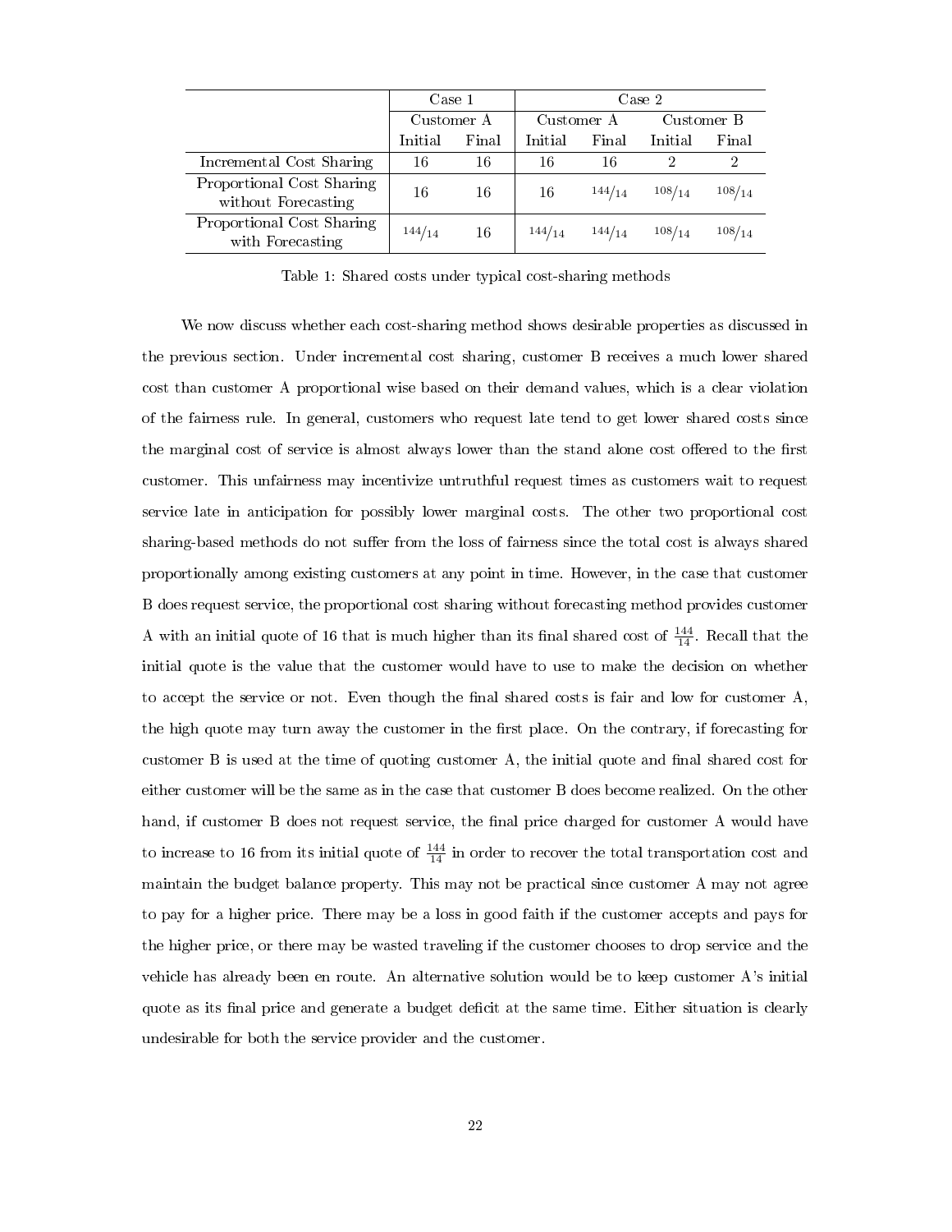| | Case 1 | | Case 2 | | | |
|---|---|---|---|---|---|---|
| | Customer A | | Customer A | | Customer B | |
| | Initial | Final | Initial | Final | Initial | Final |
| Incremental Cost Sharing | 16 | 16 | 16 | 16 | 2 | 2 |
| Proportional Cost Sharing without Forecasting | 16 | 16 | 16 | $^{144}/_{14}$ | $^{108}/_{14}$ | $^{108}/_{14}$ |
| Proportional Cost Sharing with Forecasting | $^{144}/_{14}$ | 16 | $^{144}/_{14}$ | $^{144}/_{14}$ | $^{108}/_{14}$ | $^{108}/_{14}$ |

Table 1: Shared costs under typical cost-sharing methods

We now discuss whether each cost-sharing method shows desirable properties as discussed in the previous section. Under incremental cost sharing, customer B receives a much lower shared cost than customer A proportional wise based on their demand values, which is a clear violation of the fairness rule. In general, customers who request late tend to get lower shared costs since the marginal cost of service is almost always lower than the stand alone cost offered to the first customer. This unfairness may incentivize untruthful request times as customers wait to request service late in anticipation for possibly lower marginal costs. The other two proportional cost sharing-based methods do not suffer from the loss of fairness since the total cost is always shared proportionally among existing customers at any point in time. However, in the case that customer B does request service, the proportional cost sharing without forecasting method provides customer A with an initial quote of 16 that is much higher than its final shared cost of $\frac{144}{14}$. Recall that the initial quote is the value that the customer would have to use to make the decision on whether to accept the service or not. Even though the final shared costs is fair and low for customer A, the high quote may turn away the customer in the first place. On the contrary, if forecasting for customer B is used at the time of quoting customer A, the initial quote and final shared cost for either customer will be the same as in the case that customer B does become realized. On the other hand, if customer B does not request service, the final price charged for customer A would have to increase to 16 from its initial quote of $\frac{144}{14}$ in order to recover the total transportation cost and maintain the budget balance property. This may not be practical since customer A may not agree to pay for a higher price. There may be a loss in good faith if the customer accepts and pays for the higher price, or there may be wasted traveling if the customer chooses to drop service and the vehicle has already been en route. An alternative solution would be to keep customer A's initial quote as its final price and generate a budget deficit at the same time. Either situation is clearly undesirable for both the service provider and the customer.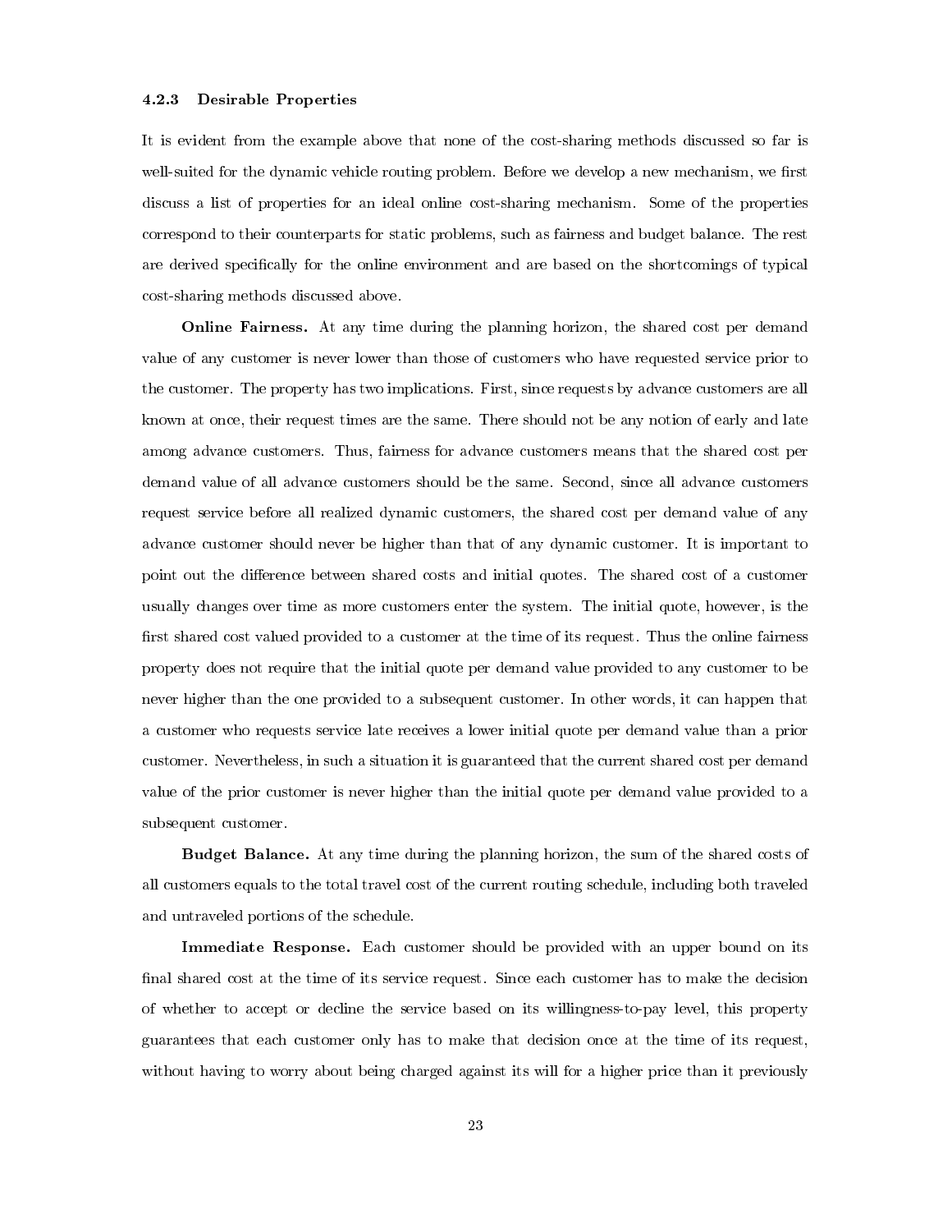### 4.2.3 Desirable Properties

It is evident from the example above that none of the cost-sharing methods discussed so far is well-suited for the dynamic vehicle routing problem. Before we develop a new mechanism, we first discuss a list of properties for an ideal online cost-sharing mechanism. Some of the properties correspond to their counterparts for static problems, such as fairness and budget balance. The rest are derived specifically for the online environment and are based on the shortcomings of typical cost-sharing methods discussed above.

**Online Fairness.** At any time during the planning horizon, the shared cost per demand value of any customer is never lower than those of customers who have requested service prior to the customer. The property has two implications. First, since requests by advance customers are all known at once, their request times are the same. There should not be any notion of early and late among advance customers. Thus, fairness for advance customers means that the shared cost per demand value of all advance customers should be the same. Second, since all advance customers request service before all realized dynamic customers, the shared cost per demand value of any advance customer should never be higher than that of any dynamic customer. It is important to point out the difference between shared costs and initial quotes. The shared cost of a customer usually changes over time as more customers enter the system. The initial quote, however, is the first shared cost valued provided to a customer at the time of its request. Thus the online fairness property does not require that the initial quote per demand value provided to any customer to be never higher than the one provided to a subsequent customer. In other words, it can happen that a customer who requests service late receives a lower initial quote per demand value than a prior customer. Nevertheless, in such a situation it is guaranteed that the current shared cost per demand value of the prior customer is never higher than the initial quote per demand value provided to a subsequent customer.

**Budget Balance.** At any time during the planning horizon, the sum of the shared costs of all customers equals to the total travel cost of the current routing schedule, including both traveled and untraveled portions of the schedule.

**Immediate Response.** Each customer should be provided with an upper bound on its final shared cost at the time of its service request. Since each customer has to make the decision of whether to accept or decline the service based on its willingness-to-pay level, this property guarantees that each customer only has to make that decision once at the time of its request, without having to worry about being charged against its will for a higher price than it previously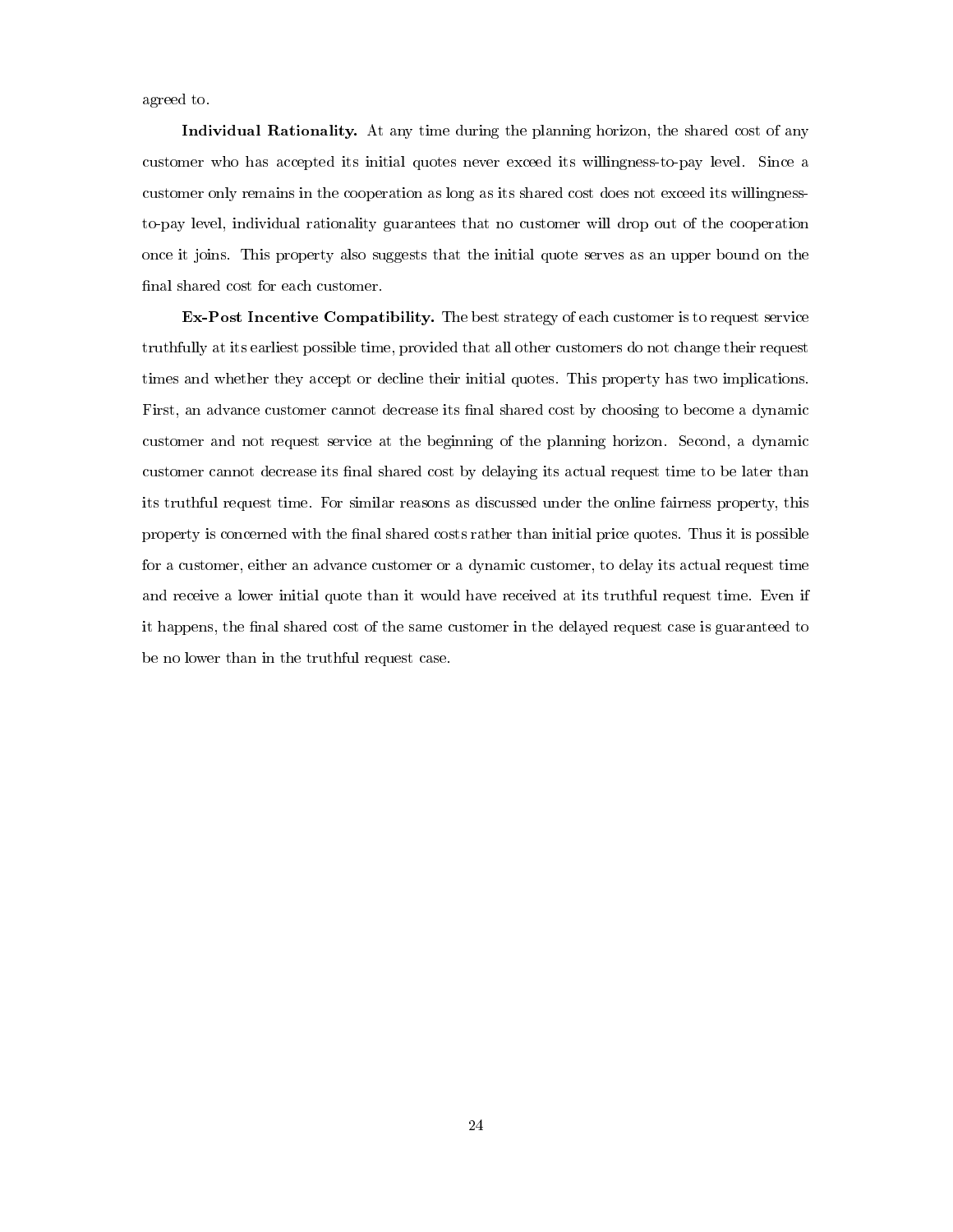agreed to.

**Individual Rationality.** At any time during the planning horizon, the shared cost of any customer who has accepted its initial quotes never exceed its willingness-to-pay level. Since a customer only remains in the cooperation as long as its shared cost does not exceed its willingness-to-pay level, individual rationality guarantees that no customer will drop out of the cooperation once it joins. This property also suggests that the initial quote serves as an upper bound on the final shared cost for each customer.

**Ex-Post Incentive Compatibility.** The best strategy of each customer is to request service truthfully at its earliest possible time, provided that all other customers do not change their request times and whether they accept or decline their initial quotes. This property has two implications. First, an advance customer cannot decrease its final shared cost by choosing to become a dynamic customer and not request service at the beginning of the planning horizon. Second, a dynamic customer cannot decrease its final shared cost by delaying its actual request time to be later than its truthful request time. For similar reasons as discussed under the online fairness property, this property is concerned with the final shared costs rather than initial price quotes. Thus it is possible for a customer, either an advance customer or a dynamic customer, to delay its actual request time and receive a lower initial quote than it would have received at its truthful request time. Even if it happens, the final shared cost of the same customer in the delayed request case is guaranteed to be no lower than in the truthful request case.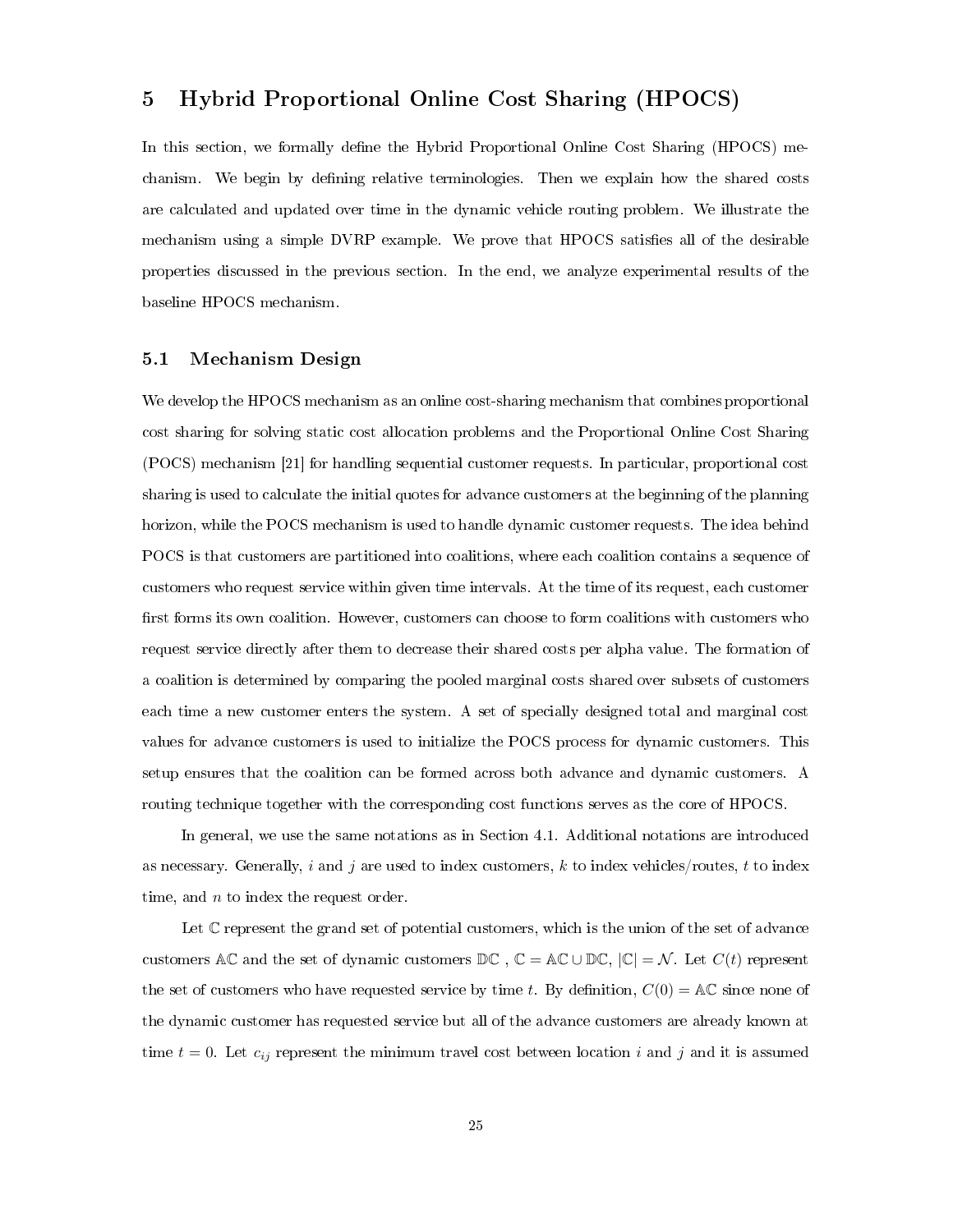# 5 Hybrid Proportional Online Cost Sharing (HPOCS)

In this section, we formally define the Hybrid Proportional Online Cost Sharing (HPOCS) mechanism. We begin by defining relative terminologies. Then we explain how the shared costs are calculated and updated over time in the dynamic vehicle routing problem. We illustrate the mechanism using a simple DVRP example. We prove that HPOCS satisfies all of the desirable properties discussed in the previous section. In the end, we analyze experimental results of the baseline HPOCS mechanism.

## 5.1 Mechanism Design

We develop the HPOCS mechanism as an online cost-sharing mechanism that combines proportional cost sharing for solving static cost allocation problems and the Proportional Online Cost Sharing (POCS) mechanism [21] for handling sequential customer requests. In particular, proportional cost sharing is used to calculate the initial quotes for advance customers at the beginning of the planning horizon, while the POCS mechanism is used to handle dynamic customer requests. The idea behind POCS is that customers are partitioned into coalitions, where each coalition contains a sequence of customers who request service within given time intervals. At the time of its request, each customer first forms its own coalition. However, customers can choose to form coalitions with customers who request service directly after them to decrease their shared costs per alpha value. The formation of a coalition is determined by comparing the pooled marginal costs shared over subsets of customers each time a new customer enters the system. A set of specially designed total and marginal cost values for advance customers is used to initialize the POCS process for dynamic customers. This setup ensures that the coalition can be formed across both advance and dynamic customers. A routing technique together with the corresponding cost functions serves as the core of HPOCS.

In general, we use the same notations as in Section 4.1. Additional notations are introduced as necessary. Generally, $i$ and $j$ are used to index customers, $k$ to index vehicles/routes, $t$ to index time, and $n$ to index the request order.

Let $\mathbb{C}$ represent the grand set of potential customers, which is the union of the set of advance customers $\mathbb{AC}$ and the set of dynamic customers $\mathbb{DC}$ , $\mathbb{C} = \mathbb{AC} \cup \mathbb{DC}$, $|\mathbb{C}| = \mathcal{N}$. Let $C(t)$ represent the set of customers who have requested service by time $t$. By definition, $C(0) = \mathbb{AC}$ since none of the dynamic customer has requested service but all of the advance customers are already known at time $t = 0$. Let $c_{ij}$ represent the minimum travel cost between location $i$ and $j$ and it is assumed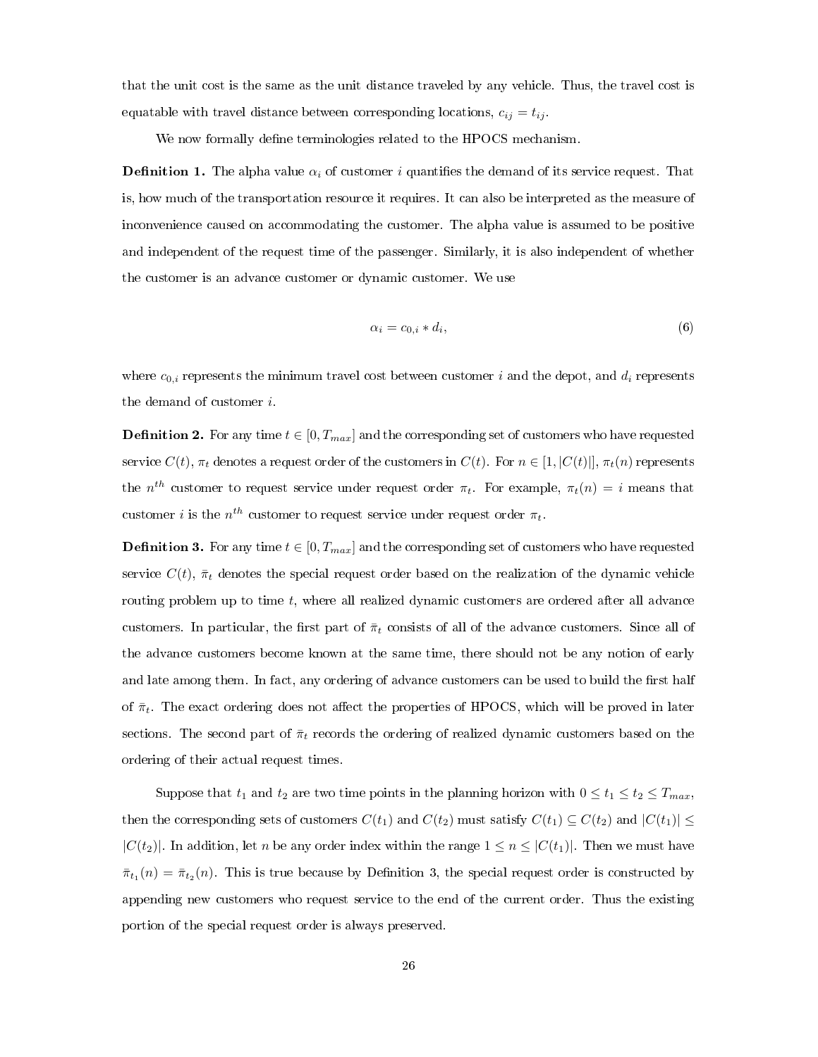that the unit cost is the same as the unit distance traveled by any vehicle. Thus, the travel cost is equatable with travel distance between corresponding locations, $c_{ij} = t_{ij}$.

We now formally define terminologies related to the HPOCS mechanism.

**Definition 1.** The alpha value $\alpha_i$ of customer $i$ quantifies the demand of its service request. That is, how much of the transportation resource it requires. It can also be interpreted as the measure of inconvenience caused on accommodating the customer. The alpha value is assumed to be positive and independent of the request time of the passenger. Similarly, it is also independent of whether the customer is an advance customer or dynamic customer. We use

$$\alpha_i = c_{0,i} * d_i, \tag{6}$$

where $c_{0,i}$ represents the minimum travel cost between customer $i$ and the depot, and $d_i$ represents the demand of customer $i$.

**Definition 2.** For any time $t \in [0, T_{max}]$ and the corresponding set of customers who have requested service $C(t)$, $\pi_t$ denotes a request order of the customers in $C(t)$. For $n \in [1, |C(t)|]$, $\pi_t(n)$ represents the $n^{th}$ customer to request service under request order $\pi_t$. For example, $\pi_t(n) = i$ means that customer $i$ is the $n^{th}$ customer to request service under request order $\pi_t$.

**Definition 3.** For any time $t \in [0, T_{max}]$ and the corresponding set of customers who have requested service $C(t)$, $\bar{\pi}_t$ denotes the special request order based on the realization of the dynamic vehicle routing problem up to time $t$, where all realized dynamic customers are ordered after all advance customers. In particular, the first part of $\bar{\pi}_t$ consists of all of the advance customers. Since all of the advance customers become known at the same time, there should not be any notion of early and late among them. In fact, any ordering of advance customers can be used to build the first half of $\bar{\pi}_t$. The exact ordering does not affect the properties of HPOCS, which will be proved in later sections. The second part of $\bar{\pi}_t$ records the ordering of realized dynamic customers based on the ordering of their actual request times.

Suppose that $t_1$ and $t_2$ are two time points in the planning horizon with $0 \leq t_1 \leq t_2 \leq T_{max}$, then the corresponding sets of customers $C(t_1)$ and $C(t_2)$ must satisfy $C(t_1) \subseteq C(t_2)$ and $|C(t_1)| \leq |C(t_2)|$. In addition, let $n$ be any order index within the range $1 \leq n \leq |C(t_1)|$. Then we must have $\bar{\pi}_{t_1}(n) = \bar{\pi}_{t_2}(n)$. This is true because by Definition 3, the special request order is constructed by appending new customers who request service to the end of the current order. Thus the existing portion of the special request order is always preserved.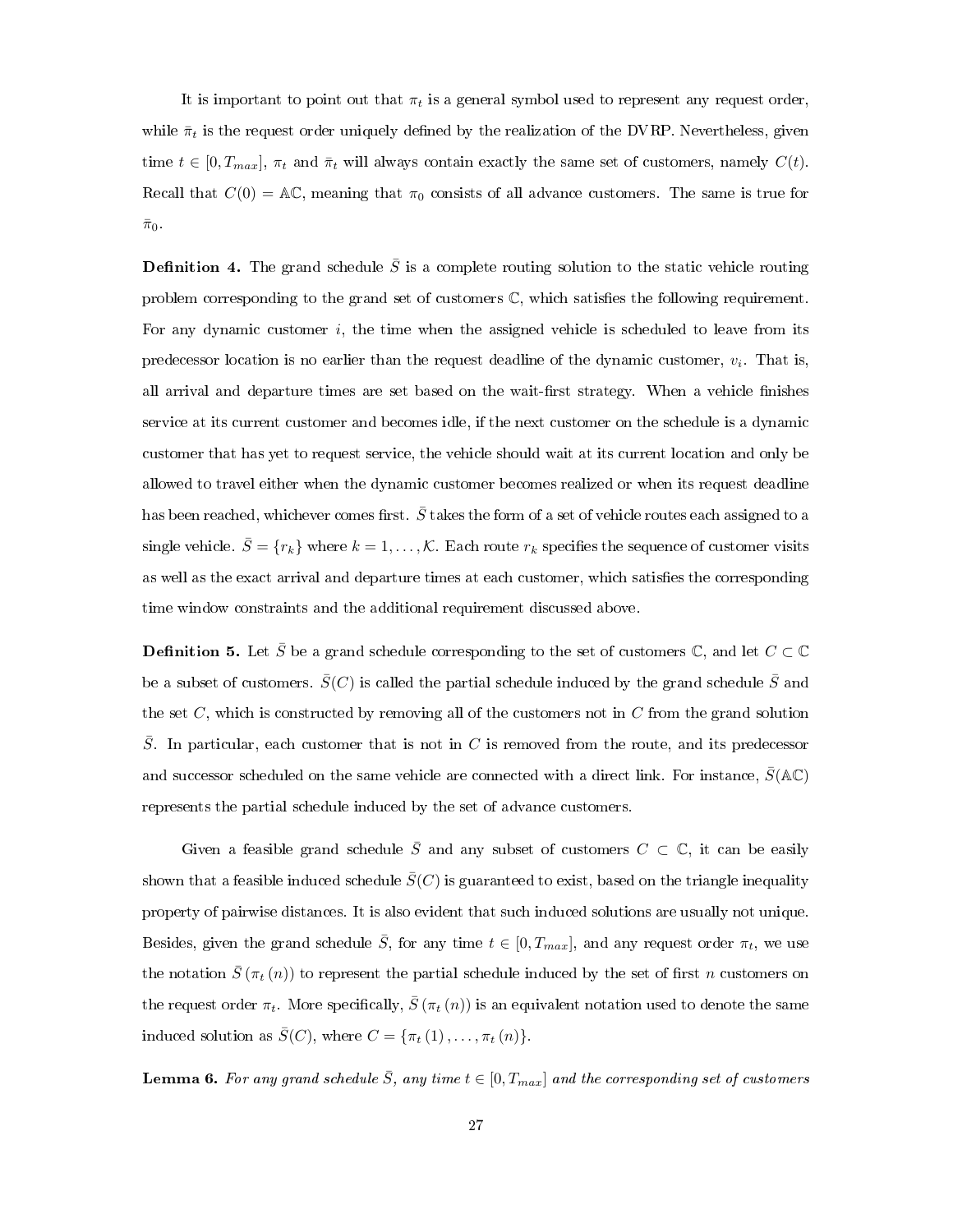It is important to point out that $\pi_t$ is a general symbol used to represent any request order, while $\bar{\pi}_t$ is the request order uniquely defined by the realization of the DVRP. Nevertheless, given time $t \in [0, T_{max}]$, $\pi_t$ and $\bar{\pi}_t$ will always contain exactly the same set of customers, namely $C(t)$. Recall that $C(0) = \mathbb{AC}$, meaning that $\pi_0$ consists of all advance customers. The same is true for $\bar{\pi}_0$.

**Definition 4.** The grand schedule $\bar{S}$ is a complete routing solution to the static vehicle routing problem corresponding to the grand set of customers $\mathbb{C}$, which satisfies the following requirement. For any dynamic customer $i$, the time when the assigned vehicle is scheduled to leave from its predecessor location is no earlier than the request deadline of the dynamic customer, $v_i$. That is, all arrival and departure times are set based on the wait-first strategy. When a vehicle finishes service at its current customer and becomes idle, if the next customer on the schedule is a dynamic customer that has yet to request service, the vehicle should wait at its current location and only be allowed to travel either when the dynamic customer becomes realized or when its request deadline has been reached, whichever comes first. $\bar{S}$ takes the form of a set of vehicle routes each assigned to a single vehicle. $\bar{S} = \{r_k\}$ where $k = 1, \ldots, \mathcal{K}$. Each route $r_k$ specifies the sequence of customer visits as well as the exact arrival and departure times at each customer, which satisfies the corresponding time window constraints and the additional requirement discussed above.

**Definition 5.** Let $\bar{S}$ be a grand schedule corresponding to the set of customers $\mathbb{C}$, and let $C \subset \mathbb{C}$ be a subset of customers. $\bar{S}(C)$ is called the partial schedule induced by the grand schedule $\bar{S}$ and the set $C$, which is constructed by removing all of the customers not in $C$ from the grand solution $\bar{S}$. In particular, each customer that is not in $C$ is removed from the route, and its predecessor and successor scheduled on the same vehicle are connected with a direct link. For instance, $\bar{S}(\mathbb{AC})$ represents the partial schedule induced by the set of advance customers.

Given a feasible grand schedule $\bar{S}$ and any subset of customers $C \subset \mathbb{C}$, it can be easily shown that a feasible induced schedule $\bar{S}(C)$ is guaranteed to exist, based on the triangle inequality property of pairwise distances. It is also evident that such induced solutions are usually not unique. Besides, given the grand schedule $\bar{S}$, for any time $t \in [0, T_{max}]$, and any request order $\pi_t$, we use the notation $\bar{S}(\pi_t(n))$ to represent the partial schedule induced by the set of first $n$ customers on the request order $\pi_t$. More specifically, $\bar{S}(\pi_t(n))$ is an equivalent notation used to denote the same induced solution as $\bar{S}(C)$, where $C = \{\pi_t(1), \ldots, \pi_t(n)\}$.

**Lemma 6.** *For any grand schedule $\bar{S}$, any time $t \in [0, T_{max}]$ and the corresponding set of customers*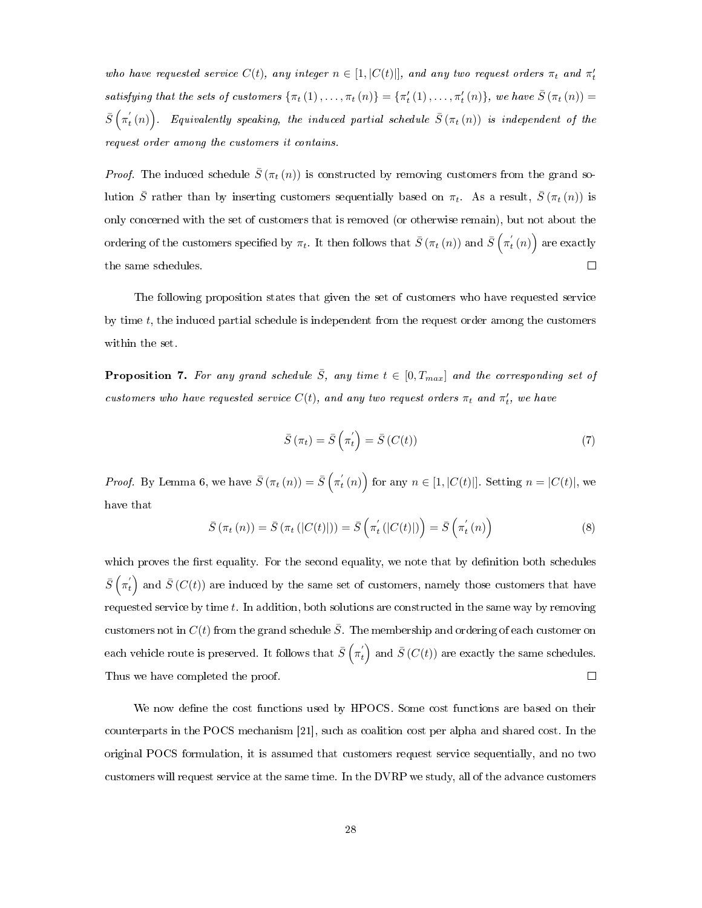*who have requested service $C(t)$, any integer $n \in [1, |C(t)|]$, and any two request orders $\pi_t$ and $\pi_t'$ satisfying that the sets of customers $\{\pi_t(1), \ldots, \pi_t(n)\} = \{\pi_t'(1), \ldots, \pi_t'(n)\}$, we have $\bar{S}(\pi_t(n)) = \bar{S}\left(\pi_t'(n)\right)$. Equivalently speaking, the induced partial schedule $\bar{S}(\pi_t(n))$ is independent of the request order among the customers it contains.*

*Proof.* The induced schedule $\bar{S}(\pi_t(n))$ is constructed by removing customers from the grand solution $\bar{S}$ rather than by inserting customers sequentially based on $\pi_t$. As a result, $\bar{S}(\pi_t(n))$ is only concerned with the set of customers that is removed (or otherwise remain), but not about the ordering of the customers specified by $\pi_t$. It then follows that $\bar{S}(\pi_t(n))$ and $\bar{S}\left(\pi_t^{'}(n)\right)$ are exactly the same schedules. □

The following proposition states that given the set of customers who have requested service by time $t$, the induced partial schedule is independent from the request order among the customers within the set.

**Proposition 7.** *For any grand schedule $\bar{S}$, any time $t \in [0, T_{max}]$ and the corresponding set of customers who have requested service $C(t)$, and any two request orders $\pi_t$ and $\pi_t'$, we have*

$$\bar{S}(\pi_t) = \bar{S}\left(\pi_t^{'}\right) = \bar{S}(C(t)) \tag{7}$$

*Proof.* By Lemma 6, we have $\bar{S}(\pi_t(n)) = \bar{S}\left(\pi_t^{'}(n)\right)$ for any $n \in [1, |C(t)|]$. Setting $n = |C(t)|$, we have that

$$\bar{S}(\pi_t(n)) = \bar{S}(\pi_t(|C(t)|)) = \bar{S}\left(\pi_t^{'}(|C(t)|)\right) = \bar{S}\left(\pi_t^{'}(n)\right) \tag{8}$$

which proves the first equality. For the second equality, we note that by definition both schedules $\bar{S}\left(\pi_t^{'}\right)$ and $\bar{S}(C(t))$ are induced by the same set of customers, namely those customers that have requested service by time $t$. In addition, both solutions are constructed in the same way by removing customers not in $C(t)$ from the grand schedule $\bar{S}$. The membership and ordering of each customer on each vehicle route is preserved. It follows that $\bar{S}\left(\pi_t^{'}\right)$ and $\bar{S}(C(t))$ are exactly the same schedules. Thus we have completed the proof. □

We now define the cost functions used by HPOCS. Some cost functions are based on their counterparts in the POCS mechanism [21], such as coalition cost per alpha and shared cost. In the original POCS formulation, it is assumed that customers request service sequentially, and no two customers will request service at the same time. In the DVRP we study, all of the advance customers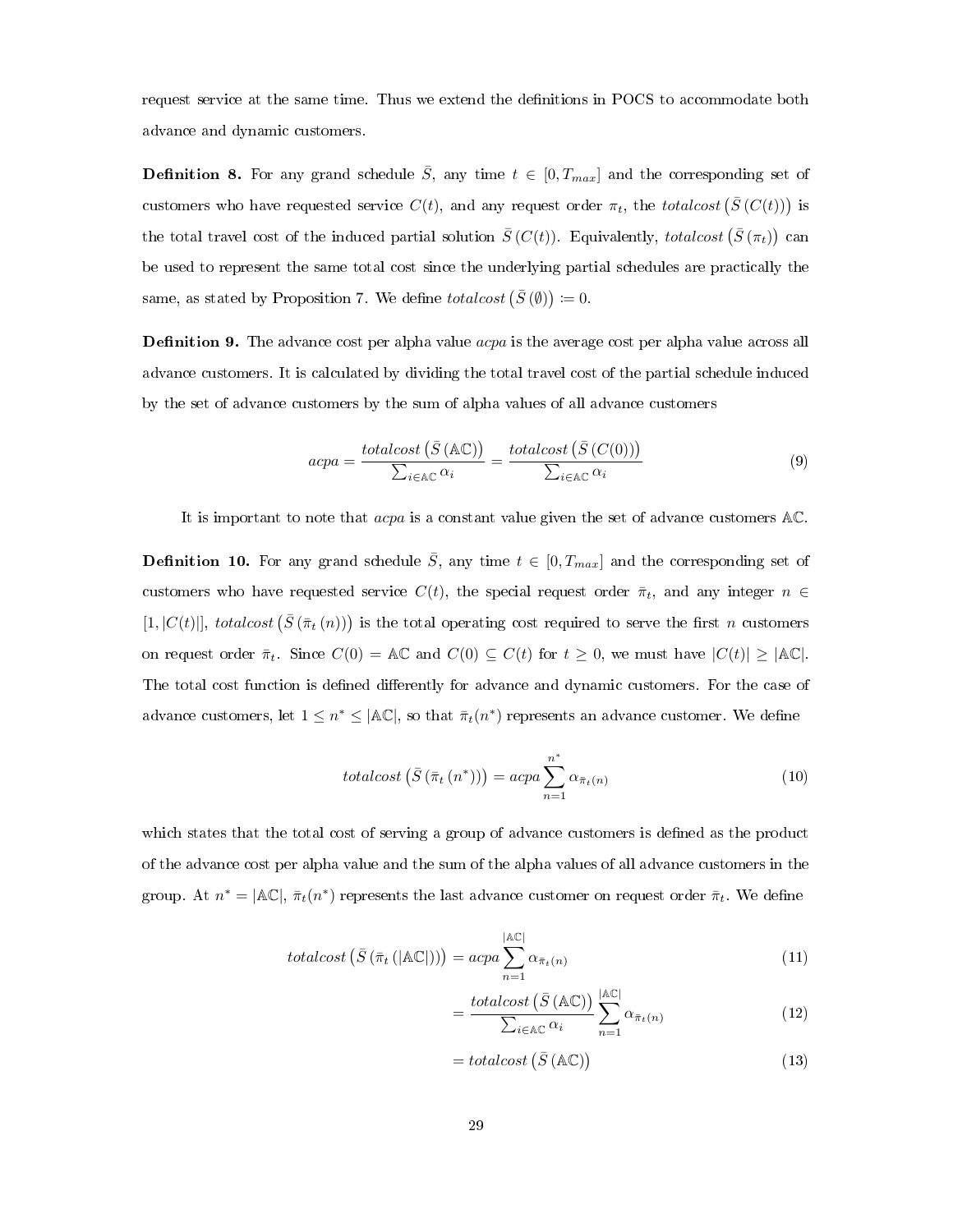request service at the same time. Thus we extend the definitions in POCS to accommodate both advance and dynamic customers.

**Definition 8.** For any grand schedule $\bar{S}$, any time $t \in [0, T_{max}]$ and the corresponding set of customers who have requested service $C(t)$, and any request order $\pi_t$, the $totalcost\left(\bar{S}\left(C(t)\right)\right)$ is the total travel cost of the induced partial solution $\bar{S}\left(C(t)\right)$. Equivalently, $totalcost\left(\bar{S}\left(\pi_t\right)\right)$ can be used to represent the same total cost since the underlying partial schedules are practically the same, as stated by Proposition 7. We define $totalcost\left(\bar{S}\left(\emptyset\right)\right) := 0$.

**Definition 9.** The advance cost per alpha value $acpa$ is the average cost per alpha value across all advance customers. It is calculated by dividing the total travel cost of the partial schedule induced by the set of advance customers by the sum of alpha values of all advance customers

$$acpa = \frac{totalcost\left(\bar{S}\left(\mathbb{AC}\right)\right)}{\sum_{i \in \mathbb{AC}} \alpha_i} = \frac{totalcost\left(\bar{S}\left(C(0)\right)\right)}{\sum_{i \in \mathbb{AC}} \alpha_i} \tag{9}$$

It is important to note that $acpa$ is a constant value given the set of advance customers $\mathbb{AC}$.

**Definition 10.** For any grand schedule $\bar{S}$, any time $t \in [0, T_{max}]$ and the corresponding set of customers who have requested service $C(t)$, the special request order $\bar{\pi}_t$, and any integer $n \in [1, |C(t)|]$, $totalcost\left(\bar{S}\left(\bar{\pi}_t\left(n\right)\right)\right)$ is the total operating cost required to serve the first $n$ customers on request order $\bar{\pi}_t$. Since $C(0) = \mathbb{AC}$ and $C(0) \subseteq C(t)$ for $t \geq 0$, we must have $|C(t)| \geq |\mathbb{AC}|$. The total cost function is defined differently for advance and dynamic customers. For the case of advance customers, let $1 \leq n^* \leq |\mathbb{AC}|$, so that $\bar{\pi}_t(n^*)$ represents an advance customer. We define

$$totalcost\left(\bar{S}\left(\bar{\pi}_t\left(n^*\right)\right)\right) = acpa \sum_{n=1}^{n^*} \alpha_{\bar{\pi}_t(n)} \tag{10}$$

which states that the total cost of serving a group of advance customers is defined as the product of the advance cost per alpha value and the sum of the alpha values of all advance customers in the group. At $n^* = |\mathbb{AC}|$, $\bar{\pi}_t(n^*)$ represents the last advance customer on request order $\bar{\pi}_t$. We define

$$totalcost\left(\bar{S}\left(\bar{\pi}_t\left(|\mathbb{AC}|\right)\right)\right) = acpa \sum_{n=1}^{|\mathbb{AC}|} \alpha_{\bar{\pi}_t(n)} \tag{11}$$

$$= \frac{totalcost\left(\bar{S}\left(\mathbb{AC}\right)\right)}{\sum_{i \in \mathbb{AC}} \alpha_i} \sum_{n=1}^{|\mathbb{AC}|} \alpha_{\bar{\pi}_t(n)} \tag{12}$$

$$= totalcost\left(\bar{S}\left(\mathbb{AC}\right)\right) \tag{13}$$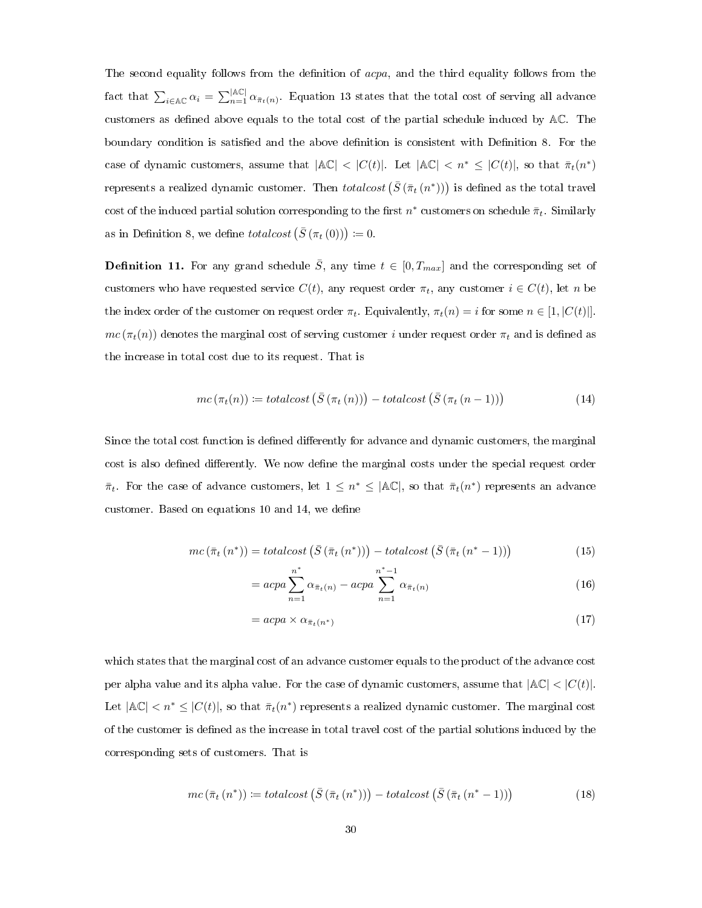The second equality follows from the definition of *acpa*, and the third equality follows from the fact that $\sum_{i \in \mathbb{AC}} \alpha_i = \sum_{n=1}^{|\mathbb{AC}|} \alpha_{\bar{\pi}_t(n)}$. Equation 13 states that the total cost of serving all advance customers as defined above equals to the total cost of the partial schedule induced by $\mathbb{AC}$. The boundary condition is satisfied and the above definition is consistent with Definition 8. For the case of dynamic customers, assume that $|\mathbb{AC}| < |C(t)|$. Let $|\mathbb{AC}| < n^* \leq |C(t)|$, so that $\bar{\pi}_t(n^*)$ represents a realized dynamic customer. Then $totalcost\left(\bar{S}\left(\bar{\pi}_t\left(n^*\right)\right)\right)$ is defined as the total travel cost of the induced partial solution corresponding to the first $n^*$ customers on schedule $\bar{\pi}_t$. Similarly as in Definition 8, we define $totalcost\left(\bar{S}\left(\pi_t\left(0\right)\right)\right) \coloneqq 0$.

**Definition 11.** For any grand schedule $\bar{S}$, any time $t \in [0, T_{max}]$ and the corresponding set of customers who have requested service $C(t)$, any request order $\pi_t$, any customer $i \in C(t)$, let $n$ be the index order of the customer on request order $\pi_t$. Equivalently, $\pi_t(n) = i$ for some $n \in [1, |C(t)|]$. $mc\left(\pi_t(n)\right)$ denotes the marginal cost of serving customer $i$ under request order $\pi_t$ and is defined as the increase in total cost due to its request. That is

$$mc\left(\pi_t(n)\right) \coloneqq totalcost\left(\bar{S}\left(\pi_t\left(n\right)\right)\right) - totalcost\left(\bar{S}\left(\pi_t\left(n-1\right)\right)\right) \tag{14}$$

Since the total cost function is defined differently for advance and dynamic customers, the marginal cost is also defined differently. We now define the marginal costs under the special request order $\bar{\pi}_t$. For the case of advance customers, let $1 \leq n^* \leq |\mathbb{AC}|$, so that $\bar{\pi}_t(n^*)$ represents an advance customer. Based on equations 10 and 14, we define

$$mc\left(\bar{\pi}_t\left(n^*\right)\right) = totalcost\left(\bar{S}\left(\bar{\pi}_t\left(n^*\right)\right)\right) - totalcost\left(\bar{S}\left(\bar{\pi}_t\left(n^*-1\right)\right)\right) \tag{15}$$

$$= acpa \sum_{n=1}^{n^*} \alpha_{\bar{\pi}_t(n)} - acpa \sum_{n=1}^{n^*-1} \alpha_{\bar{\pi}_t(n)} \tag{16}$$

$$= acpa \times \alpha_{\bar{\pi}_t(n^*)} \tag{17}$$

which states that the marginal cost of an advance customer equals to the product of the advance cost per alpha value and its alpha value. For the case of dynamic customers, assume that $|\mathbb{AC}| < |C(t)|$. Let $|\mathbb{AC}| < n^* \leq |C(t)|$, so that $\bar{\pi}_t(n^*)$ represents a realized dynamic customer. The marginal cost of the customer is defined as the increase in total travel cost of the partial solutions induced by the corresponding sets of customers. That is

$$mc\left(\bar{\pi}_t\left(n^*\right)\right) \coloneqq totalcost\left(\bar{S}\left(\bar{\pi}_t\left(n^*\right)\right)\right) - totalcost\left(\bar{S}\left(\bar{\pi}_t\left(n^*-1\right)\right)\right) \tag{18}$$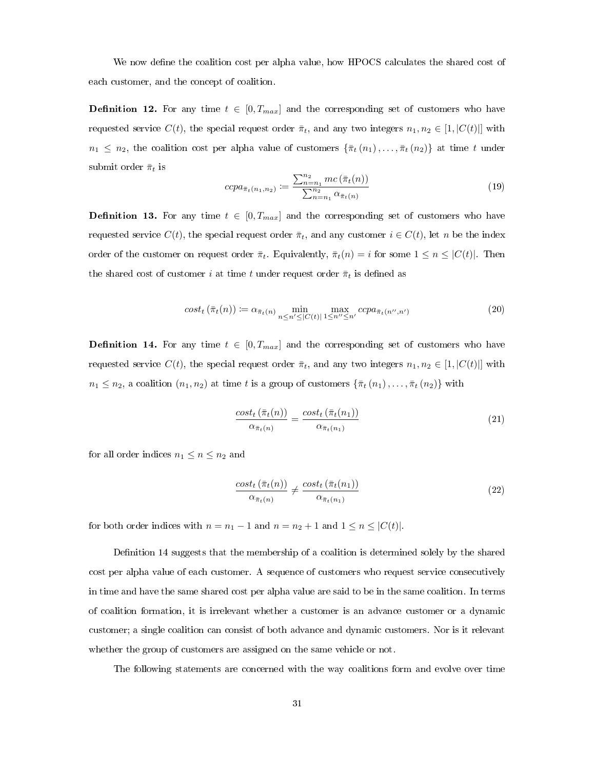We now define the coalition cost per alpha value, how HPOCS calculates the shared cost of each customer, and the concept of coalition.

**Definition 12.** For any time $t \in [0, T_{max}]$ and the corresponding set of customers who have requested service $C(t)$, the special request order $\bar{\pi}_t$, and any two integers $n_1, n_2 \in [1, |C(t)|]$ with $n_1 \leq n_2$, the coalition cost per alpha value of customers $\{\bar{\pi}_t(n_1), \ldots, \bar{\pi}_t(n_2)\}$ at time $t$ under submit order $\bar{\pi}_t$ is

$$ccpa_{\bar{\pi}_t(n_1, n_2)} := \frac{\sum_{n=n_1}^{n_2} mc(\bar{\pi}_t(n))}{\sum_{n=n_1}^{n_2} \alpha_{\bar{\pi}_t(n)}} \tag{19}$$

**Definition 13.** For any time $t \in [0, T_{max}]$ and the corresponding set of customers who have requested service $C(t)$, the special request order $\bar{\pi}_t$, and any customer $i \in C(t)$, let $n$ be the index order of the customer on request order $\bar{\pi}_t$. Equivalently, $\bar{\pi}_t(n) = i$ for some $1 \leq n \leq |C(t)|$. Then the shared cost of customer $i$ at time $t$ under request order $\bar{\pi}_t$ is defined as

$$cost_t(\bar{\pi}_t(n)) := \alpha_{\bar{\pi}_t(n)} \min_{n \leq n' \leq |C(t)|} \max_{1 \leq n'' \leq n'} ccpa_{\bar{\pi}_t(n'', n')} \tag{20}$$

**Definition 14.** For any time $t \in [0, T_{max}]$ and the corresponding set of customers who have requested service $C(t)$, the special request order $\bar{\pi}_t$, and any two integers $n_1, n_2 \in [1, |C(t)|]$ with $n_1 \leq n_2$, a coalition $(n_1, n_2)$ at time $t$ is a group of customers $\{\bar{\pi}_t(n_1), \ldots, \bar{\pi}_t(n_2)\}$ with

$$\frac{cost_t(\bar{\pi}_t(n))}{\alpha_{\bar{\pi}_t(n)}} = \frac{cost_t(\bar{\pi}_t(n_1))}{\alpha_{\bar{\pi}_t(n_1)}} \tag{21}$$

for all order indices $n_1 \leq n \leq n_2$ and

$$\frac{cost_t(\bar{\pi}_t(n))}{\alpha_{\bar{\pi}_t(n)}} \neq \frac{cost_t(\bar{\pi}_t(n_1))}{\alpha_{\bar{\pi}_t(n_1)}} \tag{22}$$

for both order indices with $n = n_1 - 1$ and $n = n_2 + 1$ and $1 \leq n \leq |C(t)|$.

Definition 14 suggests that the membership of a coalition is determined solely by the shared cost per alpha value of each customer. A sequence of customers who request service consecutively in time and have the same shared cost per alpha value are said to be in the same coalition. In terms of coalition formation, it is irrelevant whether a customer is an advance customer or a dynamic customer; a single coalition can consist of both advance and dynamic customers. Nor is it relevant whether the group of customers are assigned on the same vehicle or not.

The following statements are concerned with the way coalitions form and evolve over time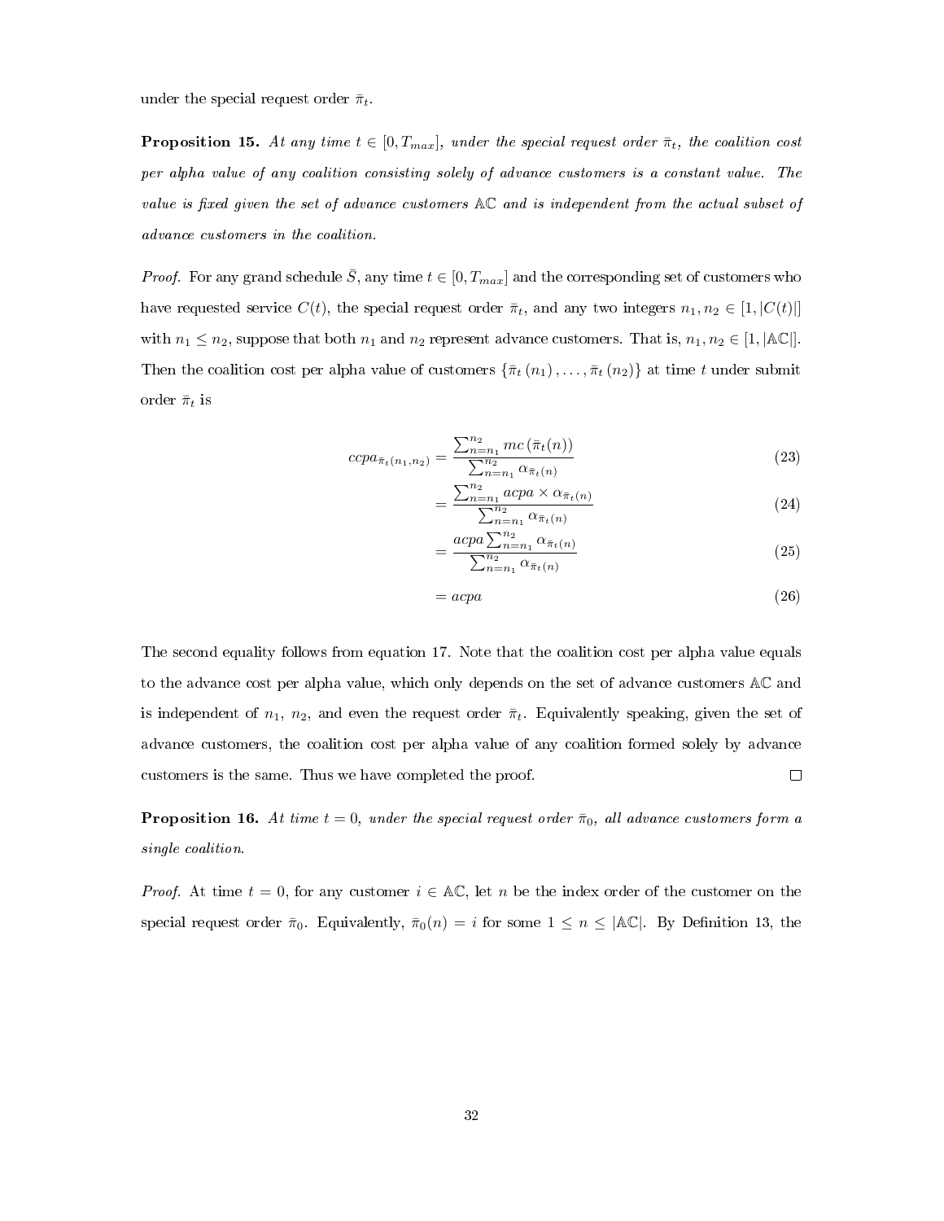under the special request order $\bar{\pi}_t$.

**Proposition 15.** *At any time $t \in [0, T_{max}]$, under the special request order $\bar{\pi}_t$, the coalition cost per alpha value of any coalition consisting solely of advance customers is a constant value. The value is fixed given the set of advance customers $\mathbb{AC}$ and is independent from the actual subset of advance customers in the coalition.*

*Proof.* For any grand schedule $\bar{S}$, any time $t \in [0, T_{max}]$ and the corresponding set of customers who have requested service $C(t)$, the special request order $\bar{\pi}_t$, and any two integers $n_1, n_2 \in [1, |C(t)|]$ with $n_1 \leq n_2$, suppose that both $n_1$ and $n_2$ represent advance customers. That is, $n_1, n_2 \in [1, |\mathbb{AC}|]$. Then the coalition cost per alpha value of customers $\{\bar{\pi}_t(n_1), \ldots, \bar{\pi}_t(n_2)\}$ at time $t$ under submit order $\bar{\pi}_t$ is

$$ccpa_{\bar{\pi}_t(n_1,n_2)} = \frac{\sum_{n=n_1}^{n_2} mc(\bar{\pi}_t(n))}{\sum_{n=n_1}^{n_2} \alpha_{\bar{\pi}_t(n)}} \tag{23}$$

$$= \frac{\sum_{n=n_1}^{n_2} acpa \times \alpha_{\bar{\pi}_t(n)}}{\sum_{n=n_1}^{n_2} \alpha_{\bar{\pi}_t(n)}} \tag{24}$$

$$= \frac{acpa \sum_{n=n_1}^{n_2} \alpha_{\bar{\pi}_t(n)}}{\sum_{n=n_1}^{n_2} \alpha_{\bar{\pi}_t(n)}} \tag{25}$$

$$= acpa \tag{26}$$

The second equality follows from equation 17. Note that the coalition cost per alpha value equals to the advance cost per alpha value, which only depends on the set of advance customers $\mathbb{AC}$ and is independent of $n_1$, $n_2$, and even the request order $\bar{\pi}_t$. Equivalently speaking, given the set of advance customers, the coalition cost per alpha value of any coalition formed solely by advance customers is the same. Thus we have completed the proof. □

**Proposition 16.** *At time $t = 0$, under the special request order $\bar{\pi}_0$, all advance customers form a single coalition.*

*Proof.* At time $t = 0$, for any customer $i \in \mathbb{AC}$, let $n$ be the index order of the customer on the special request order $\bar{\pi}_0$. Equivalently, $\bar{\pi}_0(n) = i$ for some $1 \leq n \leq |\mathbb{AC}|$. By Definition 13, the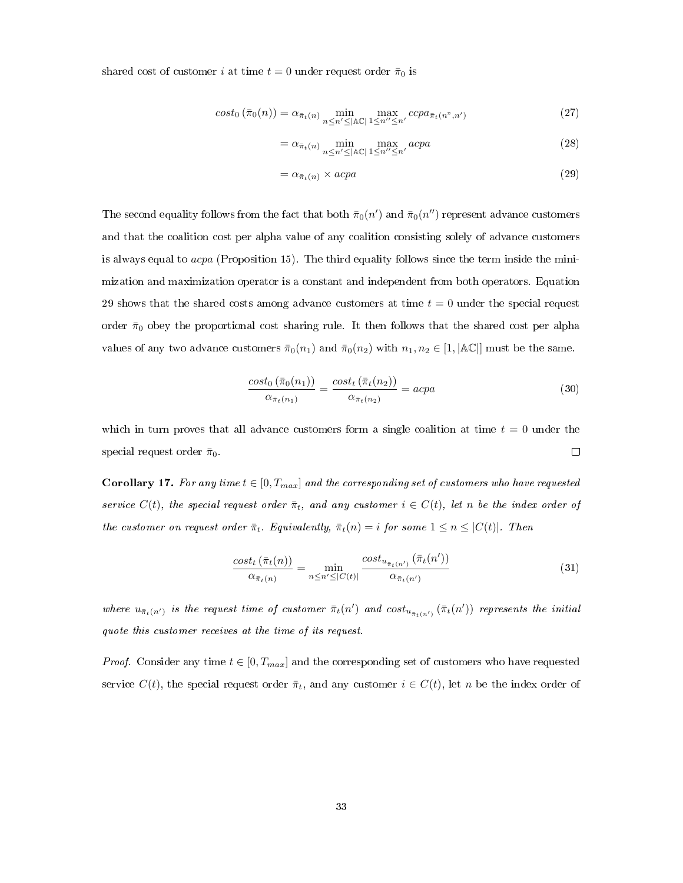shared cost of customer $i$ at time $t = 0$ under request order $\bar{\pi}_0$ is

$$cost_0\left(\bar{\pi}_0(n)\right) = \alpha_{\bar{\pi}_t(n)} \min_{n \leq n' \leq |\mathbb{AC}|} \max_{1 \leq n'' \leq n'} ccpa_{\bar{\pi}_t(n",n')} \tag{27}$$

$$= \alpha_{\bar{\pi}_t(n)} \min_{n \leq n' \leq |\mathbb{AC}|} \max_{1 \leq n'' \leq n'} acpa \tag{28}$$

$$= \alpha_{\bar{\pi}_t(n)} \times acpa \tag{29}$$

The second equality follows from the fact that both $\bar{\pi}_0(n')$ and $\bar{\pi}_0(n'')$ represent advance customers and that the coalition cost per alpha value of any coalition consisting solely of advance customers is always equal to $acpa$ (Proposition 15). The third equality follows since the term inside the minimization and maximization operator is a constant and independent from both operators. Equation 29 shows that the shared costs among advance customers at time $t = 0$ under the special request order $\bar{\pi}_0$ obey the proportional cost sharing rule. It then follows that the shared cost per alpha values of any two advance customers $\bar{\pi}_0(n_1)$ and $\bar{\pi}_0(n_2)$ with $n_1, n_2 \in [1, |\mathbb{AC}|]$ must be the same.

$$\frac{cost_0\left(\bar{\pi}_0(n_1)\right)}{\alpha_{\bar{\pi}_t(n_1)}} = \frac{cost_t\left(\bar{\pi}_t(n_2)\right)}{\alpha_{\bar{\pi}_t(n_2)}} = acpa \tag{30}$$

which in turn proves that all advance customers form a single coalition at time $t = 0$ under the special request order $\bar{\pi}_0$. □

**Corollary 17.** *For any time $t \in [0, T_{max}]$ and the corresponding set of customers who have requested service $C(t)$, the special request order $\bar{\pi}_t$, and any customer $i \in C(t)$, let $n$ be the index order of the customer on request order $\bar{\pi}_t$. Equivalently, $\bar{\pi}_t(n) = i$ for some $1 \leq n \leq |C(t)|$. Then*

$$\frac{cost_t\left(\bar{\pi}_t(n)\right)}{\alpha_{\bar{\pi}_t(n)}} = \min_{n \leq n' \leq |C(t)|} \frac{cost_{u_{\bar{\pi}_t(n')}}\left(\bar{\pi}_t(n')\right)}{\alpha_{\bar{\pi}_t(n')}} \tag{31}$$

*where $u_{\bar{\pi}_t(n')}$ is the request time of customer $\bar{\pi}_t(n')$ and $cost_{u_{\bar{\pi}_t(n')}}\left(\bar{\pi}_t(n')\right)$ represents the initial quote this customer receives at the time of its request.*

*Proof.* Consider any time $t \in [0, T_{max}]$ and the corresponding set of customers who have requested service $C(t)$, the special request order $\bar{\pi}_t$, and any customer $i \in C(t)$, let $n$ be the index order of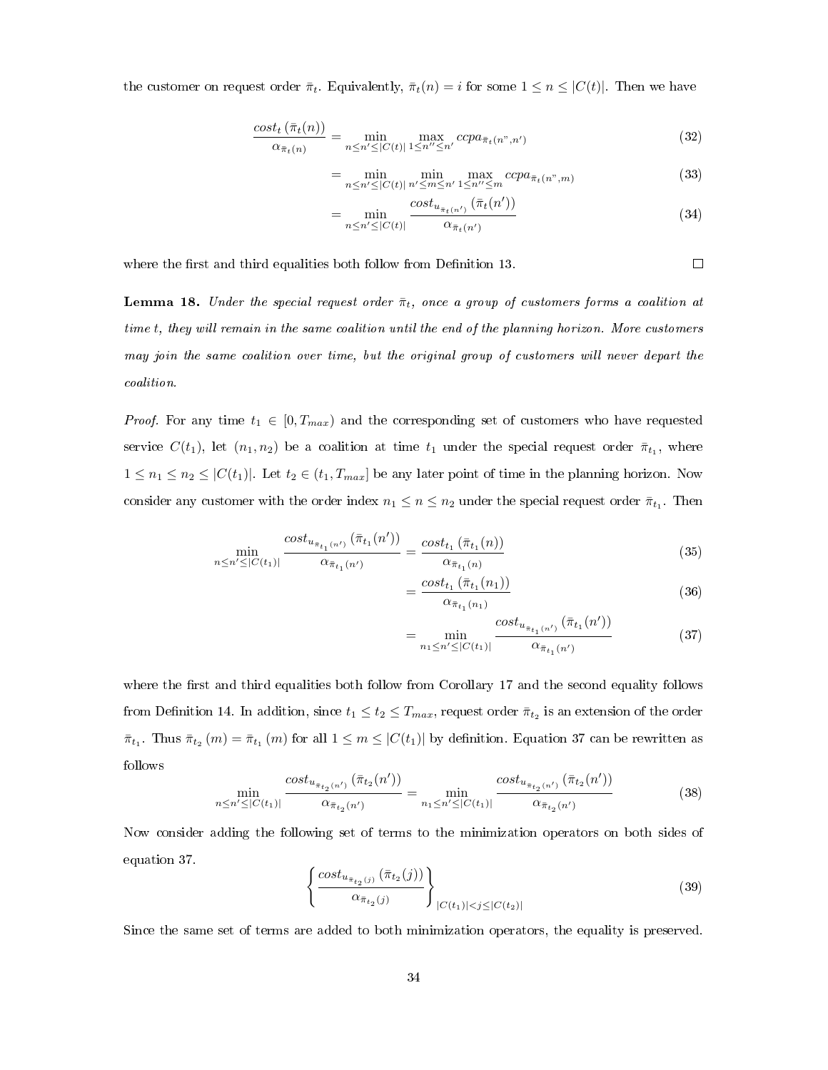the customer on request order $\bar{\pi}_t$. Equivalently, $\bar{\pi}_t(n) = i$ for some $1 \le n \le |C(t)|$. Then we have

$$\frac{cost_t\left(\bar{\pi}_t(n)\right)}{\alpha_{\bar{\pi}_t(n)}} = \min_{n \le n' \le |C(t)|} \max_{1 \le n'' \le n'} ccpa_{\bar{\pi}_t(n",n')} \tag{32}$$

$$= \min_{n \le n' \le |C(t)|} \min_{n' \le m \le n'} \max_{1 \le n'' \le m} ccpa_{\bar{\pi}_t(n",m)} \tag{33}$$

$$= \min_{n \le n' \le |C(t)|} \frac{cost_{u_{\bar{\pi}_t(n')}}\left(\bar{\pi}_t(n')\right)}{\alpha_{\bar{\pi}_t(n')}} \tag{34}$$

where the first and third equalities both follow from Definition 13. $\square$

**Lemma 18.** *Under the special request order $\bar{\pi}_t$, once a group of customers forms a coalition at time $t$, they will remain in the same coalition until the end of the planning horizon. More customers may join the same coalition over time, but the original group of customers will never depart the coalition.*

*Proof.* For any time $t_1 \in [0, T_{max})$ and the corresponding set of customers who have requested service $C(t_1)$, let $(n_1, n_2)$ be a coalition at time $t_1$ under the special request order $\bar{\pi}_{t_1}$, where $1 \le n_1 \le n_2 \le |C(t_1)|$. Let $t_2 \in (t_1, T_{max}]$ be any later point of time in the planning horizon. Now consider any customer with the order index $n_1 \le n \le n_2$ under the special request order $\bar{\pi}_{t_1}$. Then

$$\min_{n \le n' \le |C(t_1)|} \frac{cost_{u_{\bar{\pi}_{t_1}(n')}}\left(\bar{\pi}_{t_1}(n')\right)}{\alpha_{\bar{\pi}_{t_1}(n')}} = \frac{cost_{t_1}\left(\bar{\pi}_{t_1}(n)\right)}{\alpha_{\bar{\pi}_{t_1}(n)}} \tag{35}$$

$$= \frac{cost_{t_1}\left(\bar{\pi}_{t_1}(n_1)\right)}{\alpha_{\bar{\pi}_{t_1}(n_1)}} \tag{36}$$

$$= \min_{n_1 \le n' \le |C(t_1)|} \frac{cost_{u_{\bar{\pi}_{t_1}(n')}}\left(\bar{\pi}_{t_1}(n')\right)}{\alpha_{\bar{\pi}_{t_1}(n')}} \tag{37}$$

where the first and third equalities both follow from Corollary 17 and the second equality follows from Definition 14. In addition, since $t_1 \le t_2 \le T_{max}$, request order $\bar{\pi}_{t_2}$ is an extension of the order $\bar{\pi}_{t_1}$. Thus $\bar{\pi}_{t_2}(m) = \bar{\pi}_{t_1}(m)$ for all $1 \le m \le |C(t_1)|$ by definition. Equation 37 can be rewritten as follows

$$\min_{n \le n' \le |C(t_1)|} \frac{cost_{u_{\bar{\pi}_{t_2}(n')}}\left(\bar{\pi}_{t_2}(n')\right)}{\alpha_{\bar{\pi}_{t_2}(n')}} = \min_{n_1 \le n' \le |C(t_1)|} \frac{cost_{u_{\bar{\pi}_{t_2}(n')}}\left(\bar{\pi}_{t_2}(n')\right)}{\alpha_{\bar{\pi}_{t_2}(n')}} \tag{38}$$

Now consider adding the following set of terms to the minimization operators on both sides of equation 37.

$$\left\{ \frac{cost_{u_{\bar{\pi}_{t_2}(j)}}\left(\bar{\pi}_{t_2}(j)\right)}{\alpha_{\bar{\pi}_{t_2}(j)}} \right\}_{|C(t_1)| < j \le |C(t_2)|} \tag{39}$$

Since the same set of terms are added to both minimization operators, the equality is preserved.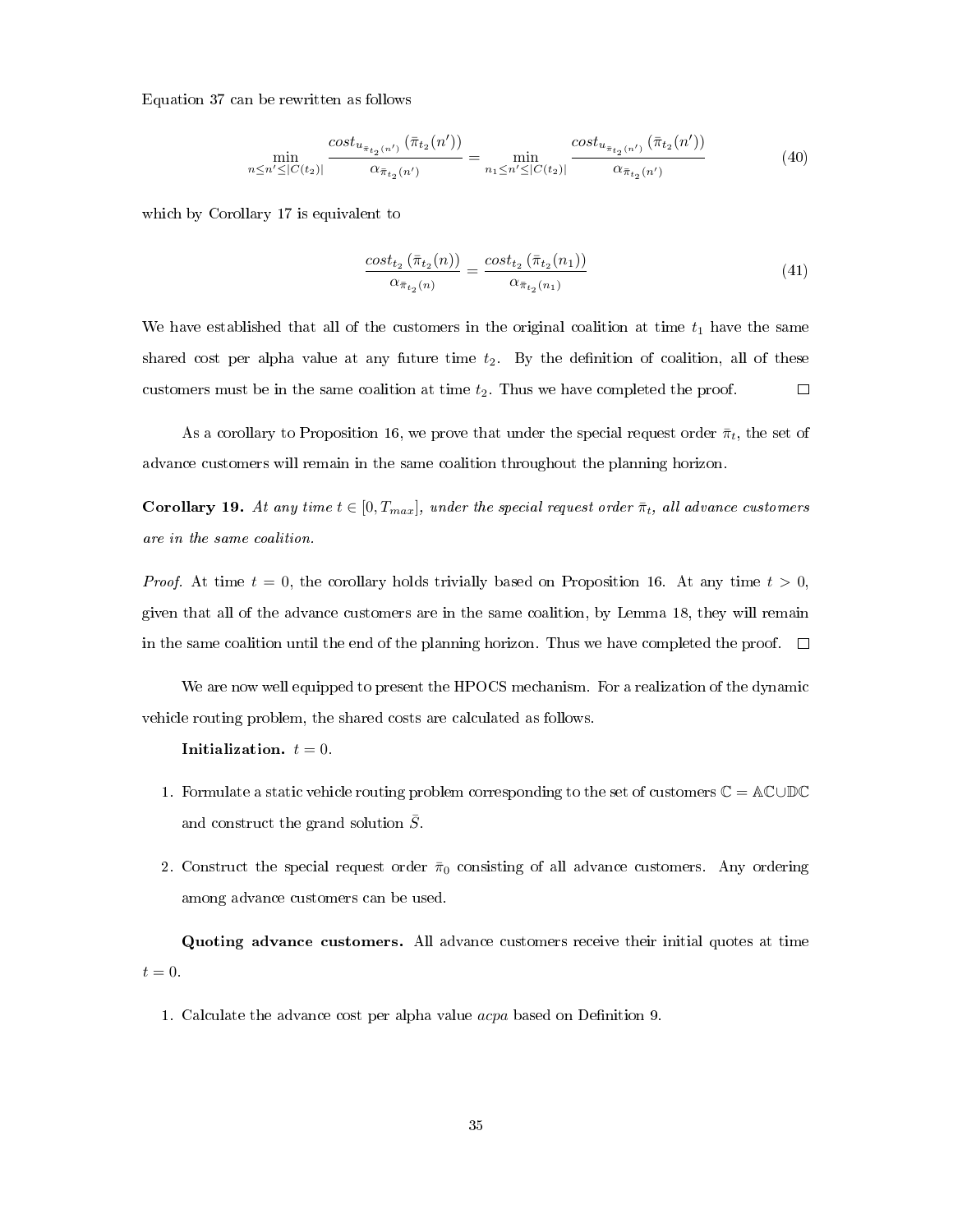Equation 37 can be rewritten as follows

$$\min_{n \le n' \le |C(t_2)|} \frac{cost_{u_{\bar{\pi}_{t_2}(n')}}(\bar{\pi}_{t_2}(n'))}{\alpha_{\bar{\pi}_{t_2}(n')}} = \min_{n_1 \le n' \le |C(t_2)|} \frac{cost_{u_{\bar{\pi}_{t_2}(n')}}(\bar{\pi}_{t_2}(n'))}{\alpha_{\bar{\pi}_{t_2}(n')}} \tag{40}$$

which by Corollary 17 is equivalent to

$$\frac{cost_{t_2}(\bar{\pi}_{t_2}(n))}{\alpha_{\bar{\pi}_{t_2}(n)}} = \frac{cost_{t_2}(\bar{\pi}_{t_2}(n_1))}{\alpha_{\bar{\pi}_{t_2}(n_1)}} \tag{41}$$

We have established that all of the customers in the original coalition at time $t_1$ have the same shared cost per alpha value at any future time $t_2$. By the definition of coalition, all of these customers must be in the same coalition at time $t_2$. Thus we have completed the proof. □

As a corollary to Proposition 16, we prove that under the special request order $\bar{\pi}_t$, the set of advance customers will remain in the same coalition throughout the planning horizon.

**Corollary 19.** *At any time $t \in [0, T_{max}]$, under the special request order $\bar{\pi}_t$, all advance customers are in the same coalition.*

*Proof.* At time $t = 0$, the corollary holds trivially based on Proposition 16. At any time $t > 0$, given that all of the advance customers are in the same coalition, by Lemma 18, they will remain in the same coalition until the end of the planning horizon. Thus we have completed the proof. □

We are now well equipped to present the HPOCS mechanism. For a realization of the dynamic vehicle routing problem, the shared costs are calculated as follows.

**Initialization.** $t = 0$.

1. Formulate a static vehicle routing problem corresponding to the set of customers $\mathbb{C} = \mathbb{AC} \cup \mathbb{DC}$ and construct the grand solution $\bar{S}$.
2. Construct the special request order $\bar{\pi}_0$ consisting of all advance customers. Any ordering among advance customers can be used.

**Quoting advance customers.** All advance customers receive their initial quotes at time $t = 0$.

1. Calculate the advance cost per alpha value *acpa* based on Definition 9.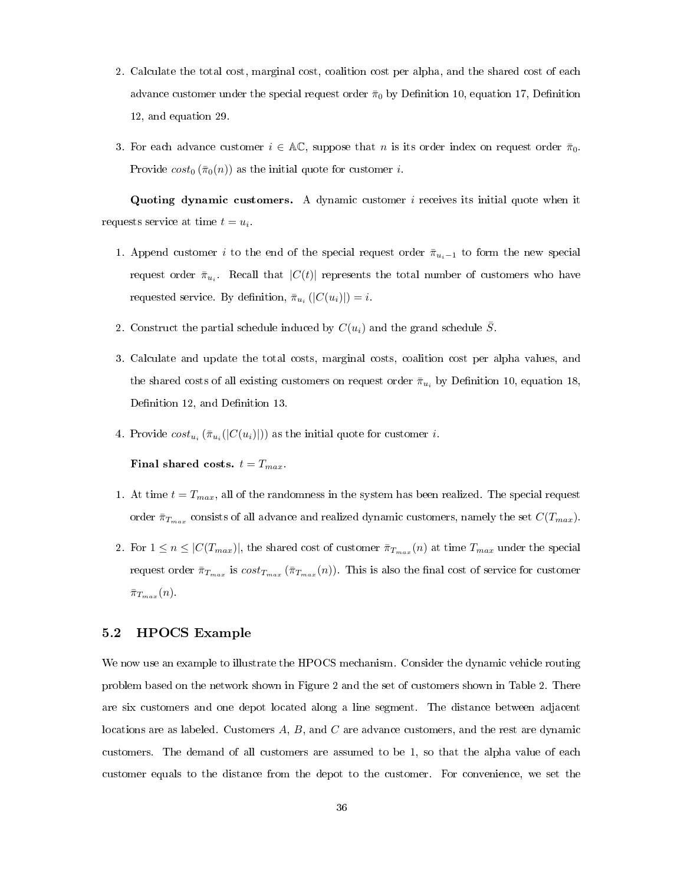2. Calculate the total cost, marginal cost, coalition cost per alpha, and the shared cost of each advance customer under the special request order $\bar{\pi}_0$ by Definition 10, equation 17, Definition 12, and equation 29.

3. For each advance customer $i \in \mathbb{AC}$, suppose that $n$ is its order index on request order $\bar{\pi}_0$. Provide $cost_0\left(\bar{\pi}_0(n)\right)$ as the initial quote for customer $i$.

**Quoting dynamic customers.** A dynamic customer $i$ receives its initial quote when it requests service at time $t = u_i$.

1. Append customer $i$ to the end of the special request order $\bar{\pi}_{u_i - 1}$ to form the new special request order $\bar{\pi}_{u_i}$. Recall that $|C(t)|$ represents the total number of customers who have requested service. By definition, $\bar{\pi}_{u_i}\left(|C(u_i)|\right) = i$.

2. Construct the partial schedule induced by $C(u_i)$ and the grand schedule $\bar{S}$.

3. Calculate and update the total costs, marginal costs, coalition cost per alpha values, and the shared costs of all existing customers on request order $\bar{\pi}_{u_i}$ by Definition 10, equation 18, Definition 12, and Definition 13.

4. Provide $cost_{u_i}\left(\bar{\pi}_{u_i}(|C(u_i)|)\right)$ as the initial quote for customer $i$.

**Final shared costs.** $t = T_{max}$.

1. At time $t = T_{max}$, all of the randomness in the system has been realized. The special request order $\bar{\pi}_{T_{max}}$ consists of all advance and realized dynamic customers, namely the set $C(T_{max})$.

2. For $1 \leq n \leq |C(T_{max})|$, the shared cost of customer $\bar{\pi}_{T_{max}}(n)$ at time $T_{max}$ under the special request order $\bar{\pi}_{T_{max}}$ is $cost_{T_{max}}\left(\bar{\pi}_{T_{max}}(n)\right)$. This is also the final cost of service for customer $\bar{\pi}_{T_{max}}(n)$.

## 5.2 HPOCS Example

We now use an example to illustrate the HPOCS mechanism. Consider the dynamic vehicle routing problem based on the network shown in Figure 2 and the set of customers shown in Table 2. There are six customers and one depot located along a line segment. The distance between adjacent locations are as labeled. Customers $A$, $B$, and $C$ are advance customers, and the rest are dynamic customers. The demand of all customers are assumed to be 1, so that the alpha value of each customer equals to the distance from the depot to the customer. For convenience, we set the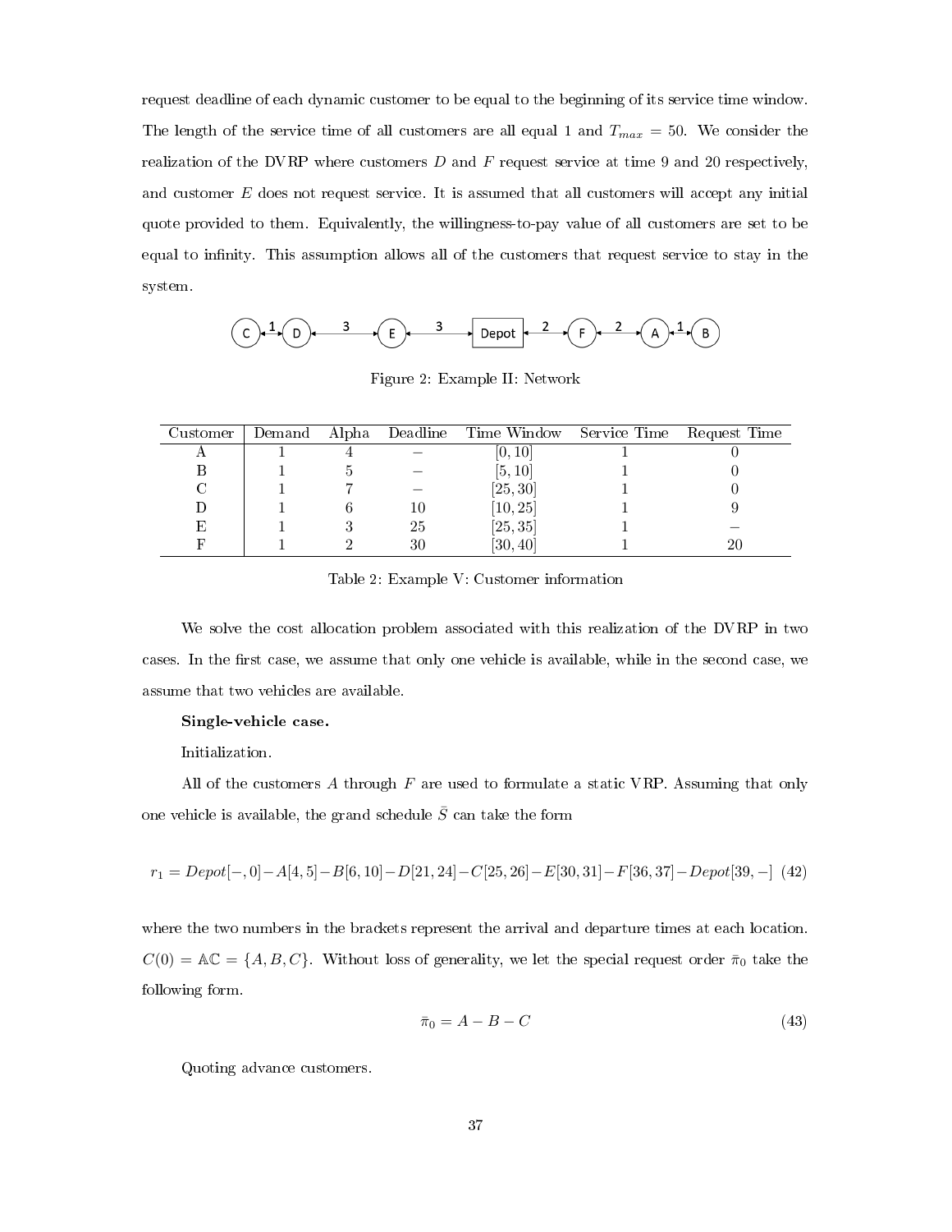request deadline of each dynamic customer to be equal to the beginning of its service time window. The length of the service time of all customers are all equal 1 and $T_{max} = 50$. We consider the realization of the DVRP where customers $D$ and $F$ request service at time 9 and 20 respectively, and customer $E$ does not request service. It is assumed that all customers will accept any initial quote provided to them. Equivalently, the willingness-to-pay value of all customers are set to be equal to infinity. This assumption allows all of the customers that request service to stay in the system.

C ←1→ D ←3→ E ←3→ Depot ←2→ F ←2→ A ←1→ B

Figure 2: Example II: Network

| Customer | Demand | Alpha | Deadline | Time Window | Service Time | Request Time |
|---|---|---|---|---|---|---|
| A | 1 | 4 | – | [0, 10] | 1 | 0 |
| B | 1 | 5 | – | [5, 10] | 1 | 0 |
| C | 1 | 7 | – | [25, 30] | 1 | 0 |
| D | 1 | 6 | 10 | [10, 25] | 1 | 9 |
| E | 1 | 3 | 25 | [25, 35] | 1 | – |
| F | 1 | 2 | 30 | [30, 40] | 1 | 20 |

Table 2: Example V: Customer information

We solve the cost allocation problem associated with this realization of the DVRP in two cases. In the first case, we assume that only one vehicle is available, while in the second case, we assume that two vehicles are available.

**Single-vehicle case.**

Initialization.

All of the customers $A$ through $F$ are used to formulate a static VRP. Assuming that only one vehicle is available, the grand schedule $\bar{S}$ can take the form

$$r_1 = Depot[-,0]-A[4,5]-B[6,10]-D[21,24]-C[25,26]-E[30,31]-F[36,37]-Depot[39,-] \quad (42)$$

where the two numbers in the brackets represent the arrival and departure times at each location. $C(0) = \mathbb{AC} = \{A, B, C\}$. Without loss of generality, we let the special request order $\bar{\pi}_0$ take the following form.

$$\bar{\pi}_0 = A - B - C \quad (43)$$

Quoting advance customers.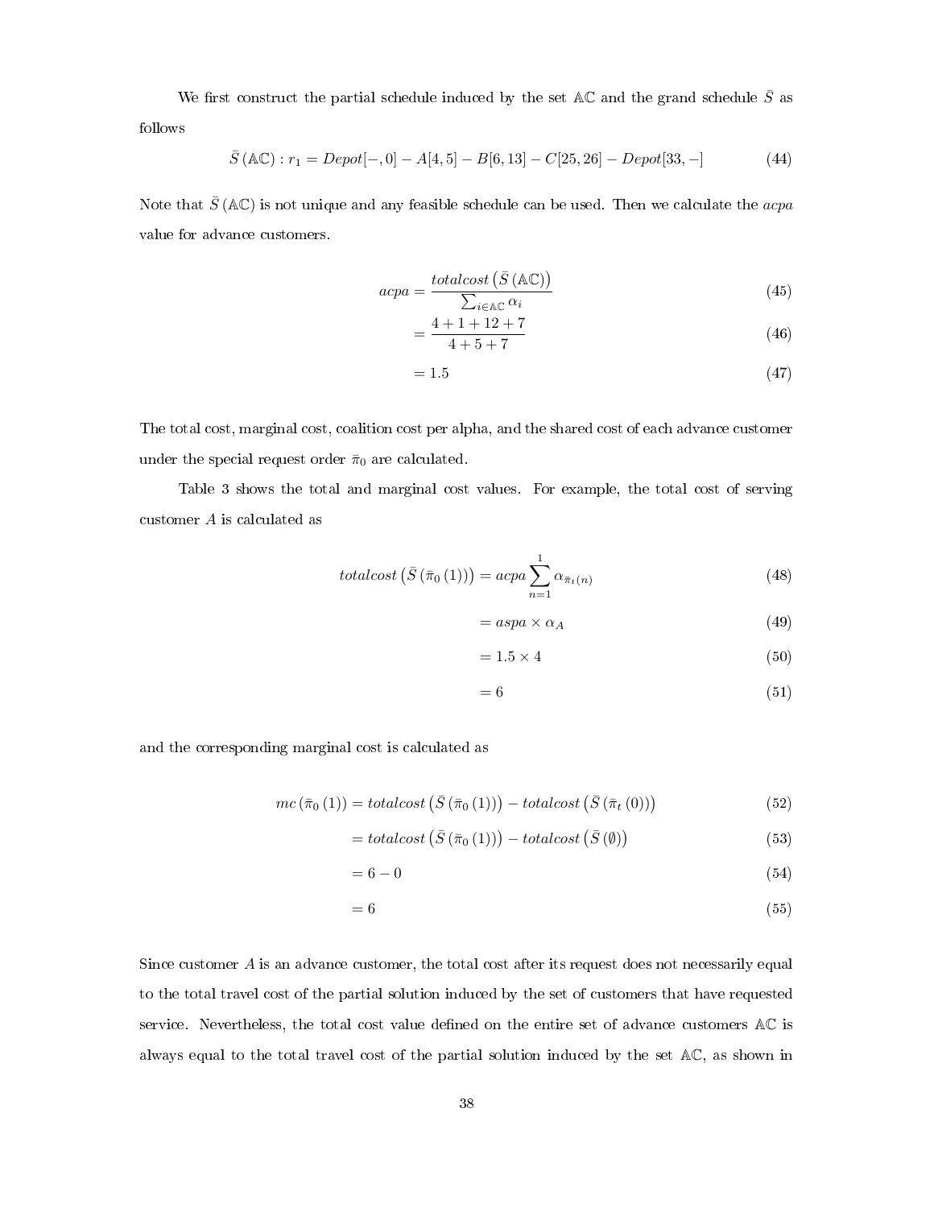We first construct the partial schedule induced by the set $\mathbb{AC}$ and the grand schedule $\bar{S}$ as follows

$$\bar{S}(\mathbb{AC}) : r_1 = Depot[-, 0] - A[4, 5] - B[6, 13] - C[25, 26] - Depot[33, -] \tag{44}$$

Note that $\bar{S}(\mathbb{AC})$ is not unique and any feasible schedule can be used. Then we calculate the *acpa* value for advance customers.

$$acpa = \frac{totalcost\left(\bar{S}(\mathbb{AC})\right)}{\sum_{i \in \mathbb{AC}} \alpha_i} \tag{45}$$

$$= \frac{4 + 1 + 12 + 7}{4 + 5 + 7} \tag{46}$$

$$= 1.5 \tag{47}$$

The total cost, marginal cost, coalition cost per alpha, and the shared cost of each advance customer under the special request order $\bar{\pi}_0$ are calculated.

Table 3 shows the total and marginal cost values. For example, the total cost of serving customer $A$ is calculated as

$$totalcost\left(\bar{S}\left(\bar{\pi}_0(1)\right)\right) = acpa \sum_{n=1}^{1} \alpha_{\bar{\pi}_t(n)} \tag{48}$$

$$= aspa \times \alpha_A \tag{49}$$

$$= 1.5 \times 4 \tag{50}$$

$$= 6 \tag{51}$$

and the corresponding marginal cost is calculated as

$$mc\left(\bar{\pi}_0(1)\right) = totalcost\left(\bar{S}\left(\bar{\pi}_0(1)\right)\right) - totalcost\left(\bar{S}\left(\bar{\pi}_t(0)\right)\right) \tag{52}$$

$$= totalcost\left(\bar{S}\left(\bar{\pi}_0(1)\right)\right) - totalcost\left(\bar{S}(\emptyset)\right) \tag{53}$$

$$= 6 - 0 \tag{54}$$

$$= 6 \tag{55}$$

Since customer $A$ is an advance customer, the total cost after its request does not necessarily equal to the total travel cost of the partial solution induced by the set of customers that have requested service. Nevertheless, the total cost value defined on the entire set of advance customers $\mathbb{AC}$ is always equal to the total travel cost of the partial solution induced by the set $\mathbb{AC}$, as shown in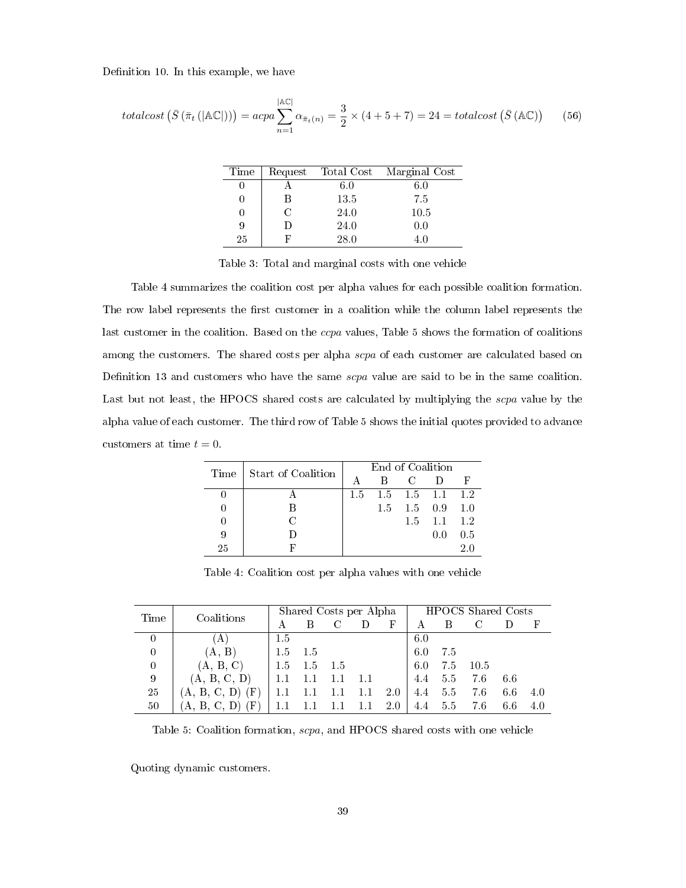Definition 10. In this example, we have

$$totalcost\left(\bar{S}\left(\bar{\pi}_t\left(|\mathbb{AC}|\right)\right)\right) = acpa \sum_{n=1}^{|\mathbb{AC}|} \alpha_{\bar{\pi}_t(n)} = \frac{3}{2} \times (4 + 5 + 7) = 24 = totalcost\left(\bar{S}\left(\mathbb{AC}\right)\right) \tag{56}$$

| Time | Request | Total Cost | Marginal Cost |
|---|---|---|---|
| 0 | A | 6.0 | 6.0 |
| 0 | B | 13.5 | 7.5 |
| 0 | C | 24.0 | 10.5 |
| 9 | D | 24.0 | 0.0 |
| 25 | F | 28.0 | 4.0 |

Table 3: Total and marginal costs with one vehicle

Table 4 summarizes the coalition cost per alpha values for each possible coalition formation. The row label represents the first customer in a coalition while the column label represents the last customer in the coalition. Based on the *ccpa* values, Table 5 shows the formation of coalitions among the customers. The shared costs per alpha *scpa* of each customer are calculated based on Definition 13 and customers who have the same *scpa* value are said to be in the same coalition. Last but not least, the HPOCS shared costs are calculated by multiplying the *scpa* value by the alpha value of each customer. The third row of Table 5 shows the initial quotes provided to advance customers at time $t = 0$.

| Time | Start of Coalition | End of Coalition | | | | |
|---|---|---|---|---|---|---|
| | | A | B | C | D | F |
| 0 | A | 1.5 | 1.5 | 1.5 | 1.1 | 1.2 |
| 0 | B | | 1.5 | 1.5 | 0.9 | 1.0 |
| 0 | C | | | 1.5 | 1.1 | 1.2 |
| 9 | D | | | | 0.0 | 0.5 |
| 25 | F | | | | | 2.0 |

Table 4: Coalition cost per alpha values with one vehicle

| Time | Coalitions | Shared Costs per Alpha | | | | | HPOCS Shared Costs | | | | |
|---|---|---|---|---|---|---|---|---|---|---|---|
| | | A | B | C | D | F | A | B | C | D | F |
| 0 | (A) | 1.5 | | | | | 6.0 | | | | |
| 0 | (A, B) | 1.5 | 1.5 | | | | 6.0 | 7.5 | | | |
| 0 | (A, B, C) | 1.5 | 1.5 | 1.5 | | | 6.0 | 7.5 | 10.5 | | |
| 9 | (A, B, C, D) | 1.1 | 1.1 | 1.1 | 1.1 | | 4.4 | 5.5 | 7.6 | 6.6 | |
| 25 | (A, B, C, D) (F) | 1.1 | 1.1 | 1.1 | 1.1 | 2.0 | 4.4 | 5.5 | 7.6 | 6.6 | 4.0 |
| 50 | (A, B, C, D) (F) | 1.1 | 1.1 | 1.1 | 1.1 | 2.0 | 4.4 | 5.5 | 7.6 | 6.6 | 4.0 |

Table 5: Coalition formation, *scpa*, and HPOCS shared costs with one vehicle

Quoting dynamic customers.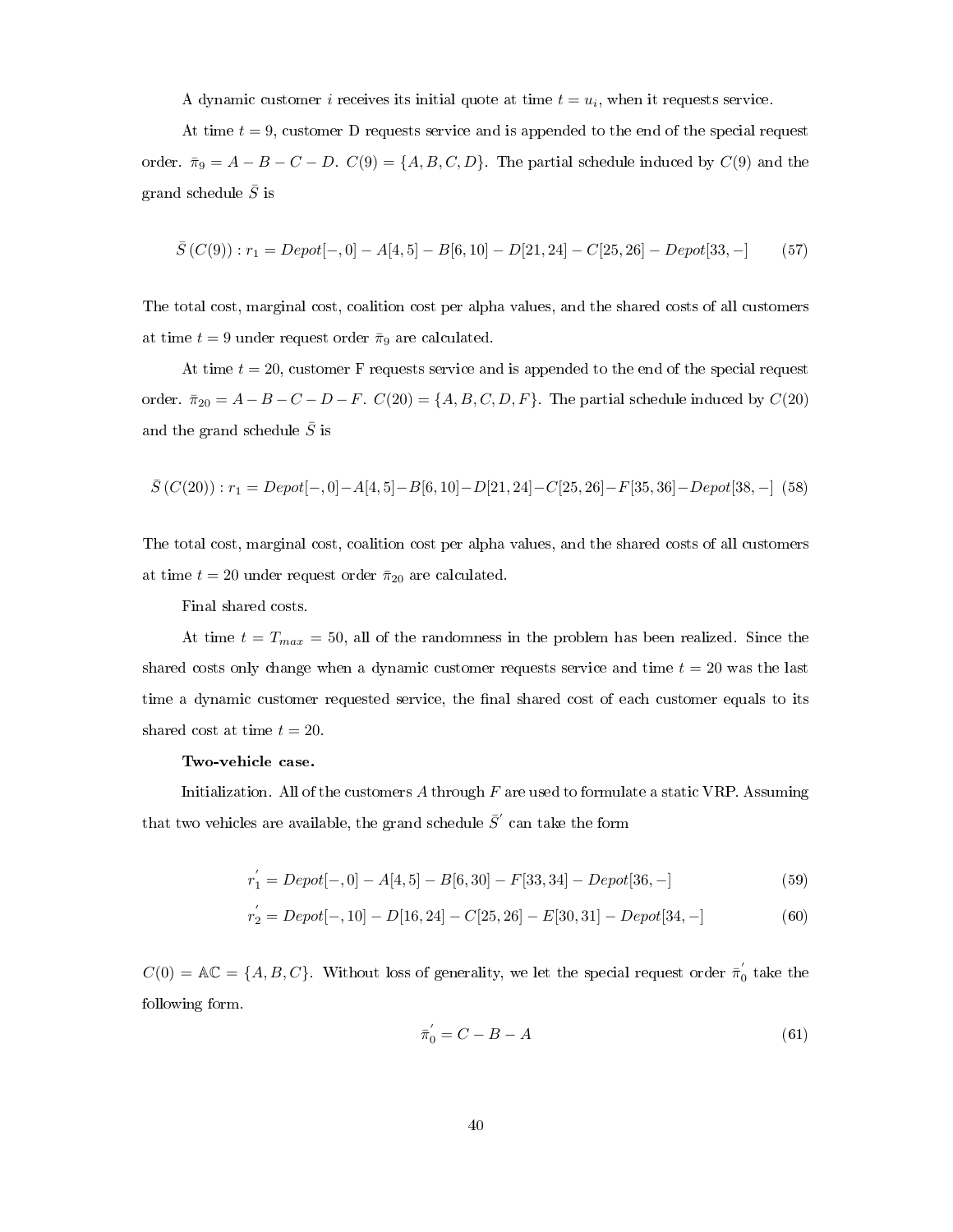A dynamic customer $i$ receives its initial quote at time $t = u_i$, when it requests service.

At time $t = 9$, customer D requests service and is appended to the end of the special request order. $\bar{\pi}_9 = A - B - C - D$. $C(9) = \{A, B, C, D\}$. The partial schedule induced by $C(9)$ and the grand schedule $\bar{S}$ is

$$\bar{S}\left(C(9)\right) : r_1 = Depot[-, 0] - A[4, 5] - B[6, 10] - D[21, 24] - C[25, 26] - Depot[33, -] \tag{57}$$

The total cost, marginal cost, coalition cost per alpha values, and the shared costs of all customers at time $t = 9$ under request order $\bar{\pi}_9$ are calculated.

At time $t = 20$, customer F requests service and is appended to the end of the special request order. $\bar{\pi}_{20} = A - B - C - D - F$. $C(20) = \{A, B, C, D, F\}$. The partial schedule induced by $C(20)$ and the grand schedule $\bar{S}$ is

$$\bar{S}\left(C(20)\right) : r_1 = Depot[-, 0] - A[4, 5] - B[6, 10] - D[21, 24] - C[25, 26] - F[35, 36] - Depot[38, -] \tag{58}$$

The total cost, marginal cost, coalition cost per alpha values, and the shared costs of all customers at time $t = 20$ under request order $\bar{\pi}_{20}$ are calculated.

Final shared costs.

At time $t = T_{max} = 50$, all of the randomness in the problem has been realized. Since the shared costs only change when a dynamic customer requests service and time $t = 20$ was the last time a dynamic customer requested service, the final shared cost of each customer equals to its shared cost at time $t = 20$.

**Two-vehicle case.**

Initialization. All of the customers $A$ through $F$ are used to formulate a static VRP. Assuming that two vehicles are available, the grand schedule $\bar{S}'$ can take the form

$$r_1' = Depot[-, 0] - A[4, 5] - B[6, 30] - F[33, 34] - Depot[36, -] \tag{59}$$

$$r_2' = Depot[-, 10] - D[16, 24] - C[25, 26] - E[30, 31] - Depot[34, -] \tag{60}$$

$C(0) = \mathbb{AC} = \{A, B, C\}$. Without loss of generality, we let the special request order $\bar{\pi}_0'$ take the following form.

$$\bar{\pi}_0' = C - B - A \tag{61}$$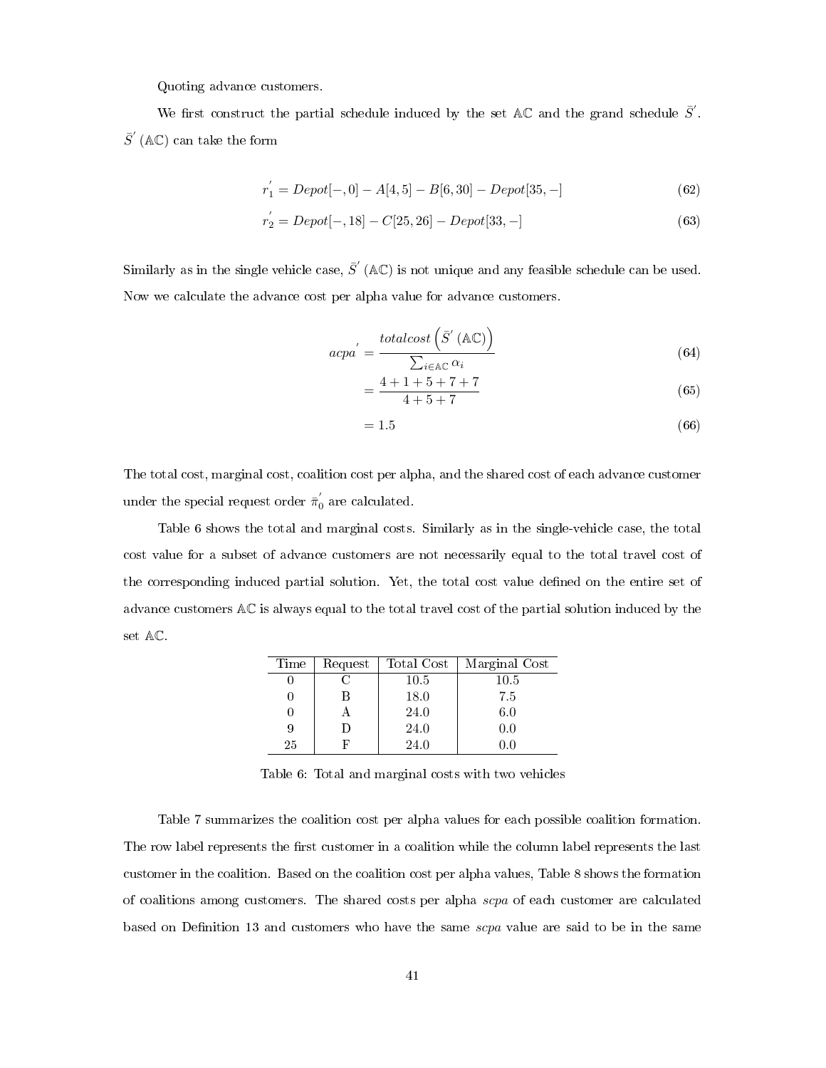Quoting advance customers.

We first construct the partial schedule induced by the set $\mathbb{AC}$ and the grand schedule $\bar{S}'$. $\bar{S}'(\mathbb{AC})$ can take the form

$$r_1' = Depot[-, 0] - A[4, 5] - B[6, 30] - Depot[35, -] \tag{62}$$

$$r_2' = Depot[-, 18] - C[25, 26] - Depot[33, -] \tag{63}$$

Similarly as in the single vehicle case, $\bar{S}'(\mathbb{AC})$ is not unique and any feasible schedule can be used. Now we calculate the advance cost per alpha value for advance customers.

$$acpa' = \frac{totalcost\left(\bar{S}'(\mathbb{AC})\right)}{\sum_{i \in \mathbb{AC}} \alpha_i} \tag{64}$$

$$= \frac{4 + 1 + 5 + 7 + 7}{4 + 5 + 7} \tag{65}$$

$$= 1.5 \tag{66}$$

The total cost, marginal cost, coalition cost per alpha, and the shared cost of each advance customer under the special request order $\bar{\pi}_0'$ are calculated.

Table 6 shows the total and marginal costs. Similarly as in the single-vehicle case, the total cost value for a subset of advance customers are not necessarily equal to the total travel cost of the corresponding induced partial solution. Yet, the total cost value defined on the entire set of advance customers $\mathbb{AC}$ is always equal to the total travel cost of the partial solution induced by the set $\mathbb{AC}$.

| Time | Request | Total Cost | Marginal Cost |
|---|---|---|---|
| 0 | C | 10.5 | 10.5 |
| 0 | B | 18.0 | 7.5 |
| 0 | A | 24.0 | 6.0 |
| 9 | D | 24.0 | 0.0 |
| 25 | F | 24.0 | 0.0 |

Table 6: Total and marginal costs with two vehicles

Table 7 summarizes the coalition cost per alpha values for each possible coalition formation. The row label represents the first customer in a coalition while the column label represents the last customer in the coalition. Based on the coalition cost per alpha values, Table 8 shows the formation of coalitions among customers. The shared costs per alpha *scpa* of each customer are calculated based on Definition 13 and customers who have the same *scpa* value are said to be in the same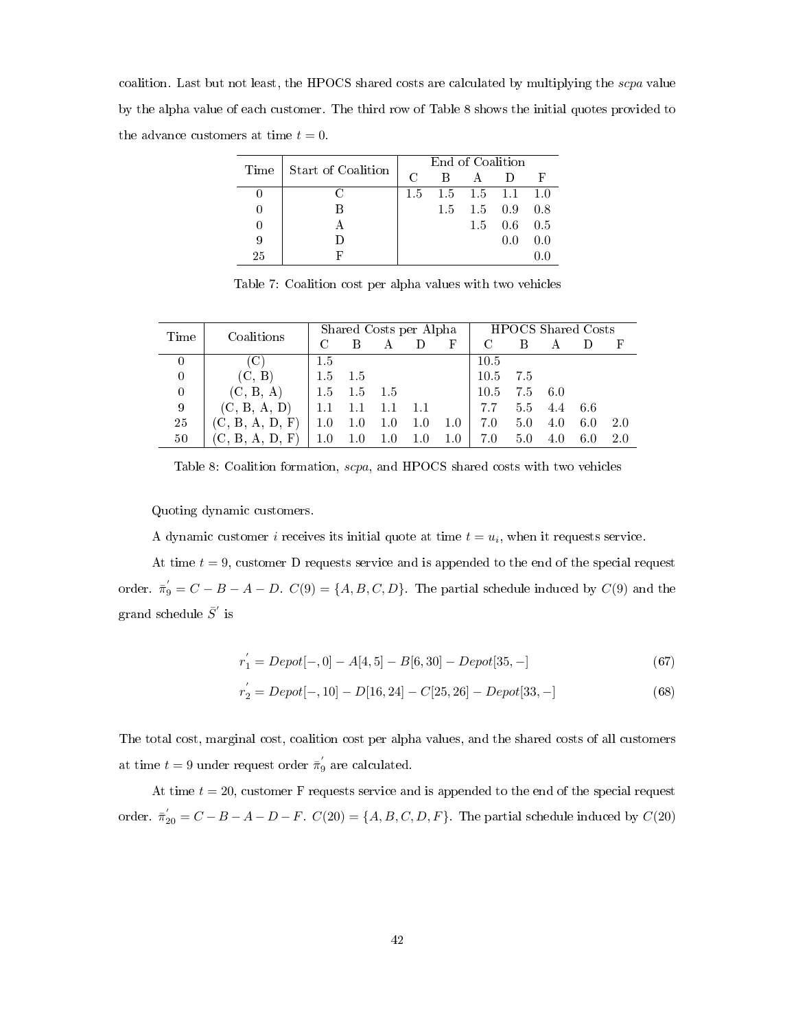coalition. Last but not least, the HPOCS shared costs are calculated by multiplying the *scpa* value by the alpha value of each customer. The third row of Table 8 shows the initial quotes provided to the advance customers at time $t = 0$.

| Time | Start of Coalition | End of Coalition | | | | |
|---|---|---|---|---|---|---|
| | | C | B | A | D | F |
| 0 | C | 1.5 | 1.5 | 1.5 | 1.1 | 1.0 |
| 0 | B | | 1.5 | 1.5 | 0.9 | 0.8 |
| 0 | A | | | 1.5 | 0.6 | 0.5 |
| 9 | D | | | | 0.0 | 0.0 |
| 25 | F | | | | | 0.0 |

Table 7: Coalition cost per alpha values with two vehicles

| Time | Coalitions | Shared Costs per Alpha | | | | | HPOCS Shared Costs | | | | |
|---|---|---|---|---|---|---|---|---|---|---|---|
| | | C | B | A | D | F | C | B | A | D | F |
| 0 | (C) | 1.5 | | | | | 10.5 | | | | |
| 0 | (C, B) | 1.5 | 1.5 | | | | 10.5 | 7.5 | | | |
| 0 | (C, B, A) | 1.5 | 1.5 | 1.5 | | | 10.5 | 7.5 | 6.0 | | |
| 9 | (C, B, A, D) | 1.1 | 1.1 | 1.1 | 1.1 | | 7.7 | 5.5 | 4.4 | 6.6 | |
| 25 | (C, B, A, D, F) | 1.0 | 1.0 | 1.0 | 1.0 | 1.0 | 7.0 | 5.0 | 4.0 | 6.0 | 2.0 |
| 50 | (C, B, A, D, F) | 1.0 | 1.0 | 1.0 | 1.0 | 1.0 | 7.0 | 5.0 | 4.0 | 6.0 | 2.0 |

Table 8: Coalition formation, *scpa*, and HPOCS shared costs with two vehicles

Quoting dynamic customers.

A dynamic customer $i$ receives its initial quote at time $t = u_i$, when it requests service.

At time $t = 9$, customer D requests service and is appended to the end of the special request order. $\bar{\pi}_9^{'} = C - B - A - D$. $C(9) = \{A, B, C, D\}$. The partial schedule induced by $C(9)$ and the grand schedule $\bar{S}^{'}$ is

$$r_1^{'} = Depot[-, 0] - A[4, 5] - B[6, 30] - Depot[35, -] \tag{67}$$

$$r_2^{'} = Depot[-, 10] - D[16, 24] - C[25, 26] - Depot[33, -] \tag{68}$$

The total cost, marginal cost, coalition cost per alpha values, and the shared costs of all customers at time $t = 9$ under request order $\bar{\pi}_9^{'}$ are calculated.

At time $t = 20$, customer F requests service and is appended to the end of the special request order. $\bar{\pi}_{20}^{'} = C - B - A - D - F$. $C(20) = \{A, B, C, D, F\}$. The partial schedule induced by $C(20)$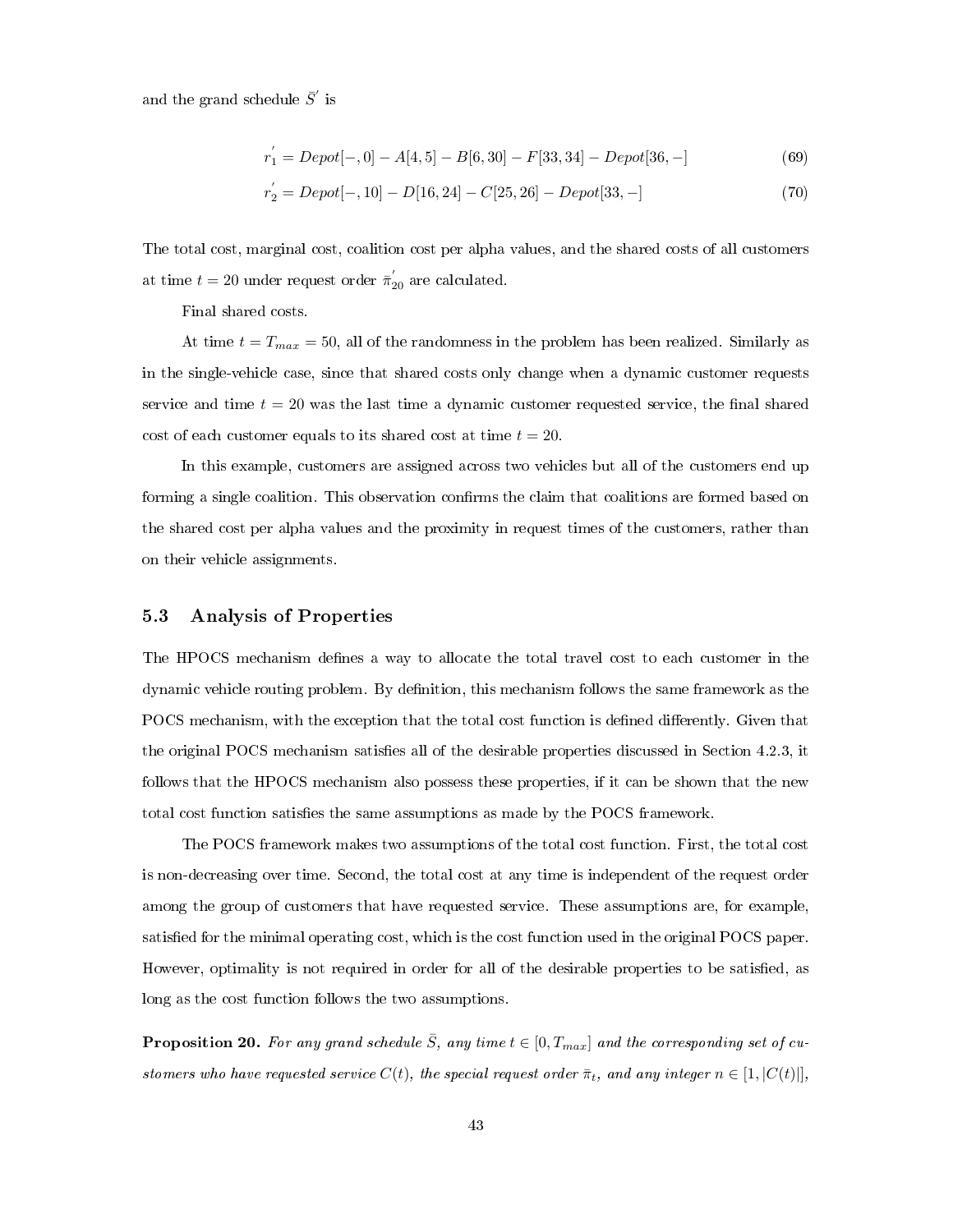and the grand schedule $\bar{S}'$ is

$$r_1' = Depot[-, 0] - A[4, 5] - B[6, 30] - F[33, 34] - Depot[36, -] \tag{69}$$

$$r_2' = Depot[-, 10] - D[16, 24] - C[25, 26] - Depot[33, -] \tag{70}$$

The total cost, marginal cost, coalition cost per alpha values, and the shared costs of all customers at time $t = 20$ under request order $\bar{\pi}_{20}'$ are calculated.

Final shared costs.

At time $t = T_{max} = 50$, all of the randomness in the problem has been realized. Similarly as in the single-vehicle case, since that shared costs only change when a dynamic customer requests service and time $t = 20$ was the last time a dynamic customer requested service, the final shared cost of each customer equals to its shared cost at time $t = 20$.

In this example, customers are assigned across two vehicles but all of the customers end up forming a single coalition. This observation confirms the claim that coalitions are formed based on the shared cost per alpha values and the proximity in request times of the customers, rather than on their vehicle assignments.

## 5.3 Analysis of Properties

The HPOCS mechanism defines a way to allocate the total travel cost to each customer in the dynamic vehicle routing problem. By definition, this mechanism follows the same framework as the POCS mechanism, with the exception that the total cost function is defined differently. Given that the original POCS mechanism satisfies all of the desirable properties discussed in Section 4.2.3, it follows that the HPOCS mechanism also possess these properties, if it can be shown that the new total cost function satisfies the same assumptions as made by the POCS framework.

The POCS framework makes two assumptions of the total cost function. First, the total cost is non-decreasing over time. Second, the total cost at any time is independent of the request order among the group of customers that have requested service. These assumptions are, for example, satisfied for the minimal operating cost, which is the cost function used in the original POCS paper. However, optimality is not required in order for all of the desirable properties to be satisfied, as long as the cost function follows the two assumptions.

**Proposition 20.** *For any grand schedule $\bar{S}$, any time $t \in [0, T_{max}]$ and the corresponding set of customers who have requested service $C(t)$, the special request order $\bar{\pi}_t$, and any integer $n \in [1, |C(t)|]$,*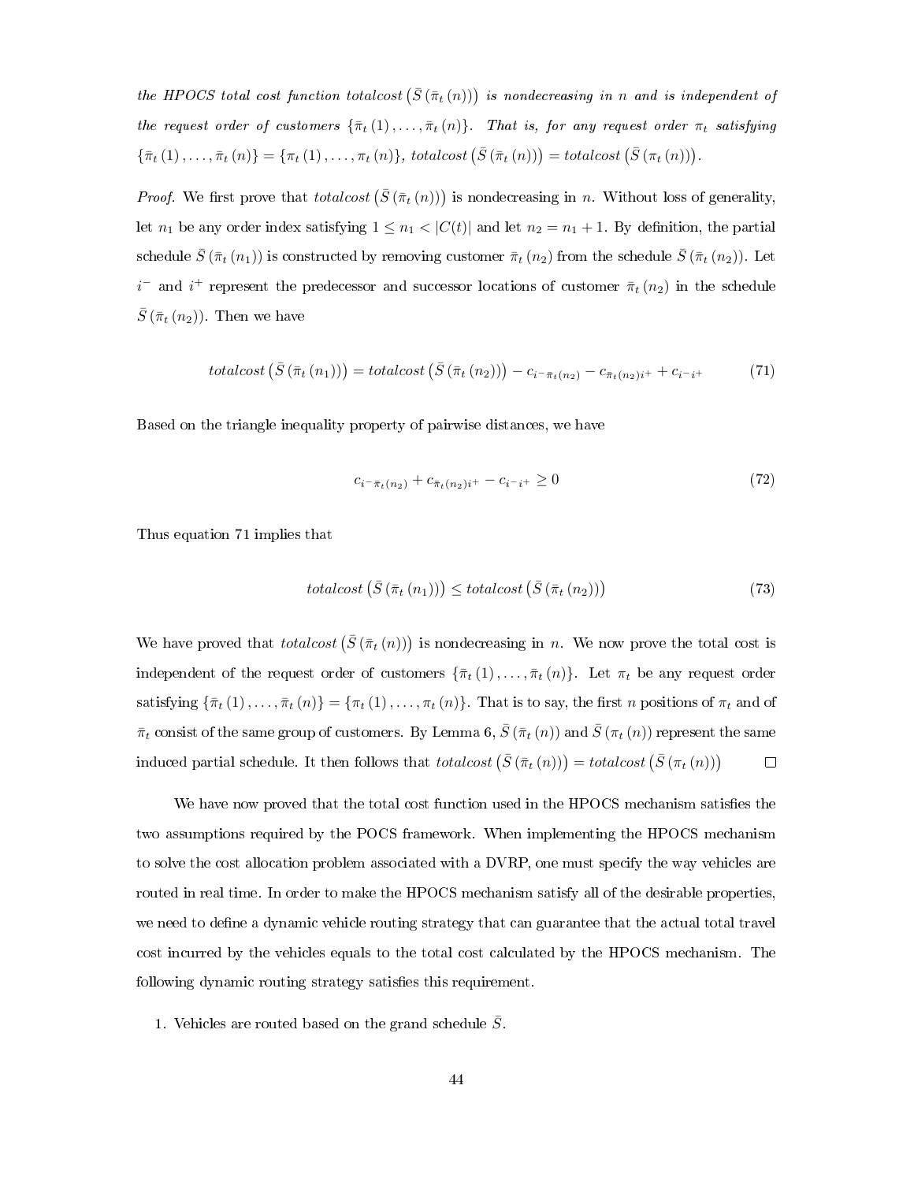*the HPOCS total cost function* $totalcost\left(\bar{S}\left(\bar{\pi}_t\left(n\right)\right)\right)$ *is nondecreasing in* $n$ *and is independent of the request order of customers* $\{\bar{\pi}_t\left(1\right), \ldots, \bar{\pi}_t\left(n\right)\}$. *That is, for any request order* $\pi_t$ *satisfying* $\{\bar{\pi}_t\left(1\right), \ldots, \bar{\pi}_t\left(n\right)\} = \{\pi_t\left(1\right), \ldots, \pi_t\left(n\right)\}$, $totalcost\left(\bar{S}\left(\bar{\pi}_t\left(n\right)\right)\right) = totalcost\left(\bar{S}\left(\pi_t\left(n\right)\right)\right)$.

*Proof.* We first prove that $totalcost\left(\bar{S}\left(\bar{\pi}_t\left(n\right)\right)\right)$ is nondecreasing in $n$. Without loss of generality, let $n_1$ be any order index satisfying $1 \leq n_1 < |C(t)|$ and let $n_2 = n_1 + 1$. By definition, the partial schedule $\bar{S}\left(\bar{\pi}_t\left(n_1\right)\right)$ is constructed by removing customer $\bar{\pi}_t\left(n_2\right)$ from the schedule $\bar{S}\left(\bar{\pi}_t\left(n_2\right)\right)$. Let $i^-$ and $i^+$ represent the predecessor and successor locations of customer $\bar{\pi}_t\left(n_2\right)$ in the schedule $\bar{S}\left(\bar{\pi}_t\left(n_2\right)\right)$. Then we have

$$totalcost\left(\bar{S}\left(\bar{\pi}_t\left(n_1\right)\right)\right) = totalcost\left(\bar{S}\left(\bar{\pi}_t\left(n_2\right)\right)\right) - c_{i^-\bar{\pi}_t(n_2)} - c_{\bar{\pi}_t(n_2)i^+} + c_{i^-i^+} \tag{71}$$

Based on the triangle inequality property of pairwise distances, we have

$$c_{i^-\bar{\pi}_t(n_2)} + c_{\bar{\pi}_t(n_2)i^+} - c_{i^-i^+} \geq 0 \tag{72}$$

Thus equation 71 implies that

$$totalcost\left(\bar{S}\left(\bar{\pi}_t\left(n_1\right)\right)\right) \leq totalcost\left(\bar{S}\left(\bar{\pi}_t\left(n_2\right)\right)\right) \tag{73}$$

We have proved that $totalcost\left(\bar{S}\left(\bar{\pi}_t\left(n\right)\right)\right)$ is nondecreasing in $n$. We now prove the total cost is independent of the request order of customers $\{\bar{\pi}_t\left(1\right), \ldots, \bar{\pi}_t\left(n\right)\}$. Let $\pi_t$ be any request order satisfying $\{\bar{\pi}_t\left(1\right), \ldots, \bar{\pi}_t\left(n\right)\} = \{\pi_t\left(1\right), \ldots, \pi_t\left(n\right)\}$. That is to say, the first $n$ positions of $\pi_t$ and of $\bar{\pi}_t$ consist of the same group of customers. By Lemma 6, $\bar{S}\left(\bar{\pi}_t\left(n\right)\right)$ and $\bar{S}\left(\pi_t\left(n\right)\right)$ represent the same induced partial schedule. It then follows that $totalcost\left(\bar{S}\left(\bar{\pi}_t\left(n\right)\right)\right) = totalcost\left(\bar{S}\left(\pi_t\left(n\right)\right)\right)$ ☐

We have now proved that the total cost function used in the HPOCS mechanism satisfies the two assumptions required by the POCS framework. When implementing the HPOCS mechanism to solve the cost allocation problem associated with a DVRP, one must specify the way vehicles are routed in real time. In order to make the HPOCS mechanism satisfy all of the desirable properties, we need to define a dynamic vehicle routing strategy that can guarantee that the actual total travel cost incurred by the vehicles equals to the total cost calculated by the HPOCS mechanism. The following dynamic routing strategy satisfies this requirement.

1. Vehicles are routed based on the grand schedule $\bar{S}$.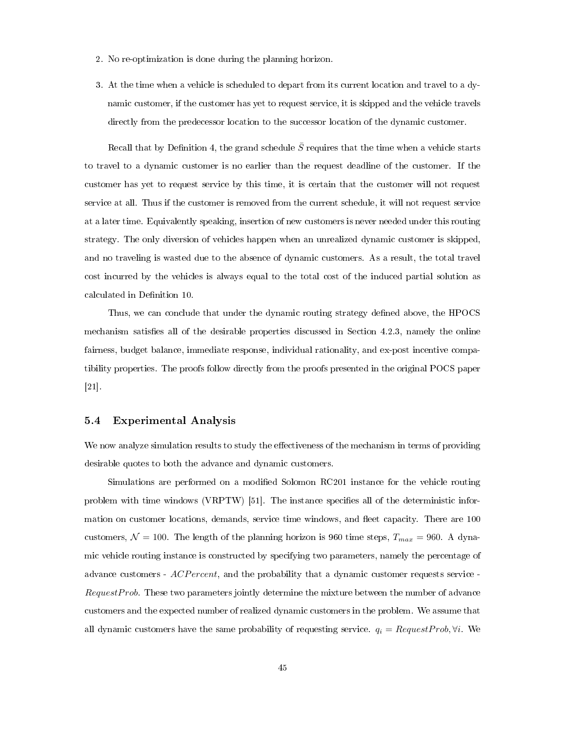2. No re-optimization is done during the planning horizon.

3. At the time when a vehicle is scheduled to depart from its current location and travel to a dynamic customer, if the customer has yet to request service, it is skipped and the vehicle travels directly from the predecessor location to the successor location of the dynamic customer.

Recall that by Definition 4, the grand schedule $\bar{S}$ requires that the time when a vehicle starts to travel to a dynamic customer is no earlier than the request deadline of the customer. If the customer has yet to request service by this time, it is certain that the customer will not request service at all. Thus if the customer is removed from the current schedule, it will not request service at a later time. Equivalently speaking, insertion of new customers is never needed under this routing strategy. The only diversion of vehicles happen when an unrealized dynamic customer is skipped, and no traveling is wasted due to the absence of dynamic customers. As a result, the total travel cost incurred by the vehicles is always equal to the total cost of the induced partial solution as calculated in Definition 10.

Thus, we can conclude that under the dynamic routing strategy defined above, the HPOCS mechanism satisfies all of the desirable properties discussed in Section 4.2.3, namely the online fairness, budget balance, immediate response, individual rationality, and ex-post incentive compatibility properties. The proofs follow directly from the proofs presented in the original POCS paper [21].

## 5.4 Experimental Analysis

We now analyze simulation results to study the effectiveness of the mechanism in terms of providing desirable quotes to both the advance and dynamic customers.

Simulations are performed on a modified Solomon RC201 instance for the vehicle routing problem with time windows (VRPTW) [51]. The instance specifies all of the deterministic information on customer locations, demands, service time windows, and fleet capacity. There are 100 customers, $\mathcal{N} = 100$. The length of the planning horizon is 960 time steps, $T_{max} = 960$. A dynamic vehicle routing instance is constructed by specifying two parameters, namely the percentage of advance customers - $ACPercent$, and the probability that a dynamic customer requests service - $RequestProb$. These two parameters jointly determine the mixture between the number of advance customers and the expected number of realized dynamic customers in the problem. We assume that all dynamic customers have the same probability of requesting service. $q_i = RequestProb, \forall i$. We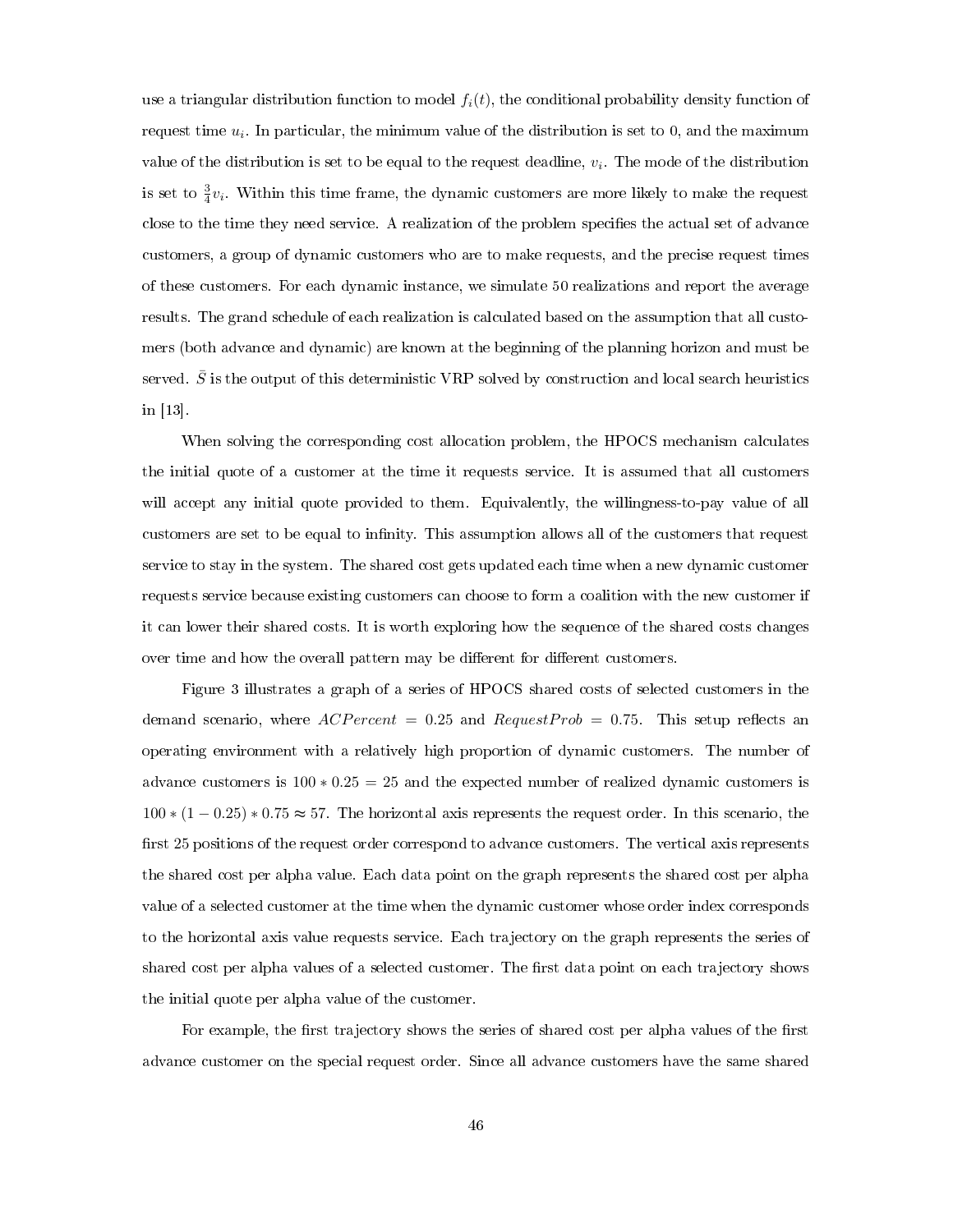use a triangular distribution function to model $f_i(t)$, the conditional probability density function of request time $u_i$. In particular, the minimum value of the distribution is set to 0, and the maximum value of the distribution is set to be equal to the request deadline, $v_i$. The mode of the distribution is set to $\frac{3}{4}v_i$. Within this time frame, the dynamic customers are more likely to make the request close to the time they need service. A realization of the problem specifies the actual set of advance customers, a group of dynamic customers who are to make requests, and the precise request times of these customers. For each dynamic instance, we simulate 50 realizations and report the average results. The grand schedule of each realization is calculated based on the assumption that all customers (both advance and dynamic) are known at the beginning of the planning horizon and must be served. $\bar{S}$ is the output of this deterministic VRP solved by construction and local search heuristics in [13].

When solving the corresponding cost allocation problem, the HPOCS mechanism calculates the initial quote of a customer at the time it requests service. It is assumed that all customers will accept any initial quote provided to them. Equivalently, the willingness-to-pay value of all customers are set to be equal to infinity. This assumption allows all of the customers that request service to stay in the system. The shared cost gets updated each time when a new dynamic customer requests service because existing customers can choose to form a coalition with the new customer if it can lower their shared costs. It is worth exploring how the sequence of the shared costs changes over time and how the overall pattern may be different for different customers.

Figure 3 illustrates a graph of a series of HPOCS shared costs of selected customers in the demand scenario, where $ACPercent = 0.25$ and $RequestProb = 0.75$. This setup reflects an operating environment with a relatively high proportion of dynamic customers. The number of advance customers is $100 * 0.25 = 25$ and the expected number of realized dynamic customers is $100 * (1 - 0.25) * 0.75 \approx 57$. The horizontal axis represents the request order. In this scenario, the first 25 positions of the request order correspond to advance customers. The vertical axis represents the shared cost per alpha value. Each data point on the graph represents the shared cost per alpha value of a selected customer at the time when the dynamic customer whose order index corresponds to the horizontal axis value requests service. Each trajectory on the graph represents the series of shared cost per alpha values of a selected customer. The first data point on each trajectory shows the initial quote per alpha value of the customer.

For example, the first trajectory shows the series of shared cost per alpha values of the first advance customer on the special request order. Since all advance customers have the same shared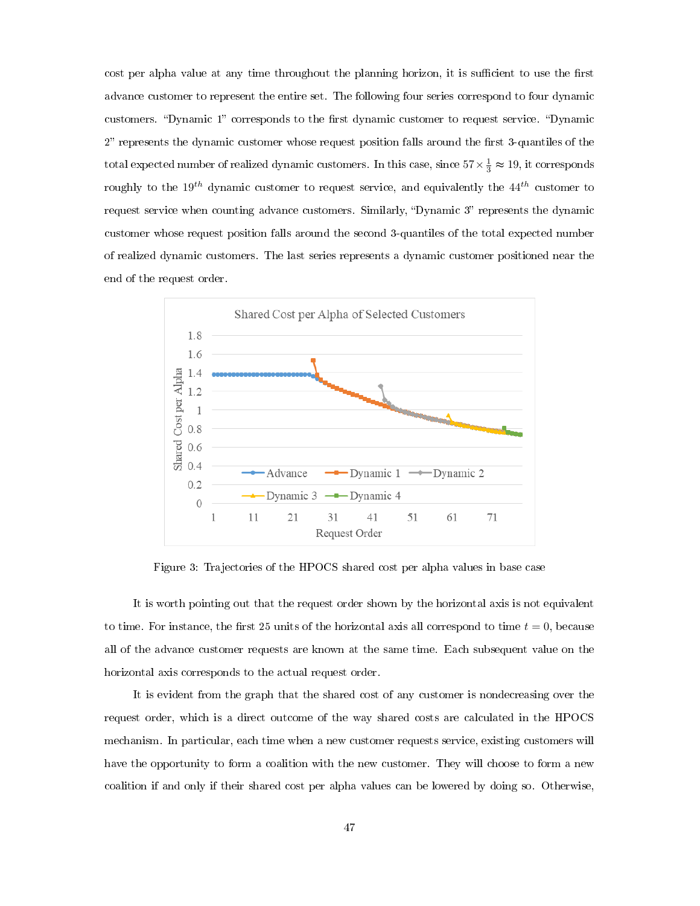cost per alpha value at any time throughout the planning horizon, it is sufficient to use the first advance customer to represent the entire set. The following four series correspond to four dynamic customers. "Dynamic 1" corresponds to the first dynamic customer to request service. "Dynamic 2" represents the dynamic customer whose request position falls around the first 3-quantiles of the total expected number of realized dynamic customers. In this case, since $57 \times \frac{1}{3} \approx 19$, it corresponds roughly to the $19^{th}$ dynamic customer to request service, and equivalently the $44^{th}$ customer to request service when counting advance customers. Similarly, "Dynamic 3" represents the dynamic customer whose request position falls around the second 3-quantiles of the total expected number of realized dynamic customers. The last series represents a dynamic customer positioned near the end of the request order.

Figure 3: Trajectories of the HPOCS shared cost per alpha values in base case

It is worth pointing out that the request order shown by the horizontal axis is not equivalent to time. For instance, the first 25 units of the horizontal axis all correspond to time $t = 0$, because all of the advance customer requests are known at the same time. Each subsequent value on the horizontal axis corresponds to the actual request order.

It is evident from the graph that the shared cost of any customer is nondecreasing over the request order, which is a direct outcome of the way shared costs are calculated in the HPOCS mechanism. In particular, each time when a new customer requests service, existing customers will have the opportunity to form a coalition with the new customer. They will choose to form a new coalition if and only if their shared cost per alpha values can be lowered by doing so. Otherwise,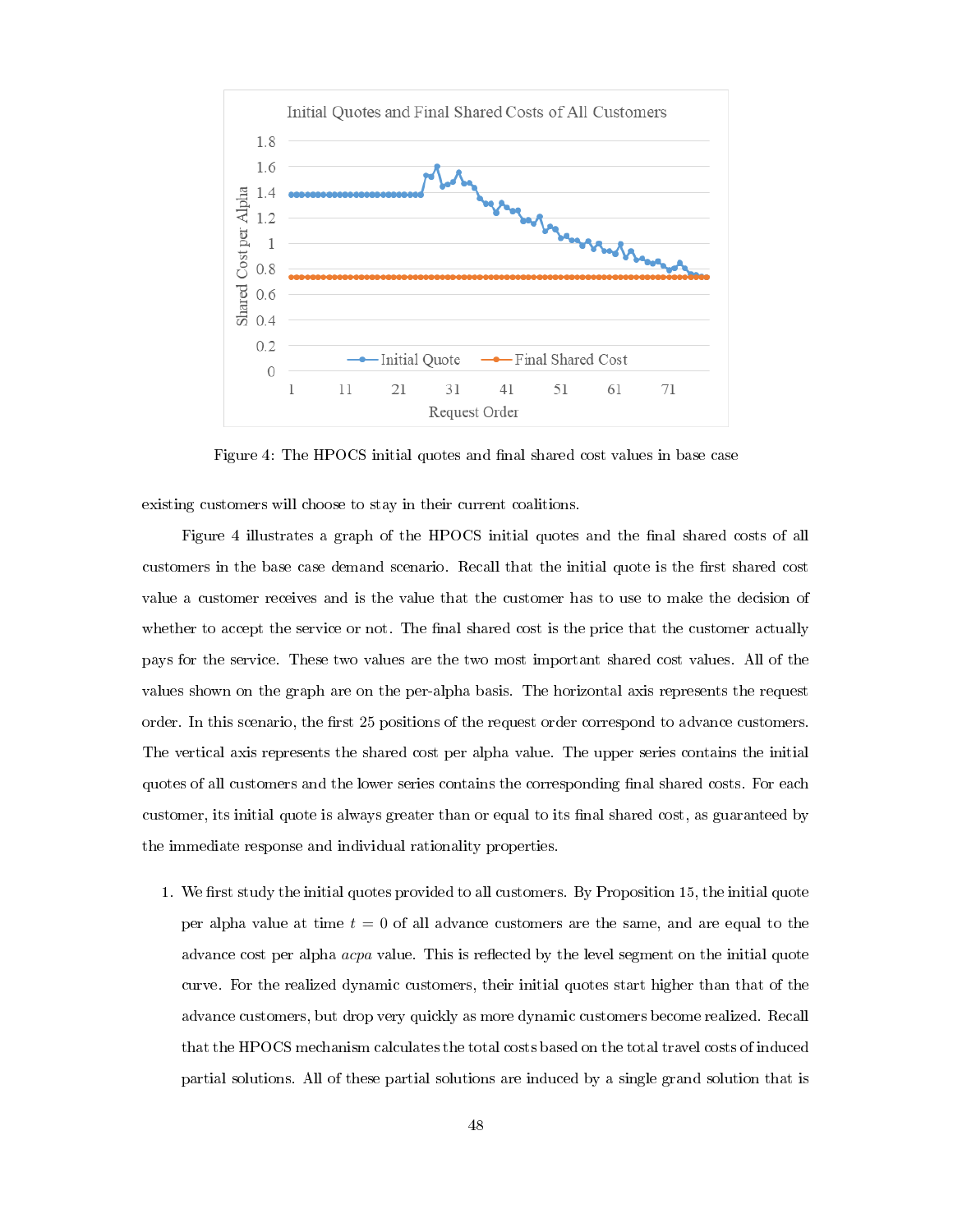Figure 4: The HPOCS initial quotes and final shared cost values in base case

existing customers will choose to stay in their current coalitions.

Figure 4 illustrates a graph of the HPOCS initial quotes and the final shared costs of all customers in the base case demand scenario. Recall that the initial quote is the first shared cost value a customer receives and is the value that the customer has to use to make the decision of whether to accept the service or not. The final shared cost is the price that the customer actually pays for the service. These two values are the two most important shared cost values. All of the values shown on the graph are on the per-alpha basis. The horizontal axis represents the request order. In this scenario, the first 25 positions of the request order correspond to advance customers. The vertical axis represents the shared cost per alpha value. The upper series contains the initial quotes of all customers and the lower series contains the corresponding final shared costs. For each customer, its initial quote is always greater than or equal to its final shared cost, as guaranteed by the immediate response and individual rationality properties.

1. We first study the initial quotes provided to all customers. By Proposition 15, the initial quote per alpha value at time $t = 0$ of all advance customers are the same, and are equal to the advance cost per alpha *acpa* value. This is reflected by the level segment on the initial quote curve. For the realized dynamic customers, their initial quotes start higher than that of the advance customers, but drop very quickly as more dynamic customers become realized. Recall that the HPOCS mechanism calculates the total costs based on the total travel costs of induced partial solutions. All of these partial solutions are induced by a single grand solution that is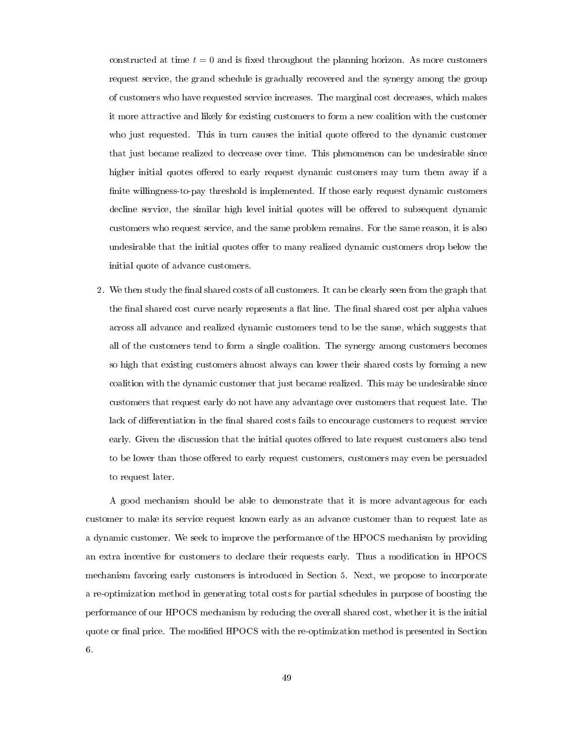constructed at time $t = 0$ and is fixed throughout the planning horizon. As more customers request service, the grand schedule is gradually recovered and the synergy among the group of customers who have requested service increases. The marginal cost decreases, which makes it more attractive and likely for existing customers to form a new coalition with the customer who just requested. This in turn causes the initial quote offered to the dynamic customer that just became realized to decrease over time. This phenomenon can be undesirable since higher initial quotes offered to early request dynamic customers may turn them away if a finite willingness-to-pay threshold is implemented. If those early request dynamic customers decline service, the similar high level initial quotes will be offered to subsequent dynamic customers who request service, and the same problem remains. For the same reason, it is also undesirable that the initial quotes offer to many realized dynamic customers drop below the initial quote of advance customers.

2. We then study the final shared costs of all customers. It can be clearly seen from the graph that the final shared cost curve nearly represents a flat line. The final shared cost per alpha values across all advance and realized dynamic customers tend to be the same, which suggests that all of the customers tend to form a single coalition. The synergy among customers becomes so high that existing customers almost always can lower their shared costs by forming a new coalition with the dynamic customer that just became realized. This may be undesirable since customers that request early do not have any advantage over customers that request late. The lack of differentiation in the final shared costs fails to encourage customers to request service early. Given the discussion that the initial quotes offered to late request customers also tend to be lower than those offered to early request customers, customers may even be persuaded to request later.

A good mechanism should be able to demonstrate that it is more advantageous for each customer to make its service request known early as an advance customer than to request late as a dynamic customer. We seek to improve the performance of the HPOCS mechanism by providing an extra incentive for customers to declare their requests early. Thus a modification in HPOCS mechanism favoring early customers is introduced in Section 5. Next, we propose to incorporate a re-optimization method in generating total costs for partial schedules in purpose of boosting the performance of our HPOCS mechanism by reducing the overall shared cost, whether it is the initial quote or final price. The modified HPOCS with the re-optimization method is presented in Section 6.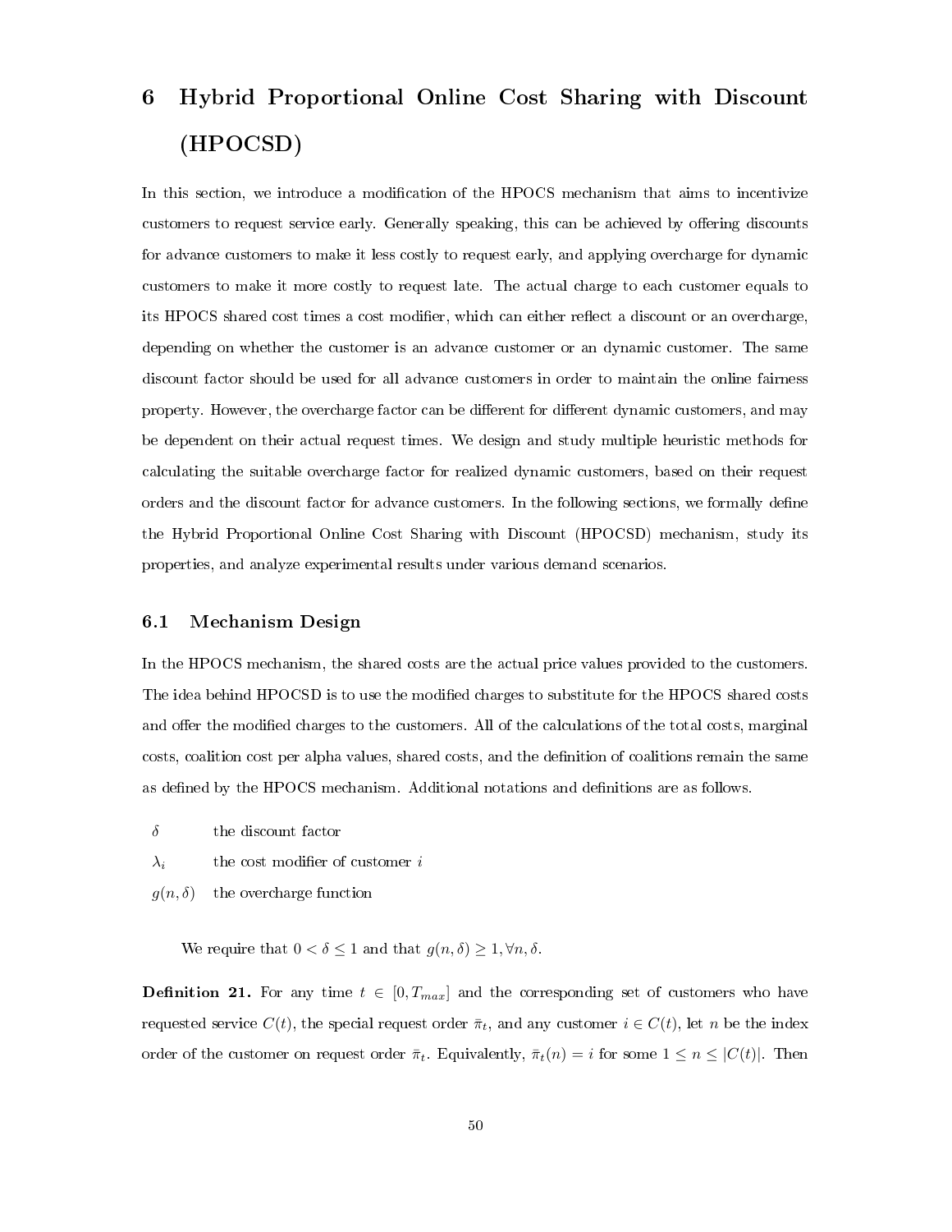# 6 Hybrid Proportional Online Cost Sharing with Discount (HPOCSD)

In this section, we introduce a modification of the HPOCS mechanism that aims to incentivize customers to request service early. Generally speaking, this can be achieved by offering discounts for advance customers to make it less costly to request early, and applying overcharge for dynamic customers to make it more costly to request late. The actual charge to each customer equals to its HPOCS shared cost times a cost modifier, which can either reflect a discount or an overcharge, depending on whether the customer is an advance customer or an dynamic customer. The same discount factor should be used for all advance customers in order to maintain the online fairness property. However, the overcharge factor can be different for different dynamic customers, and may be dependent on their actual request times. We design and study multiple heuristic methods for calculating the suitable overcharge factor for realized dynamic customers, based on their request orders and the discount factor for advance customers. In the following sections, we formally define the Hybrid Proportional Online Cost Sharing with Discount (HPOCSD) mechanism, study its properties, and analyze experimental results under various demand scenarios.

## 6.1 Mechanism Design

In the HPOCS mechanism, the shared costs are the actual price values provided to the customers. The idea behind HPOCSD is to use the modified charges to substitute for the HPOCS shared costs and offer the modified charges to the customers. All of the calculations of the total costs, marginal costs, coalition cost per alpha values, shared costs, and the definition of coalitions remain the same as defined by the HPOCS mechanism. Additional notations and definitions are as follows.

- $\delta$ the discount factor
- $\lambda_i$ the cost modifier of customer $i$
- $g(n, \delta)$ the overcharge function

We require that $0 < \delta \leq 1$ and that $g(n, \delta) \geq 1, \forall n, \delta$.

**Definition 21.** For any time $t \in [0, T_{max}]$ and the corresponding set of customers who have requested service $C(t)$, the special request order $\bar{\pi}_t$, and any customer $i \in C(t)$, let $n$ be the index order of the customer on request order $\bar{\pi}_t$. Equivalently, $\bar{\pi}_t(n) = i$ for some $1 \leq n \leq |C(t)|$. Then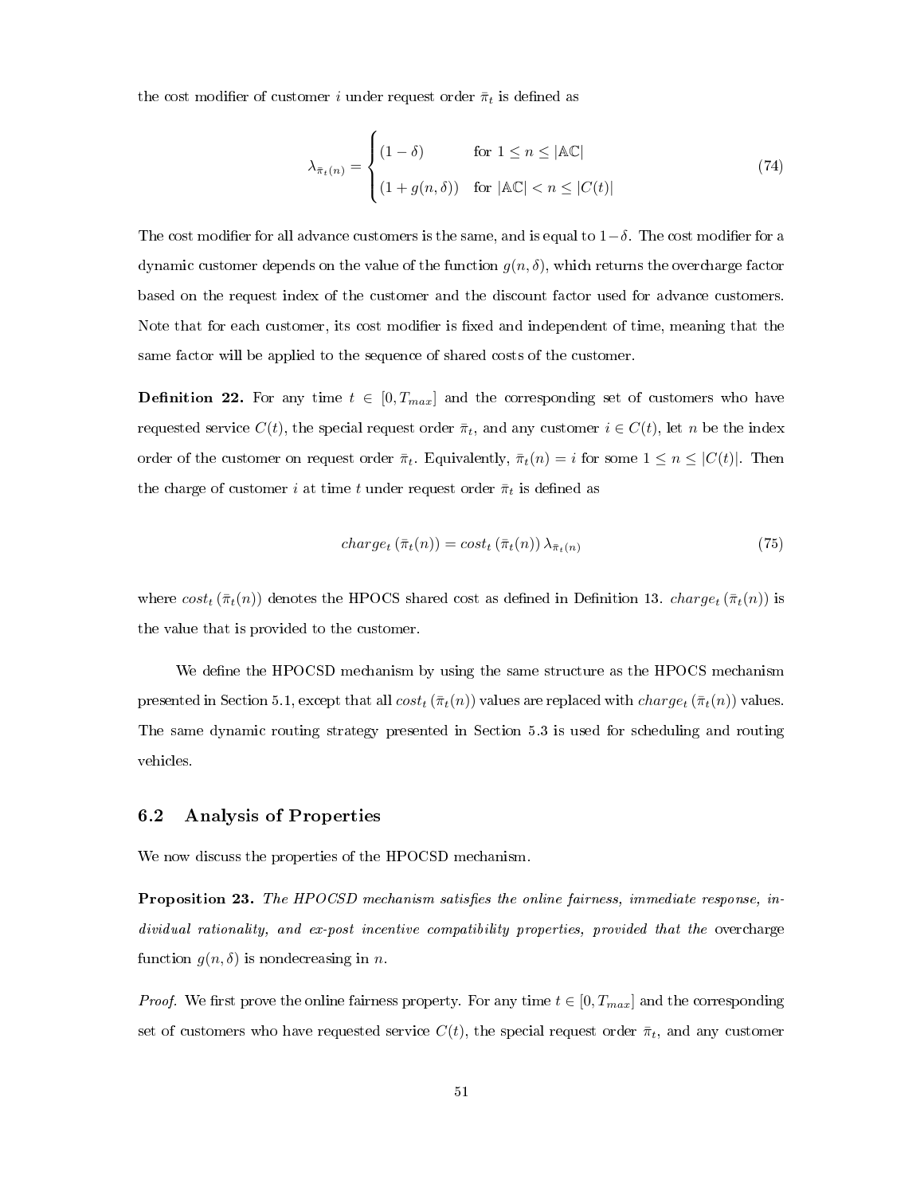the cost modifier of customer $i$ under request order $\bar{\pi}_t$ is defined as

$$\lambda_{\bar{\pi}_t(n)} = \begin{cases} (1-\delta) & \text{for } 1 \leq n \leq |\mathbb{AC}| \\ (1+g(n,\delta)) & \text{for } |\mathbb{AC}| < n \leq |C(t)| \end{cases} \tag{74}$$

The cost modifier for all advance customers is the same, and is equal to $1-\delta$. The cost modifier for a dynamic customer depends on the value of the function $g(n, \delta)$, which returns the overcharge factor based on the request index of the customer and the discount factor used for advance customers. Note that for each customer, its cost modifier is fixed and independent of time, meaning that the same factor will be applied to the sequence of shared costs of the customer.

**Definition 22.** For any time $t \in [0, T_{max}]$ and the corresponding set of customers who have requested service $C(t)$, the special request order $\bar{\pi}_t$, and any customer $i \in C(t)$, let $n$ be the index order of the customer on request order $\bar{\pi}_t$. Equivalently, $\bar{\pi}_t(n) = i$ for some $1 \leq n \leq |C(t)|$. Then the charge of customer $i$ at time $t$ under request order $\bar{\pi}_t$ is defined as

$$charge_t\left(\bar{\pi}_t(n)\right) = cost_t\left(\bar{\pi}_t(n)\right)\lambda_{\bar{\pi}_t(n)} \tag{75}$$

where $cost_t\left(\bar{\pi}_t(n)\right)$ denotes the HPOCS shared cost as defined in Definition 13. $charge_t\left(\bar{\pi}_t(n)\right)$ is the value that is provided to the customer.

We define the HPOCSD mechanism by using the same structure as the HPOCS mechanism presented in Section 5.1, except that all $cost_t\left(\bar{\pi}_t(n)\right)$ values are replaced with $charge_t\left(\bar{\pi}_t(n)\right)$ values. The same dynamic routing strategy presented in Section 5.3 is used for scheduling and routing vehicles.

## 6.2 Analysis of Properties

We now discuss the properties of the HPOCSD mechanism.

**Proposition 23.** *The HPOCSD mechanism satisfies the online fairness, immediate response, individual rationality, and ex-post incentive compatibility properties, provided that the* overcharge function *$g(n, \delta)$ is nondecreasing in $n$.*

*Proof.* We first prove the online fairness property. For any time $t \in [0, T_{max}]$ and the corresponding set of customers who have requested service $C(t)$, the special request order $\bar{\pi}_t$, and any customer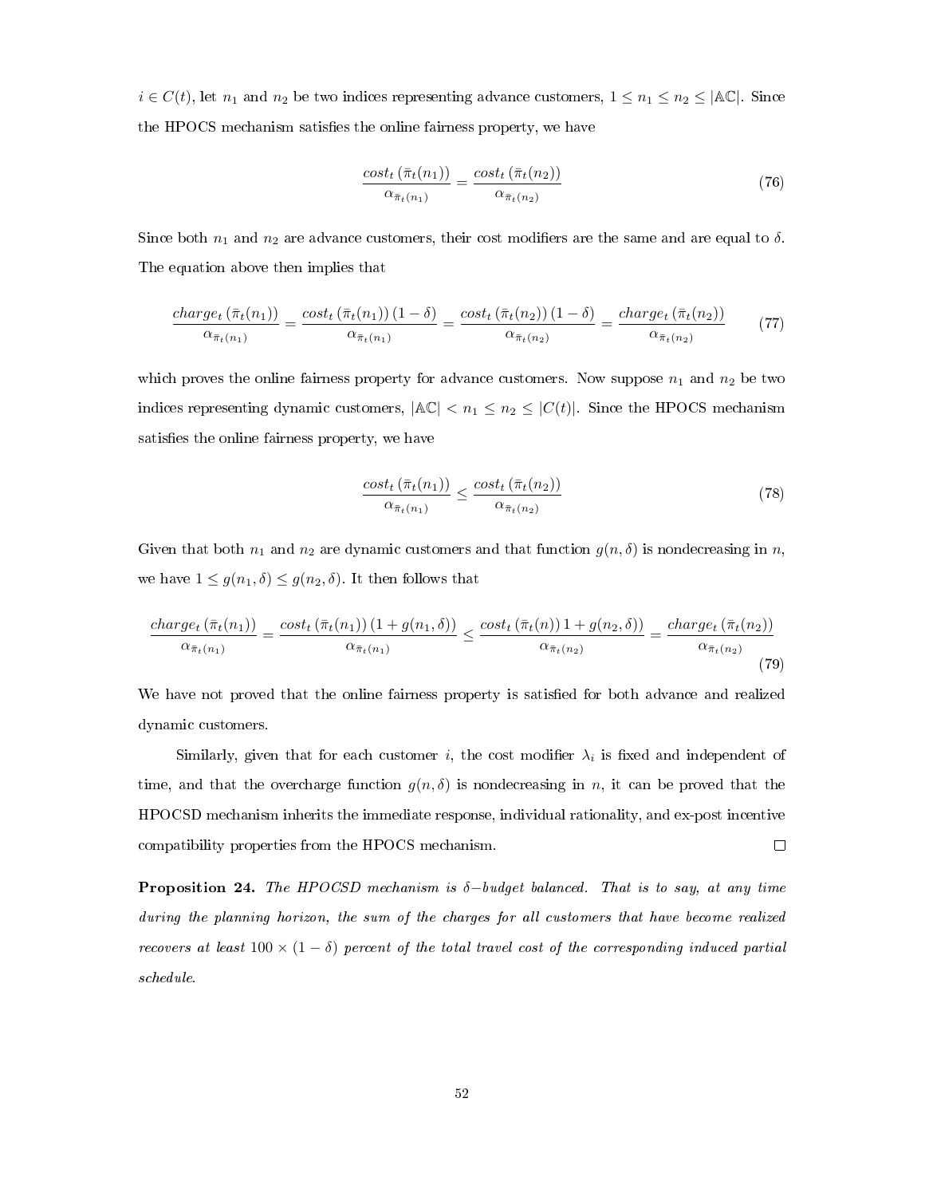$i \in C(t)$, let $n_1$ and $n_2$ be two indices representing advance customers, $1 \leq n_1 \leq n_2 \leq |\mathbb{AC}|$. Since the HPOCS mechanism satisfies the online fairness property, we have

$$\frac{cost_t\left(\bar{\pi}_t(n_1)\right)}{\alpha_{\bar{\pi}_t(n_1)}} = \frac{cost_t\left(\bar{\pi}_t(n_2)\right)}{\alpha_{\bar{\pi}_t(n_2)}} \tag{76}$$

Since both $n_1$ and $n_2$ are advance customers, their cost modifiers are the same and are equal to $\delta$. The equation above then implies that

$$\frac{charge_t\left(\bar{\pi}_t(n_1)\right)}{\alpha_{\bar{\pi}_t(n_1)}} = \frac{cost_t\left(\bar{\pi}_t(n_1)\right)(1-\delta)}{\alpha_{\bar{\pi}_t(n_1)}} = \frac{cost_t\left(\bar{\pi}_t(n_2)\right)(1-\delta)}{\alpha_{\bar{\pi}_t(n_2)}} = \frac{charge_t\left(\bar{\pi}_t(n_2)\right)}{\alpha_{\bar{\pi}_t(n_2)}} \tag{77}$$

which proves the online fairness property for advance customers. Now suppose $n_1$ and $n_2$ be two indices representing dynamic customers, $|\mathbb{AC}| < n_1 \leq n_2 \leq |C(t)|$. Since the HPOCS mechanism satisfies the online fairness property, we have

$$\frac{cost_t\left(\bar{\pi}_t(n_1)\right)}{\alpha_{\bar{\pi}_t(n_1)}} \leq \frac{cost_t\left(\bar{\pi}_t(n_2)\right)}{\alpha_{\bar{\pi}_t(n_2)}} \tag{78}$$

Given that both $n_1$ and $n_2$ are dynamic customers and that function $g(n, \delta)$ is nondecreasing in $n$, we have $1 \leq g(n_1, \delta) \leq g(n_2, \delta)$. It then follows that

$$\frac{charge_t\left(\bar{\pi}_t(n_1)\right)}{\alpha_{\bar{\pi}_t(n_1)}} = \frac{cost_t\left(\bar{\pi}_t(n_1)\right)(1+g(n_1,\delta))}{\alpha_{\bar{\pi}_t(n_1)}} \leq \frac{cost_t\left(\bar{\pi}_t(n)\right)1+g(n_2,\delta))}{\alpha_{\bar{\pi}_t(n_2)}} = \frac{charge_t\left(\bar{\pi}_t(n_2)\right)}{\alpha_{\bar{\pi}_t(n_2)}} \tag{79}$$

We have not proved that the online fairness property is satisfied for both advance and realized dynamic customers.

Similarly, given that for each customer $i$, the cost modifier $\lambda_i$ is fixed and independent of time, and that the overcharge function $g(n, \delta)$ is nondecreasing in $n$, it can be proved that the HPOCSD mechanism inherits the immediate response, individual rationality, and ex-post incentive compatibility properties from the HPOCS mechanism. □

**Proposition 24.** *The HPOCSD mechanism is $\delta-$budget balanced. That is to say, at any time during the planning horizon, the sum of the charges for all customers that have become realized recovers at least $100 \times (1-\delta)$ percent of the total travel cost of the corresponding induced partial schedule.*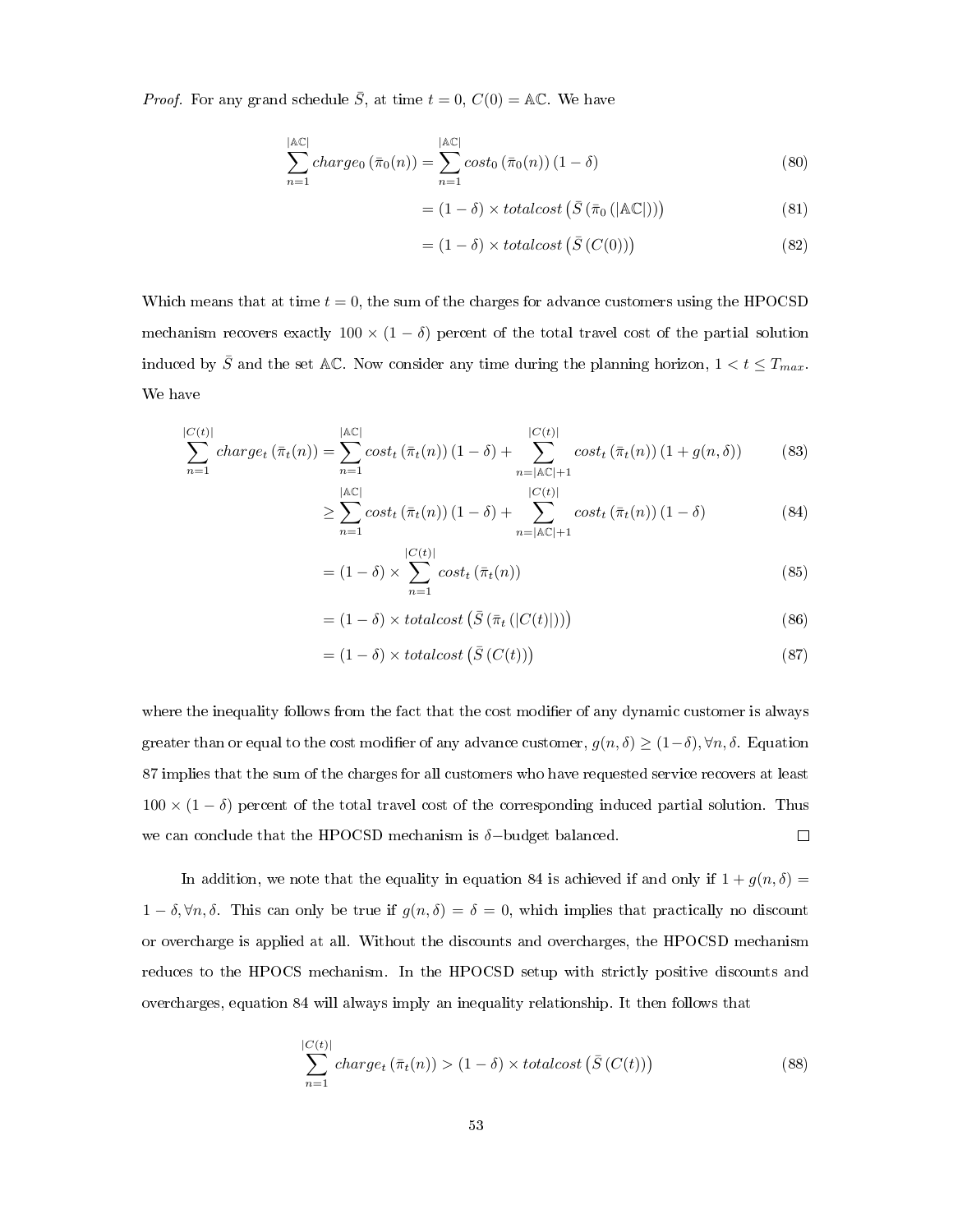*Proof.* For any grand schedule $\bar{S}$, at time $t = 0$, $C(0) = \mathbb{AC}$. We have

$$\sum_{n=1}^{|\mathbb{AC}|} charge_0\left(\bar{\pi}_0(n)\right) = \sum_{n=1}^{|\mathbb{AC}|} cost_0\left(\bar{\pi}_0(n)\right)(1-\delta) \tag{80}$$

$$= (1-\delta) \times totalcost\left(\bar{S}\left(\bar{\pi}_0\left(|\mathbb{AC}|\right)\right)\right) \tag{81}$$

$$= (1-\delta) \times totalcost\left(\bar{S}\left(C(0)\right)\right) \tag{82}$$

Which means that at time $t = 0$, the sum of the charges for advance customers using the HPOCSD mechanism recovers exactly $100 \times (1-\delta)$ percent of the total travel cost of the partial solution induced by $\bar{S}$ and the set $\mathbb{AC}$. Now consider any time during the planning horizon, $1 < t \leq T_{max}$. We have

$$\sum_{n=1}^{|C(t)|} charge_t\left(\bar{\pi}_t(n)\right) = \sum_{n=1}^{|\mathbb{AC}|} cost_t\left(\bar{\pi}_t(n)\right)(1-\delta) + \sum_{n=|\mathbb{AC}|+1}^{|C(t)|} cost_t\left(\bar{\pi}_t(n)\right)(1+g(n,\delta)) \tag{83}$$

$$\geq \sum_{n=1}^{|\mathbb{AC}|} cost_t\left(\bar{\pi}_t(n)\right)(1-\delta) + \sum_{n=|\mathbb{AC}|+1}^{|C(t)|} cost_t\left(\bar{\pi}_t(n)\right)(1-\delta) \tag{84}$$

$$= (1-\delta) \times \sum_{n=1}^{|C(t)|} cost_t\left(\bar{\pi}_t(n)\right) \tag{85}$$

$$= (1-\delta) \times totalcost\left(\bar{S}\left(\bar{\pi}_t\left(|C(t)|\right)\right)\right) \tag{86}$$

$$= (1-\delta) \times totalcost\left(\bar{S}\left(C(t)\right)\right) \tag{87}$$

where the inequality follows from the fact that the cost modifier of any dynamic customer is always greater than or equal to the cost modifier of any advance customer, $g(n,\delta) \geq (1-\delta), \forall n, \delta$. Equation 87 implies that the sum of the charges for all customers who have requested service recovers at least $100 \times (1-\delta)$ percent of the total travel cost of the corresponding induced partial solution. Thus we can conclude that the HPOCSD mechanism is $\delta-$budget balanced. $\square$

In addition, we note that the equality in equation 84 is achieved if and only if $1 + g(n,\delta) = 1 - \delta, \forall n, \delta$. This can only be true if $g(n,\delta) = \delta = 0$, which implies that practically no discount or overcharge is applied at all. Without the discounts and overcharges, the HPOCSD mechanism reduces to the HPOCS mechanism. In the HPOCSD setup with strictly positive discounts and overcharges, equation 84 will always imply an inequality relationship. It then follows that

$$\sum_{n=1}^{|C(t)|} charge_t\left(\bar{\pi}_t(n)\right) > (1-\delta) \times totalcost\left(\bar{S}\left(C(t)\right)\right) \tag{88}$$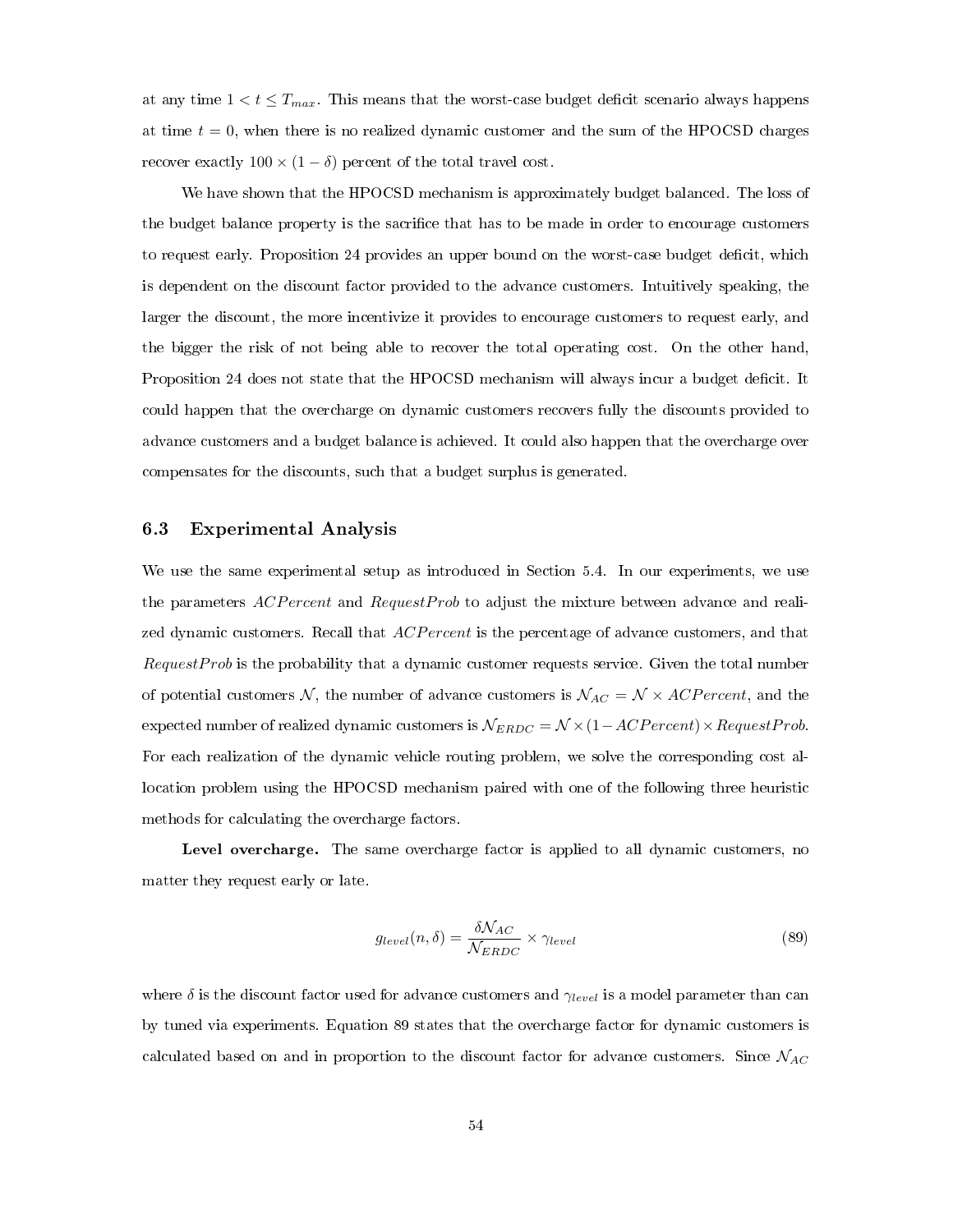at any time $1 < t \leq T_{max}$. This means that the worst-case budget deficit scenario always happens at time $t = 0$, when there is no realized dynamic customer and the sum of the HPOCSD charges recover exactly $100 \times (1 - \delta)$ percent of the total travel cost.

We have shown that the HPOCSD mechanism is approximately budget balanced. The loss of the budget balance property is the sacrifice that has to be made in order to encourage customers to request early. Proposition 24 provides an upper bound on the worst-case budget deficit, which is dependent on the discount factor provided to the advance customers. Intuitively speaking, the larger the discount, the more incentivize it provides to encourage customers to request early, and the bigger the risk of not being able to recover the total operating cost. On the other hand, Proposition 24 does not state that the HPOCSD mechanism will always incur a budget deficit. It could happen that the overcharge on dynamic customers recovers fully the discounts provided to advance customers and a budget balance is achieved. It could also happen that the overcharge over compensates for the discounts, such that a budget surplus is generated.

## 6.3 Experimental Analysis

We use the same experimental setup as introduced in Section 5.4. In our experiments, we use the parameters $ACPercent$ and $RequestProb$ to adjust the mixture between advance and realized dynamic customers. Recall that $ACPercent$ is the percentage of advance customers, and that $RequestProb$ is the probability that a dynamic customer requests service. Given the total number of potential customers $\mathcal{N}$, the number of advance customers is $\mathcal{N}_{AC} = \mathcal{N} \times ACPercent$, and the expected number of realized dynamic customers is $\mathcal{N}_{ERDC} = \mathcal{N} \times (1 - ACPercent) \times RequestProb$. For each realization of the dynamic vehicle routing problem, we solve the corresponding cost allocation problem using the HPOCSD mechanism paired with one of the following three heuristic methods for calculating the overcharge factors.

**Level overcharge.** The same overcharge factor is applied to all dynamic customers, no matter they request early or late.

$$g_{level}(n, \delta) = \frac{\delta \mathcal{N}_{AC}}{\mathcal{N}_{ERDC}} \times \gamma_{level} \tag{89}$$

where $\delta$ is the discount factor used for advance customers and $\gamma_{level}$ is a model parameter than can by tuned via experiments. Equation 89 states that the overcharge factor for dynamic customers is calculated based on and in proportion to the discount factor for advance customers. Since $\mathcal{N}_{AC}$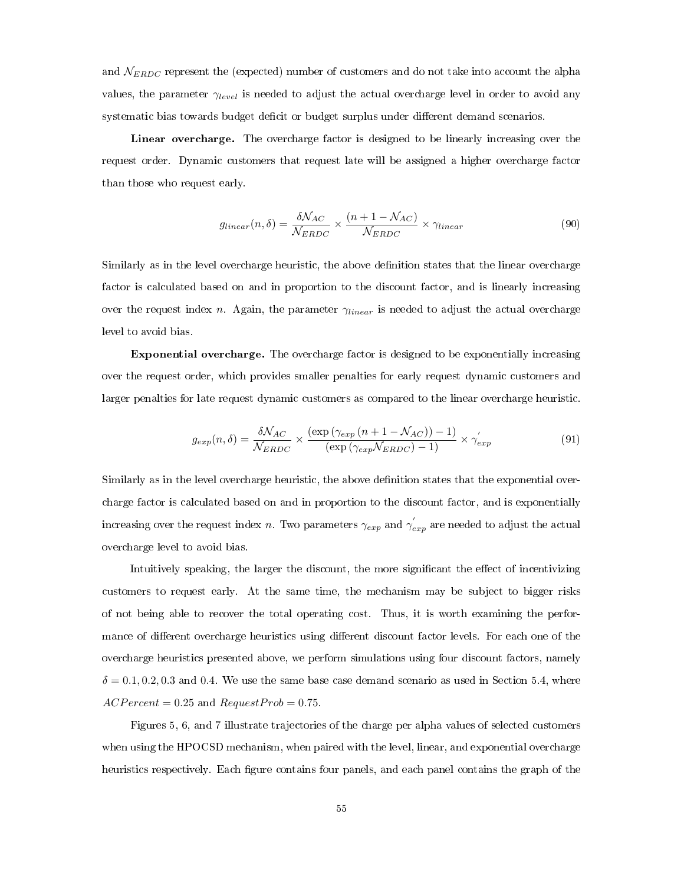and $\mathcal{N}_{ERDC}$ represent the (expected) number of customers and do not take into account the alpha values, the parameter $\gamma_{level}$ is needed to adjust the actual overcharge level in order to avoid any systematic bias towards budget deficit or budget surplus under different demand scenarios.

**Linear overcharge.** The overcharge factor is designed to be linearly increasing over the request order. Dynamic customers that request late will be assigned a higher overcharge factor than those who request early.

$$g_{linear}(n, \delta) = \frac{\delta \mathcal{N}_{AC}}{\mathcal{N}_{ERDC}} \times \frac{(n + 1 - \mathcal{N}_{AC})}{\mathcal{N}_{ERDC}} \times \gamma_{linear} \tag{90}$$

Similarly as in the level overcharge heuristic, the above definition states that the linear overcharge factor is calculated based on and in proportion to the discount factor, and is linearly increasing over the request index $n$. Again, the parameter $\gamma_{linear}$ is needed to adjust the actual overcharge level to avoid bias.

**Exponential overcharge.** The overcharge factor is designed to be exponentially increasing over the request order, which provides smaller penalties for early request dynamic customers and larger penalties for late request dynamic customers as compared to the linear overcharge heuristic.

$$g_{exp}(n, \delta) = \frac{\delta \mathcal{N}_{AC}}{\mathcal{N}_{ERDC}} \times \frac{(\exp(\gamma_{exp}(n + 1 - \mathcal{N}_{AC})) - 1)}{(\exp(\gamma_{exp} \mathcal{N}_{ERDC}) - 1)} \times \gamma_{exp}^{'} \tag{91}$$

Similarly as in the level overcharge heuristic, the above definition states that the exponential overcharge factor is calculated based on and in proportion to the discount factor, and is exponentially increasing over the request index $n$. Two parameters $\gamma_{exp}$ and $\gamma_{exp}^{'}$ are needed to adjust the actual overcharge level to avoid bias.

Intuitively speaking, the larger the discount, the more significant the effect of incentivizing customers to request early. At the same time, the mechanism may be subject to bigger risks of not being able to recover the total operating cost. Thus, it is worth examining the performance of different overcharge heuristics using different discount factor levels. For each one of the overcharge heuristics presented above, we perform simulations using four discount factors, namely $\delta = 0.1, 0.2, 0.3$ and $0.4$. We use the same base case demand scenario as used in Section 5.4, where $ACPercent = 0.25$ and $RequestProb = 0.75$.

Figures 5, 6, and 7 illustrate trajectories of the charge per alpha values of selected customers when using the HPOCSD mechanism, when paired with the level, linear, and exponential overcharge heuristics respectively. Each figure contains four panels, and each panel contains the graph of the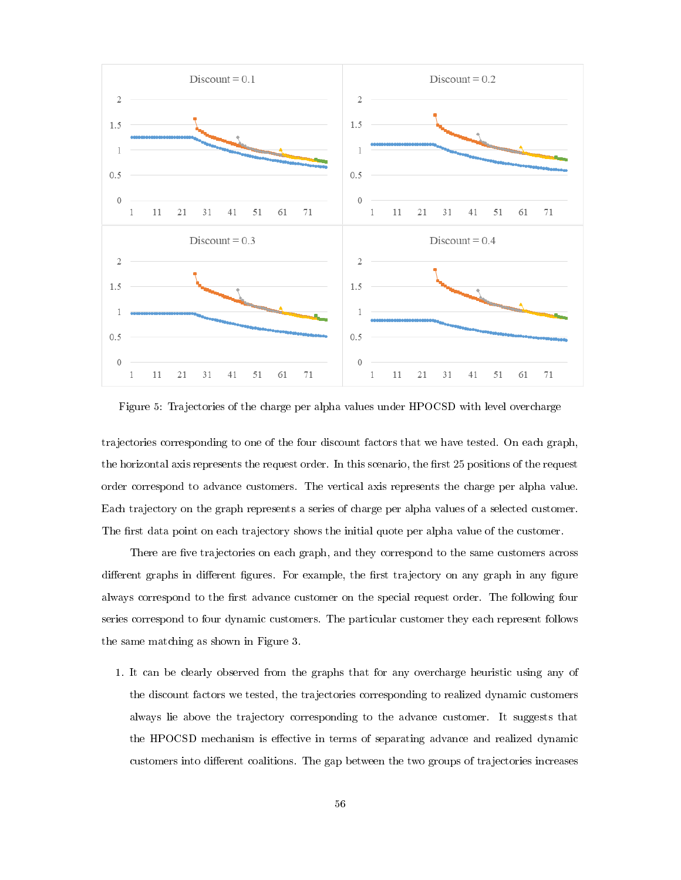Figure 5: Trajectories of the charge per alpha values under HPOCSD with level overcharge

trajectories corresponding to one of the four discount factors that we have tested. On each graph, the horizontal axis represents the request order. In this scenario, the first 25 positions of the request order correspond to advance customers. The vertical axis represents the charge per alpha value. Each trajectory on the graph represents a series of charge per alpha values of a selected customer. The first data point on each trajectory shows the initial quote per alpha value of the customer.

There are five trajectories on each graph, and they correspond to the same customers across different graphs in different figures. For example, the first trajectory on any graph in any figure always correspond to the first advance customer on the special request order. The following four series correspond to four dynamic customers. The particular customer they each represent follows the same matching as shown in Figure 3.

1. It can be clearly observed from the graphs that for any overcharge heuristic using any of the discount factors we tested, the trajectories corresponding to realized dynamic customers always lie above the trajectory corresponding to the advance customer. It suggests that the HPOCSD mechanism is effective in terms of separating advance and realized dynamic customers into different coalitions. The gap between the two groups of trajectories increases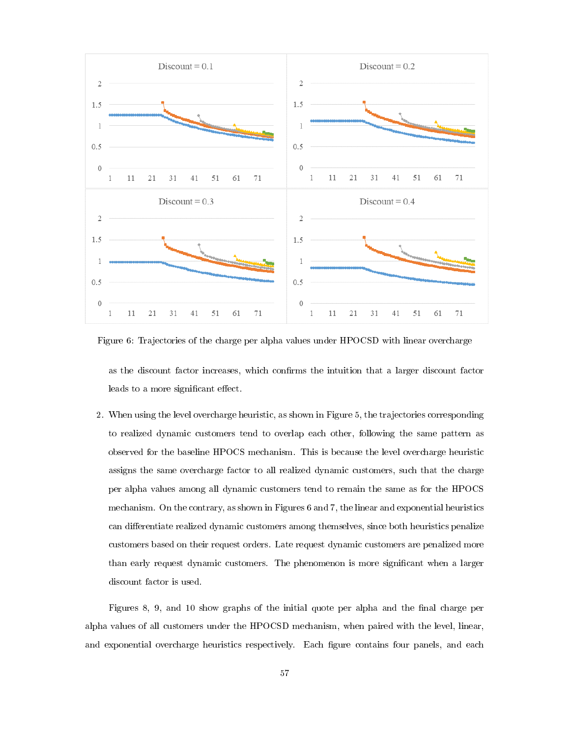Figure 6: Trajectories of the charge per alpha values under HPOCSD with linear overcharge

as the discount factor increases, which confirms the intuition that a larger discount factor leads to a more significant effect.

2. When using the level overcharge heuristic, as shown in Figure 5, the trajectories corresponding to realized dynamic customers tend to overlap each other, following the same pattern as observed for the baseline HPOCS mechanism. This is because the level overcharge heuristic assigns the same overcharge factor to all realized dynamic customers, such that the charge per alpha values among all dynamic customers tend to remain the same as for the HPOCS mechanism. On the contrary, as shown in Figures 6 and 7, the linear and exponential heuristics can differentiate realized dynamic customers among themselves, since both heuristics penalize customers based on their request orders. Late request dynamic customers are penalized more than early request dynamic customers. The phenomenon is more significant when a larger discount factor is used.

Figures 8, 9, and 10 show graphs of the initial quote per alpha and the final charge per alpha values of all customers under the HPOCSD mechanism, when paired with the level, linear, and exponential overcharge heuristics respectively. Each figure contains four panels, and each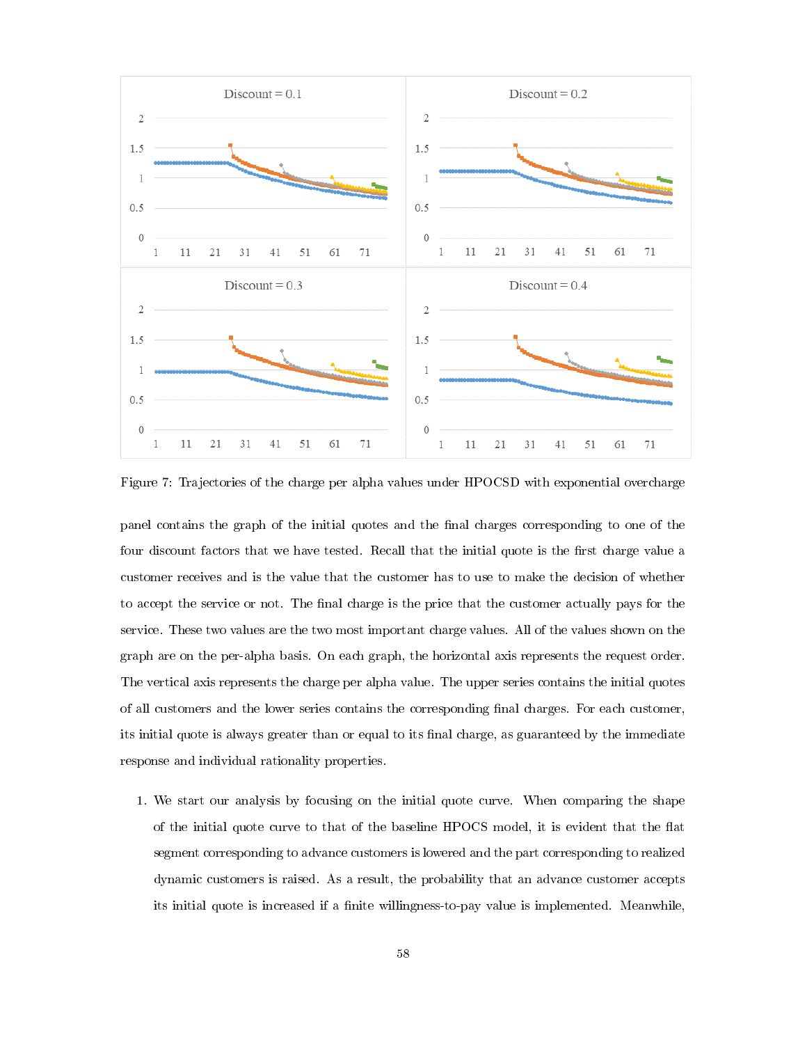Figure 7: Trajectories of the charge per alpha values under HPOCSD with exponential overcharge

panel contains the graph of the initial quotes and the final charges corresponding to one of the four discount factors that we have tested. Recall that the initial quote is the first charge value a customer receives and is the value that the customer has to use to make the decision of whether to accept the service or not. The final charge is the price that the customer actually pays for the service. These two values are the two most important charge values. All of the values shown on the graph are on the per-alpha basis. On each graph, the horizontal axis represents the request order. The vertical axis represents the charge per alpha value. The upper series contains the initial quotes of all customers and the lower series contains the corresponding final charges. For each customer, its initial quote is always greater than or equal to its final charge, as guaranteed by the immediate response and individual rationality properties.

1. We start our analysis by focusing on the initial quote curve. When comparing the shape of the initial quote curve to that of the baseline HPOCS model, it is evident that the flat segment corresponding to advance customers is lowered and the part corresponding to realized dynamic customers is raised. As a result, the probability that an advance customer accepts its initial quote is increased if a finite willingness-to-pay value is implemented. Meanwhile,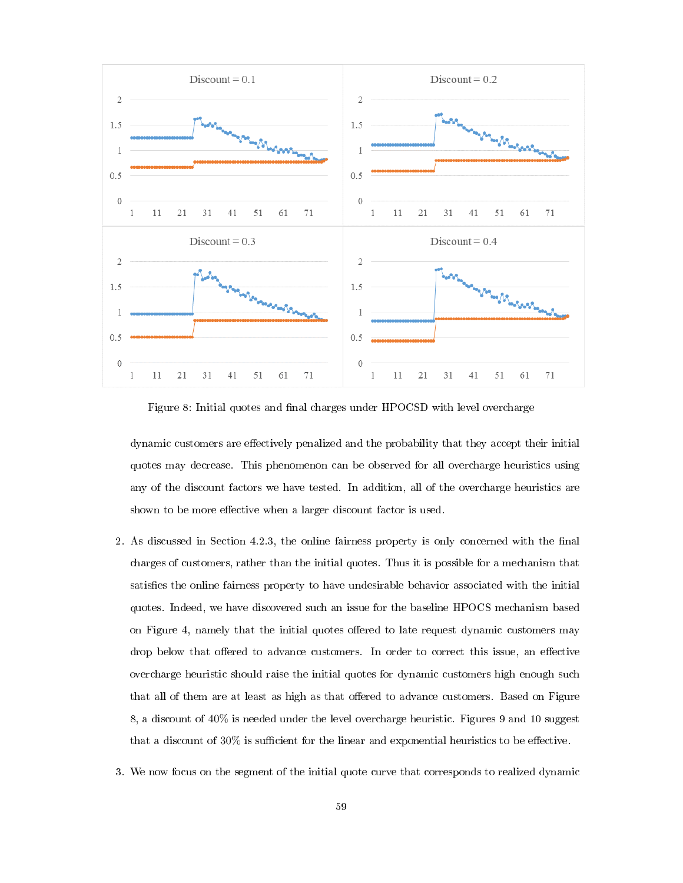Figure 8: Initial quotes and final charges under HPOCSD with level overcharge

dynamic customers are effectively penalized and the probability that they accept their initial quotes may decrease. This phenomenon can be observed for all overcharge heuristics using any of the discount factors we have tested. In addition, all of the overcharge heuristics are shown to be more effective when a larger discount factor is used.

2. As discussed in Section 4.2.3, the online fairness property is only concerned with the final charges of customers, rather than the initial quotes. Thus it is possible for a mechanism that satisfies the online fairness property to have undesirable behavior associated with the initial quotes. Indeed, we have discovered such an issue for the baseline HPOCS mechanism based on Figure 4, namely that the initial quotes offered to late request dynamic customers may drop below that offered to advance customers. In order to correct this issue, an effective overcharge heuristic should raise the initial quotes for dynamic customers high enough such that all of them are at least as high as that offered to advance customers. Based on Figure 8, a discount of 40% is needed under the level overcharge heuristic. Figures 9 and 10 suggest that a discount of 30% is sufficient for the linear and exponential heuristics to be effective.

3. We now focus on the segment of the initial quote curve that corresponds to realized dynamic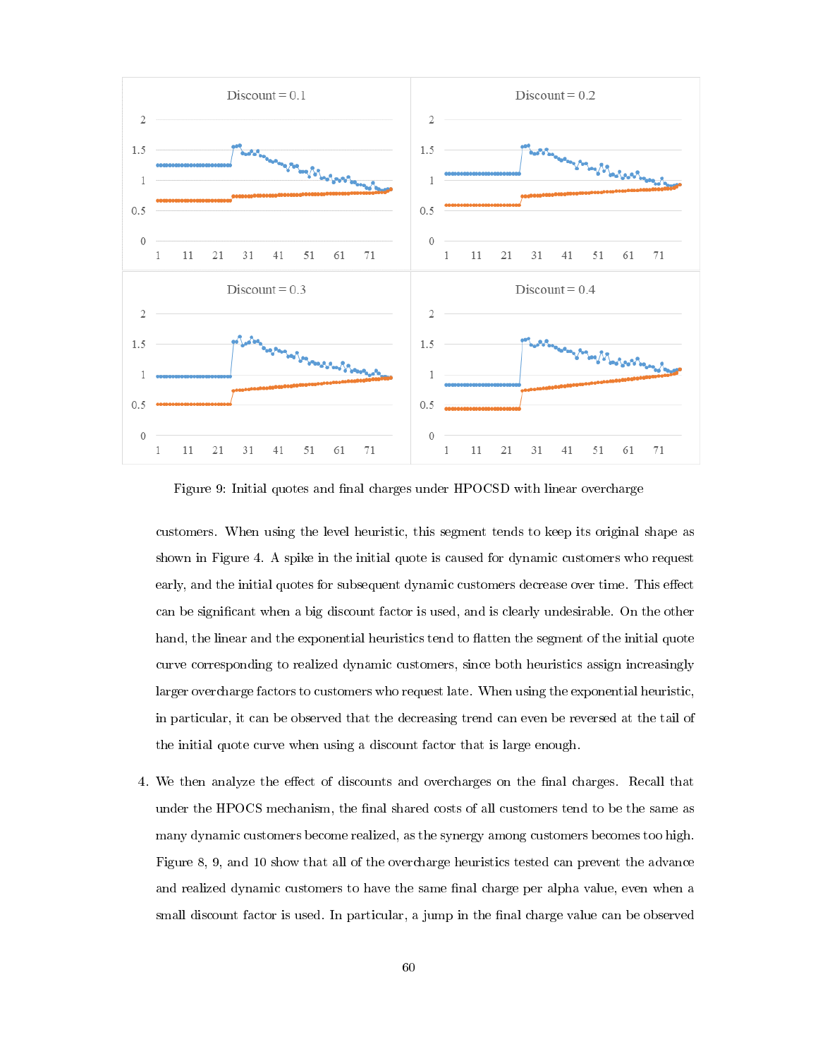Figure 9: Initial quotes and final charges under HPOCSD with linear overcharge

customers. When using the level heuristic, this segment tends to keep its original shape as shown in Figure 4. A spike in the initial quote is caused for dynamic customers who request early, and the initial quotes for subsequent dynamic customers decrease over time. This effect can be significant when a big discount factor is used, and is clearly undesirable. On the other hand, the linear and the exponential heuristics tend to flatten the segment of the initial quote curve corresponding to realized dynamic customers, since both heuristics assign increasingly larger overcharge factors to customers who request late. When using the exponential heuristic, in particular, it can be observed that the decreasing trend can even be reversed at the tail of the initial quote curve when using a discount factor that is large enough.

4. We then analyze the effect of discounts and overcharges on the final charges. Recall that under the HPOCS mechanism, the final shared costs of all customers tend to be the same as many dynamic customers become realized, as the synergy among customers becomes too high. Figure 8, 9, and 10 show that all of the overcharge heuristics tested can prevent the advance and realized dynamic customers to have the same final charge per alpha value, even when a small discount factor is used. In particular, a jump in the final charge value can be observed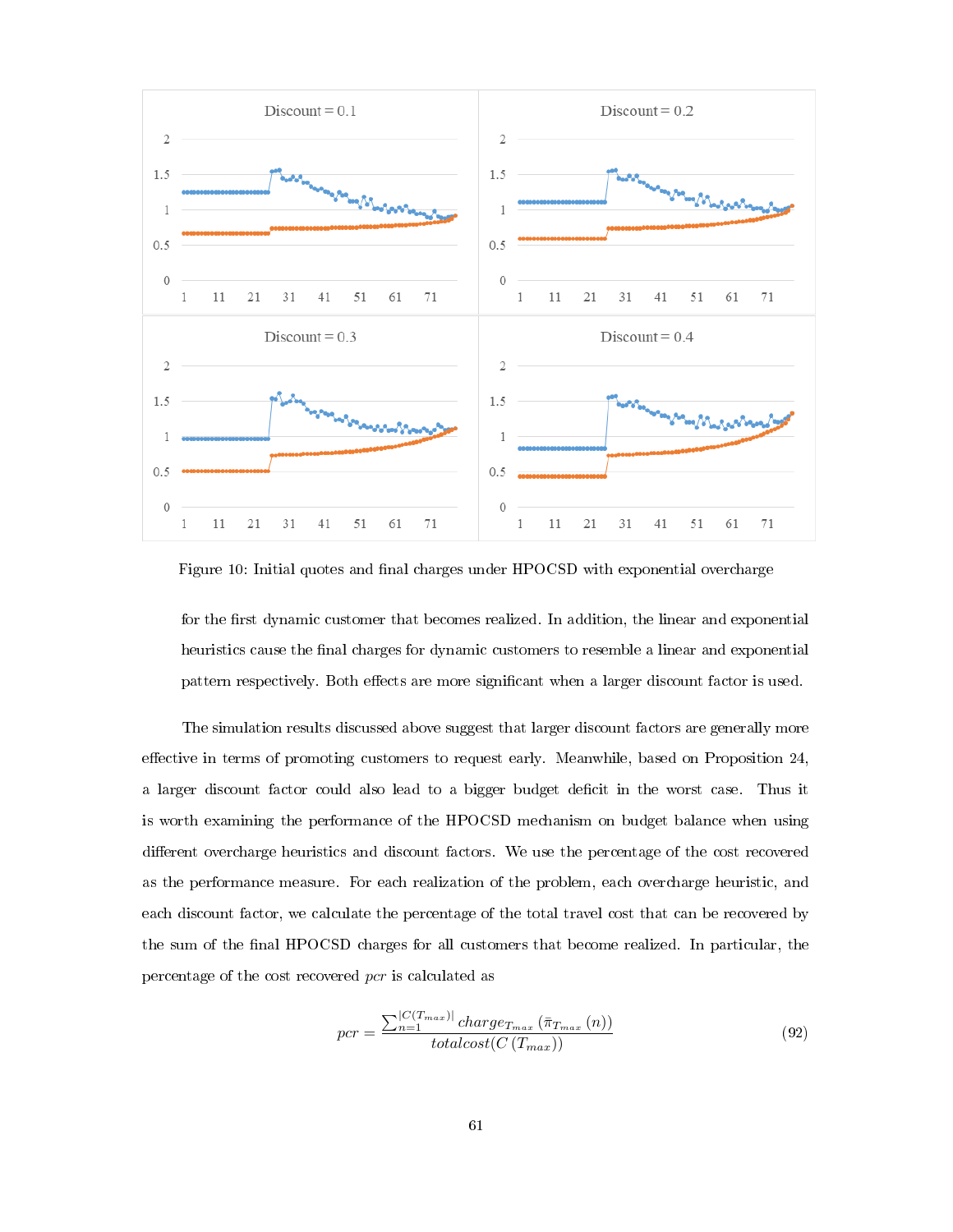Figure 10: Initial quotes and final charges under HPOCSD with exponential overcharge

for the first dynamic customer that becomes realized. In addition, the linear and exponential heuristics cause the final charges for dynamic customers to resemble a linear and exponential pattern respectively. Both effects are more significant when a larger discount factor is used.

The simulation results discussed above suggest that larger discount factors are generally more effective in terms of promoting customers to request early. Meanwhile, based on Proposition 24, a larger discount factor could also lead to a bigger budget deficit in the worst case. Thus it is worth examining the performance of the HPOCSD mechanism on budget balance when using different overcharge heuristics and discount factors. We use the percentage of the cost recovered as the performance measure. For each realization of the problem, each overcharge heuristic, and each discount factor, we calculate the percentage of the total travel cost that can be recovered by the sum of the final HPOCSD charges for all customers that become realized. In particular, the percentage of the cost recovered $pcr$ is calculated as

$$pcr = \frac{\sum_{n=1}^{|C(T_{max})|} charge_{T_{max}}\left(\bar{\pi}_{T_{max}}(n)\right)}{totalcost(C\left(T_{max}\right))} \tag{92}$$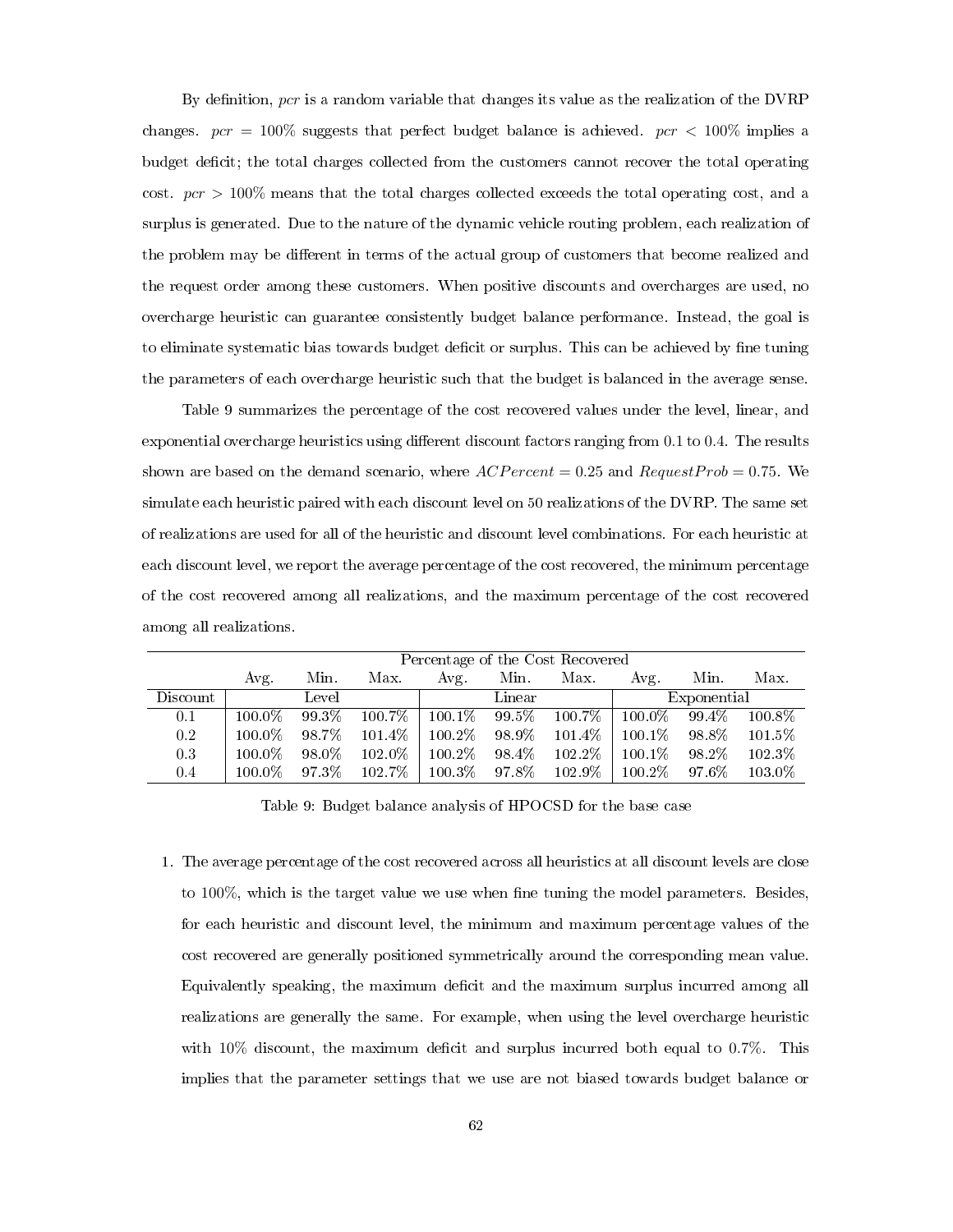By definition, $pcr$ is a random variable that changes its value as the realization of the DVRP changes. $pcr = 100\%$ suggests that perfect budget balance is achieved. $pcr < 100\%$ implies a budget deficit; the total charges collected from the customers cannot recover the total operating cost. $pcr > 100\%$ means that the total charges collected exceeds the total operating cost, and a surplus is generated. Due to the nature of the dynamic vehicle routing problem, each realization of the problem may be different in terms of the actual group of customers that become realized and the request order among these customers. When positive discounts and overcharges are used, no overcharge heuristic can guarantee consistently budget balance performance. Instead, the goal is to eliminate systematic bias towards budget deficit or surplus. This can be achieved by fine tuning the parameters of each overcharge heuristic such that the budget is balanced in the average sense.

Table 9 summarizes the percentage of the cost recovered values under the level, linear, and exponential overcharge heuristics using different discount factors ranging from 0.1 to 0.4. The results shown are based on the demand scenario, where $ACPercent = 0.25$ and $RequestProb = 0.75$. We simulate each heuristic paired with each discount level on 50 realizations of the DVRP. The same set of realizations are used for all of the heuristic and discount level combinations. For each heuristic at each discount level, we report the average percentage of the cost recovered, the minimum percentage of the cost recovered among all realizations, and the maximum percentage of the cost recovered among all realizations.

| | Percentage of the Cost Recovered | | | | | | | | |
|---|---|---|---|---|---|---|---|---|---|
| | Avg. | Min. | Max. | Avg. | Min. | Max. | Avg. | Min. | Max. |
| Discount | Level | | | Linear | | | Exponential | | |
| 0.1 | 100.0% | 99.3% | 100.7% | 100.1% | 99.5% | 100.7% | 100.0% | 99.4% | 100.8% |
| 0.2 | 100.0% | 98.7% | 101.4% | 100.2% | 98.9% | 101.4% | 100.1% | 98.8% | 101.5% |
| 0.3 | 100.0% | 98.0% | 102.0% | 100.2% | 98.4% | 102.2% | 100.1% | 98.2% | 102.3% |
| 0.4 | 100.0% | 97.3% | 102.7% | 100.3% | 97.8% | 102.9% | 100.2% | 97.6% | 103.0% |

Table 9: Budget balance analysis of HPOCSD for the base case

1. The average percentage of the cost recovered across all heuristics at all discount levels are close to 100%, which is the target value we use when fine tuning the model parameters. Besides, for each heuristic and discount level, the minimum and maximum percentage values of the cost recovered are generally positioned symmetrically around the corresponding mean value. Equivalently speaking, the maximum deficit and the maximum surplus incurred among all realizations are generally the same. For example, when using the level overcharge heuristic with 10% discount, the maximum deficit and surplus incurred both equal to 0.7%. This implies that the parameter settings that we use are not biased towards budget balance or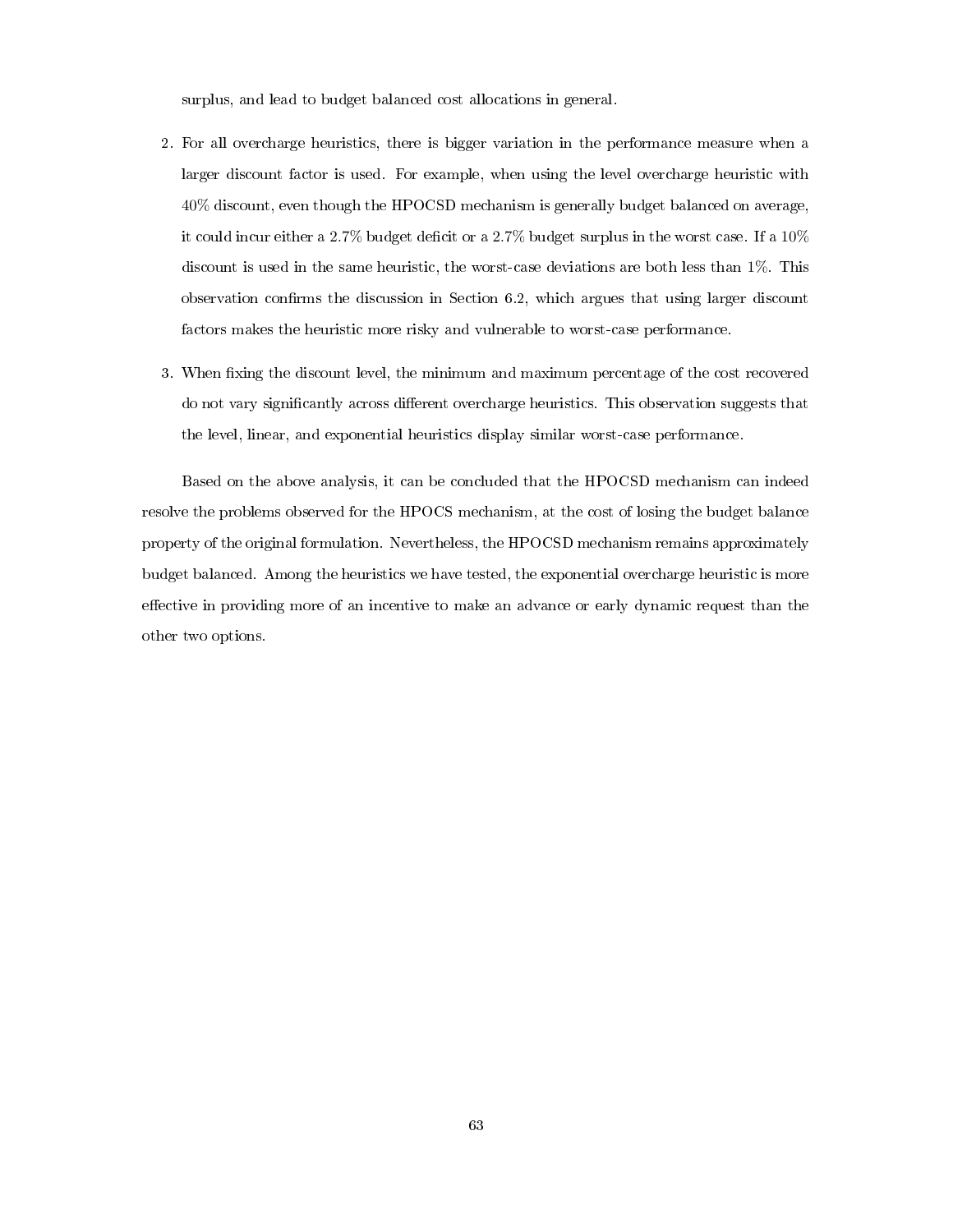surplus, and lead to budget balanced cost allocations in general.

2. For all overcharge heuristics, there is bigger variation in the performance measure when a larger discount factor is used. For example, when using the level overcharge heuristic with 40% discount, even though the HPOCSD mechanism is generally budget balanced on average, it could incur either a 2.7% budget deficit or a 2.7% budget surplus in the worst case. If a 10% discount is used in the same heuristic, the worst-case deviations are both less than 1%. This observation confirms the discussion in Section 6.2, which argues that using larger discount factors makes the heuristic more risky and vulnerable to worst-case performance.

3. When fixing the discount level, the minimum and maximum percentage of the cost recovered do not vary significantly across different overcharge heuristics. This observation suggests that the level, linear, and exponential heuristics display similar worst-case performance.

Based on the above analysis, it can be concluded that the HPOCSD mechanism can indeed resolve the problems observed for the HPOCS mechanism, at the cost of losing the budget balance property of the original formulation. Nevertheless, the HPOCSD mechanism remains approximately budget balanced. Among the heuristics we have tested, the exponential overcharge heuristic is more effective in providing more of an incentive to make an advance or early dynamic request than the other two options.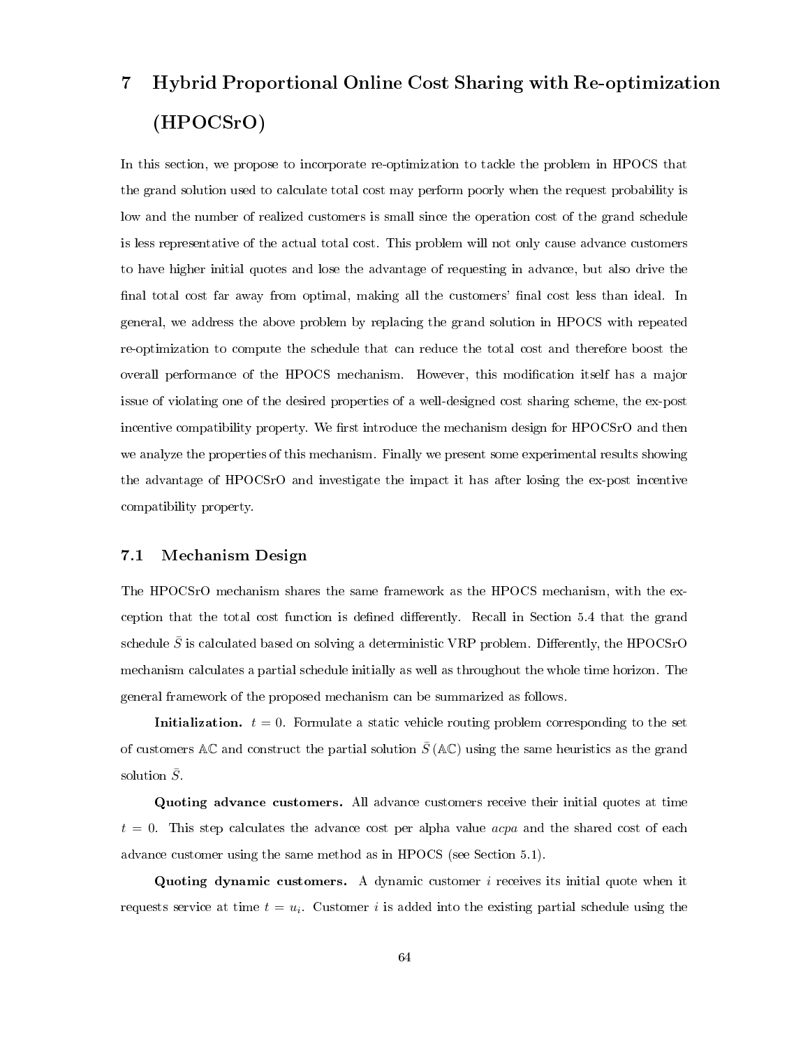# 7 Hybrid Proportional Online Cost Sharing with Re-optimization (HPOCSrO)

In this section, we propose to incorporate re-optimization to tackle the problem in HPOCS that the grand solution used to calculate total cost may perform poorly when the request probability is low and the number of realized customers is small since the operation cost of the grand schedule is less representative of the actual total cost. This problem will not only cause advance customers to have higher initial quotes and lose the advantage of requesting in advance, but also drive the final total cost far away from optimal, making all the customers' final cost less than ideal. In general, we address the above problem by replacing the grand solution in HPOCS with repeated re-optimization to compute the schedule that can reduce the total cost and therefore boost the overall performance of the HPOCS mechanism. However, this modification itself has a major issue of violating one of the desired properties of a well-designed cost sharing scheme, the ex-post incentive compatibility property. We first introduce the mechanism design for HPOCSrO and then we analyze the properties of this mechanism. Finally we present some experimental results showing the advantage of HPOCSrO and investigate the impact it has after losing the ex-post incentive compatibility property.

## 7.1 Mechanism Design

The HPOCSrO mechanism shares the same framework as the HPOCS mechanism, with the exception that the total cost function is defined differently. Recall in Section 5.4 that the grand schedule $\bar{S}$ is calculated based on solving a deterministic VRP problem. Differently, the HPOCSrO mechanism calculates a partial schedule initially as well as throughout the whole time horizon. The general framework of the proposed mechanism can be summarized as follows.

**Initialization.** $t = 0$. Formulate a static vehicle routing problem corresponding to the set of customers $\mathbb{AC}$ and construct the partial solution $\bar{S}(\mathbb{AC})$ using the same heuristics as the grand solution $\bar{S}$.

**Quoting advance customers.** All advance customers receive their initial quotes at time $t = 0$. This step calculates the advance cost per alpha value *acpa* and the shared cost of each advance customer using the same method as in HPOCS (see Section 5.1).

**Quoting dynamic customers.** A dynamic customer $i$ receives its initial quote when it requests service at time $t = u_i$. Customer $i$ is added into the existing partial schedule using the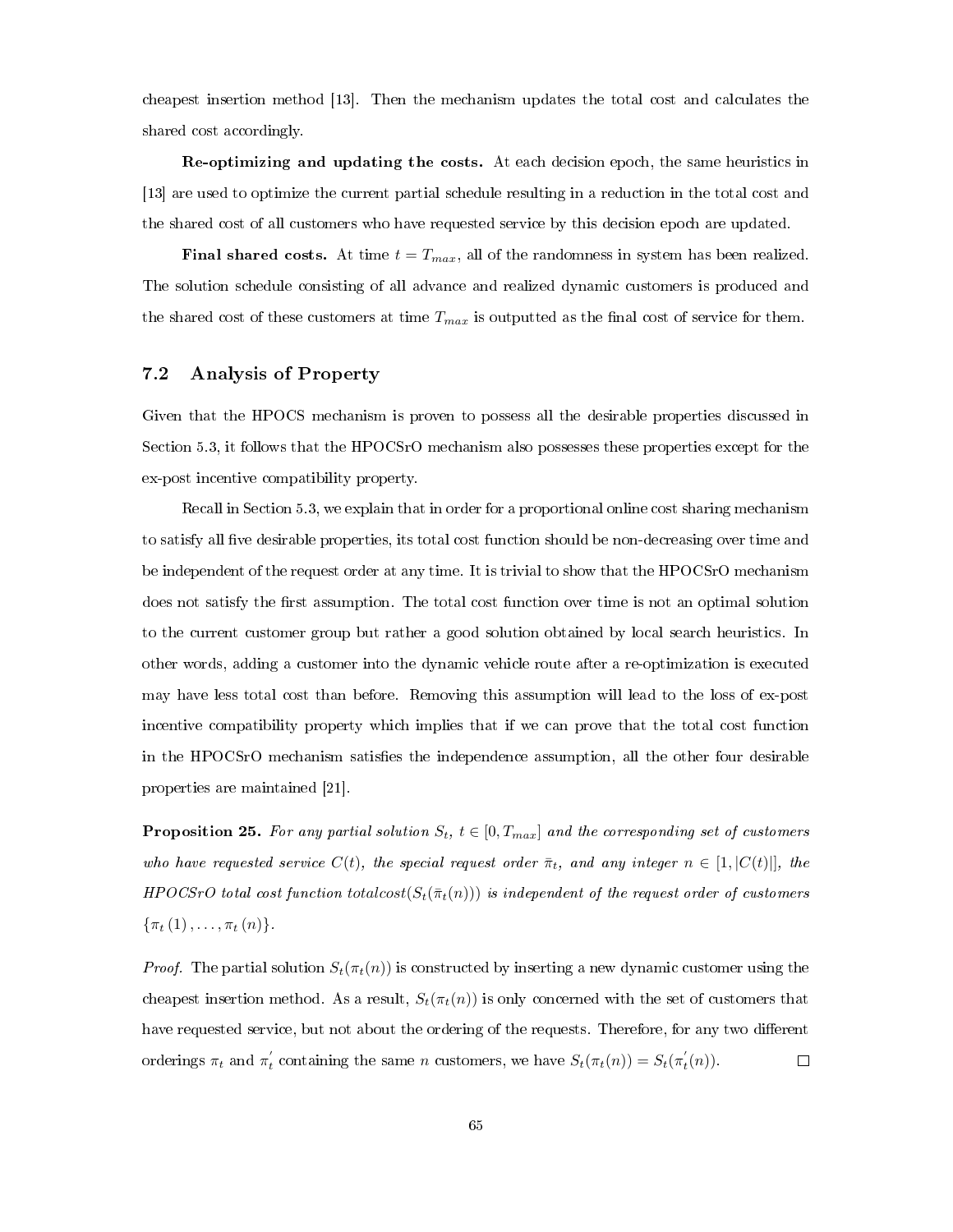cheapest insertion method [13]. Then the mechanism updates the total cost and calculates the shared cost accordingly.

**Re-optimizing and updating the costs.** At each decision epoch, the same heuristics in [13] are used to optimize the current partial schedule resulting in a reduction in the total cost and the shared cost of all customers who have requested service by this decision epoch are updated.

**Final shared costs.** At time $t = T_{max}$, all of the randomness in system has been realized. The solution schedule consisting of all advance and realized dynamic customers is produced and the shared cost of these customers at time $T_{max}$ is outputted as the final cost of service for them.

## 7.2 Analysis of Property

Given that the HPOCS mechanism is proven to possess all the desirable properties discussed in Section 5.3, it follows that the HPOCSrO mechanism also possesses these properties except for the ex-post incentive compatibility property.

Recall in Section 5.3, we explain that in order for a proportional online cost sharing mechanism to satisfy all five desirable properties, its total cost function should be non-decreasing over time and be independent of the request order at any time. It is trivial to show that the HPOCSrO mechanism does not satisfy the first assumption. The total cost function over time is not an optimal solution to the current customer group but rather a good solution obtained by local search heuristics. In other words, adding a customer into the dynamic vehicle route after a re-optimization is executed may have less total cost than before. Removing this assumption will lead to the loss of ex-post incentive compatibility property which implies that if we can prove that the total cost function in the HPOCSrO mechanism satisfies the independence assumption, all the other four desirable properties are maintained [21].

**Proposition 25.** *For any partial solution $S_t$, $t \in [0, T_{max}]$ and the corresponding set of customers who have requested service $C(t)$, the special request order $\bar{\pi}_t$, and any integer $n \in [1, |C(t)|]$, the HPOCSrO total cost function $totalcost(S_t(\bar{\pi}_t(n)))$ is independent of the request order of customers $\{\pi_t(1), \ldots, \pi_t(n)\}$.*

*Proof.* The partial solution $S_t(\pi_t(n))$ is constructed by inserting a new dynamic customer using the cheapest insertion method. As a result, $S_t(\pi_t(n))$ is only concerned with the set of customers that have requested service, but not about the ordering of the requests. Therefore, for any two different orderings $\pi_t$ and $\pi_t^{'}$ containing the same $n$ customers, we have $S_t(\pi_t(n)) = S_t(\pi_t^{'}(n))$. ◻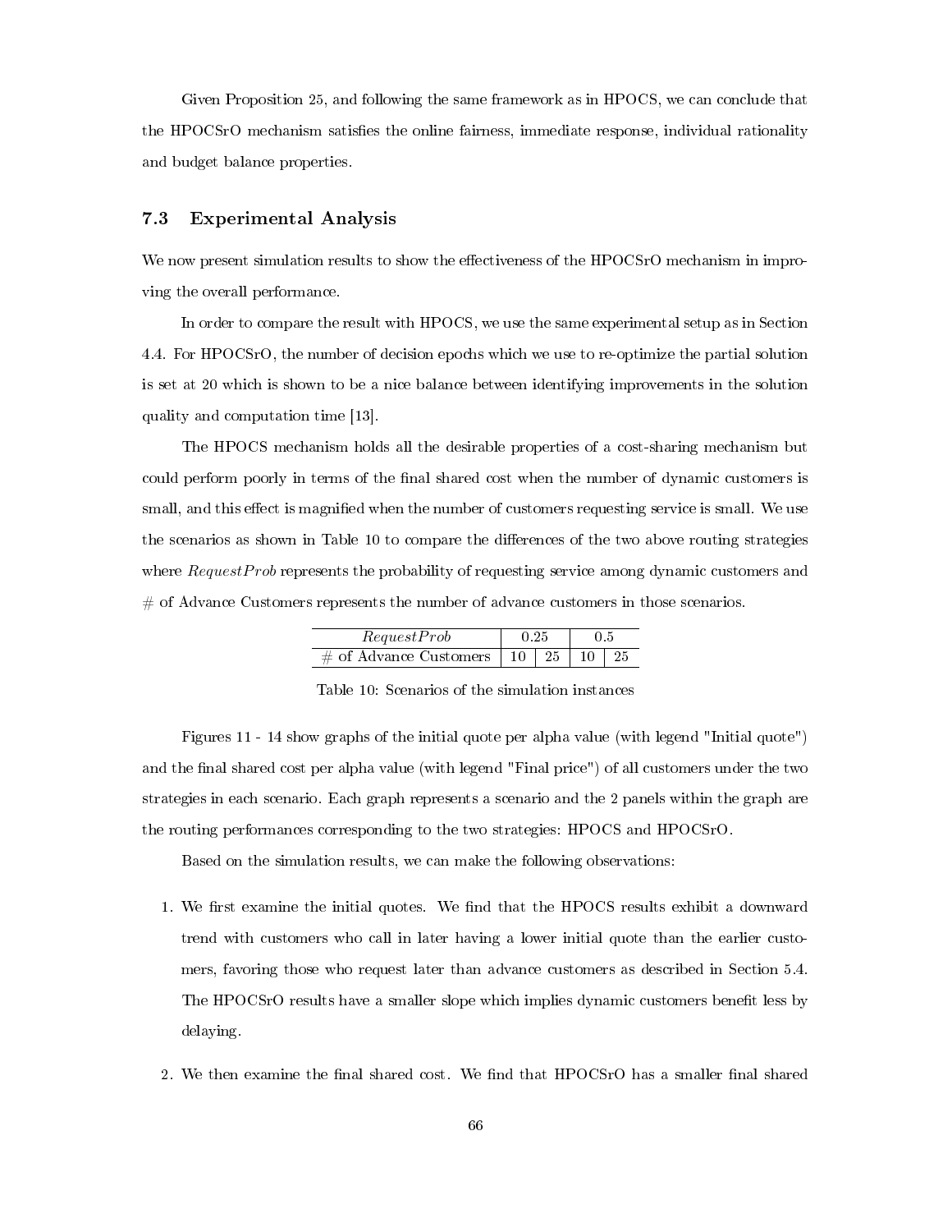Given Proposition 25, and following the same framework as in HPOCS, we can conclude that the HPOCSrO mechanism satisfies the online fairness, immediate response, individual rationality and budget balance properties.

### 7.3 Experimental Analysis

We now present simulation results to show the effectiveness of the HPOCSrO mechanism in improving the overall performance.

In order to compare the result with HPOCS, we use the same experimental setup as in Section 4.4. For HPOCSrO, the number of decision epochs which we use to re-optimize the partial solution is set at 20 which is shown to be a nice balance between identifying improvements in the solution quality and computation time [13].

The HPOCS mechanism holds all the desirable properties of a cost-sharing mechanism but could perform poorly in terms of the final shared cost when the number of dynamic customers is small, and this effect is magnified when the number of customers requesting service is small. We use the scenarios as shown in Table 10 to compare the differences of the two above routing strategies where $RequestProb$ represents the probability of requesting service among dynamic customers and # of Advance Customers represents the number of advance customers in those scenarios.

| $RequestProb$ | 0.25 | | 0.5 | |
|---|---|---|---|---|
| # of Advance Customers | 10 | 25 | 10 | 25 |

Table 10: Scenarios of the simulation instances

Figures 11 - 14 show graphs of the initial quote per alpha value (with legend "Initial quote") and the final shared cost per alpha value (with legend "Final price") of all customers under the two strategies in each scenario. Each graph represents a scenario and the 2 panels within the graph are the routing performances corresponding to the two strategies: HPOCS and HPOCSrO.

Based on the simulation results, we can make the following observations:

1. We first examine the initial quotes. We find that the HPOCS results exhibit a downward trend with customers who call in later having a lower initial quote than the earlier customers, favoring those who request later than advance customers as described in Section 5.4. The HPOCSrO results have a smaller slope which implies dynamic customers benefit less by delaying.

2. We then examine the final shared cost. We find that HPOCSrO has a smaller final shared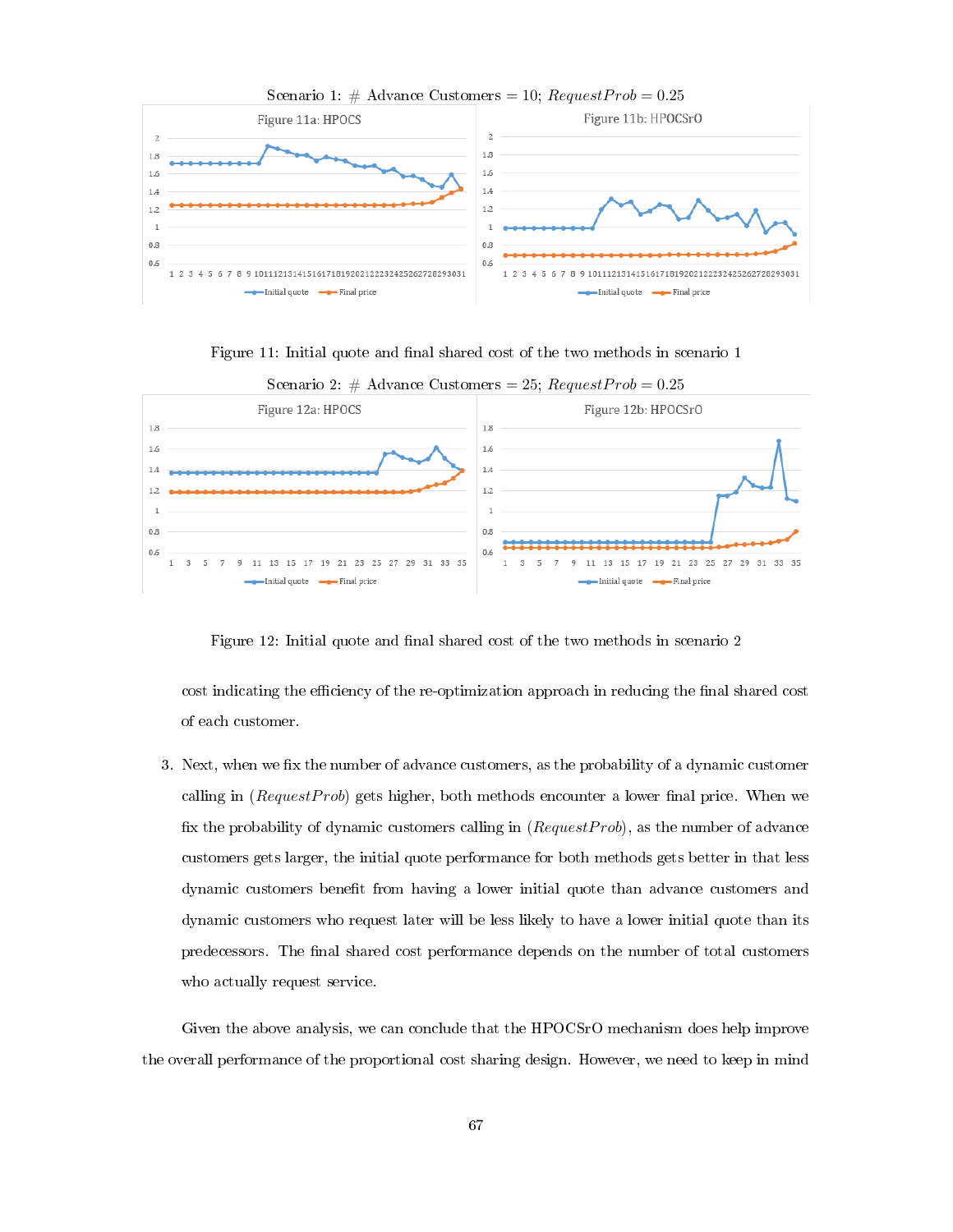Scenario 1: # Advance Customers = 10; $RequestProb = 0.25$

Figure 11: Initial quote and final shared cost of the two methods in scenario 1

Scenario 2: # Advance Customers = 25; $RequestProb = 0.25$

Figure 12: Initial quote and final shared cost of the two methods in scenario 2

cost indicating the efficiency of the re-optimization approach in reducing the final shared cost of each customer.

3. Next, when we fix the number of advance customers, as the probability of a dynamic customer calling in ($RequestProb$) gets higher, both methods encounter a lower final price. When we fix the probability of dynamic customers calling in ($RequestProb$), as the number of advance customers gets larger, the initial quote performance for both methods gets better in that less dynamic customers benefit from having a lower initial quote than advance customers and dynamic customers who request later will be less likely to have a lower initial quote than its predecessors. The final shared cost performance depends on the number of total customers who actually request service.

Given the above analysis, we can conclude that the HPOCSrO mechanism does help improve the overall performance of the proportional cost sharing design. However, we need to keep in mind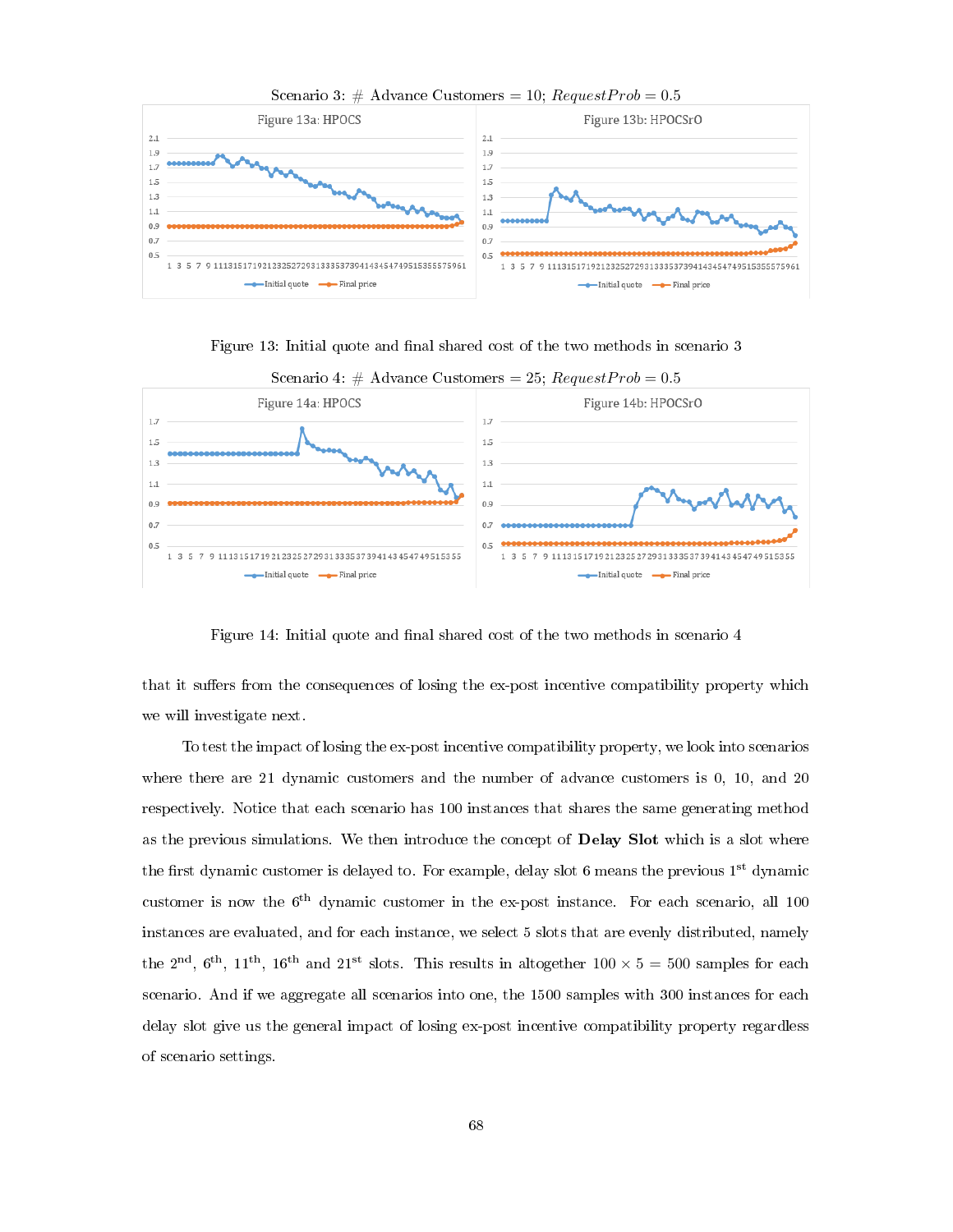Scenario 3: # Advance Customers = 10; $RequestProb = 0.5$

Figure 13: Initial quote and final shared cost of the two methods in scenario 3

Scenario 4: # Advance Customers = 25; $RequestProb = 0.5$

Figure 14: Initial quote and final shared cost of the two methods in scenario 4

that it suffers from the consequences of losing the ex-post incentive compatibility property which we will investigate next.

To test the impact of losing the ex-post incentive compatibility property, we look into scenarios where there are 21 dynamic customers and the number of advance customers is 0, 10, and 20 respectively. Notice that each scenario has 100 instances that shares the same generating method as the previous simulations. We then introduce the concept of **Delay Slot** which is a slot where the first dynamic customer is delayed to. For example, delay slot 6 means the previous 1$^{\text{st}}$ dynamic customer is now the 6$^{\text{th}}$ dynamic customer in the ex-post instance. For each scenario, all 100 instances are evaluated, and for each instance, we select 5 slots that are evenly distributed, namely the 2$^{\text{nd}}$, 6$^{\text{th}}$, 11$^{\text{th}}$, 16$^{\text{th}}$ and 21$^{\text{st}}$ slots. This results in altogether $100 \times 5 = 500$ samples for each scenario. And if we aggregate all scenarios into one, the 1500 samples with 300 instances for each delay slot give us the general impact of losing ex-post incentive compatibility property regardless of scenario settings.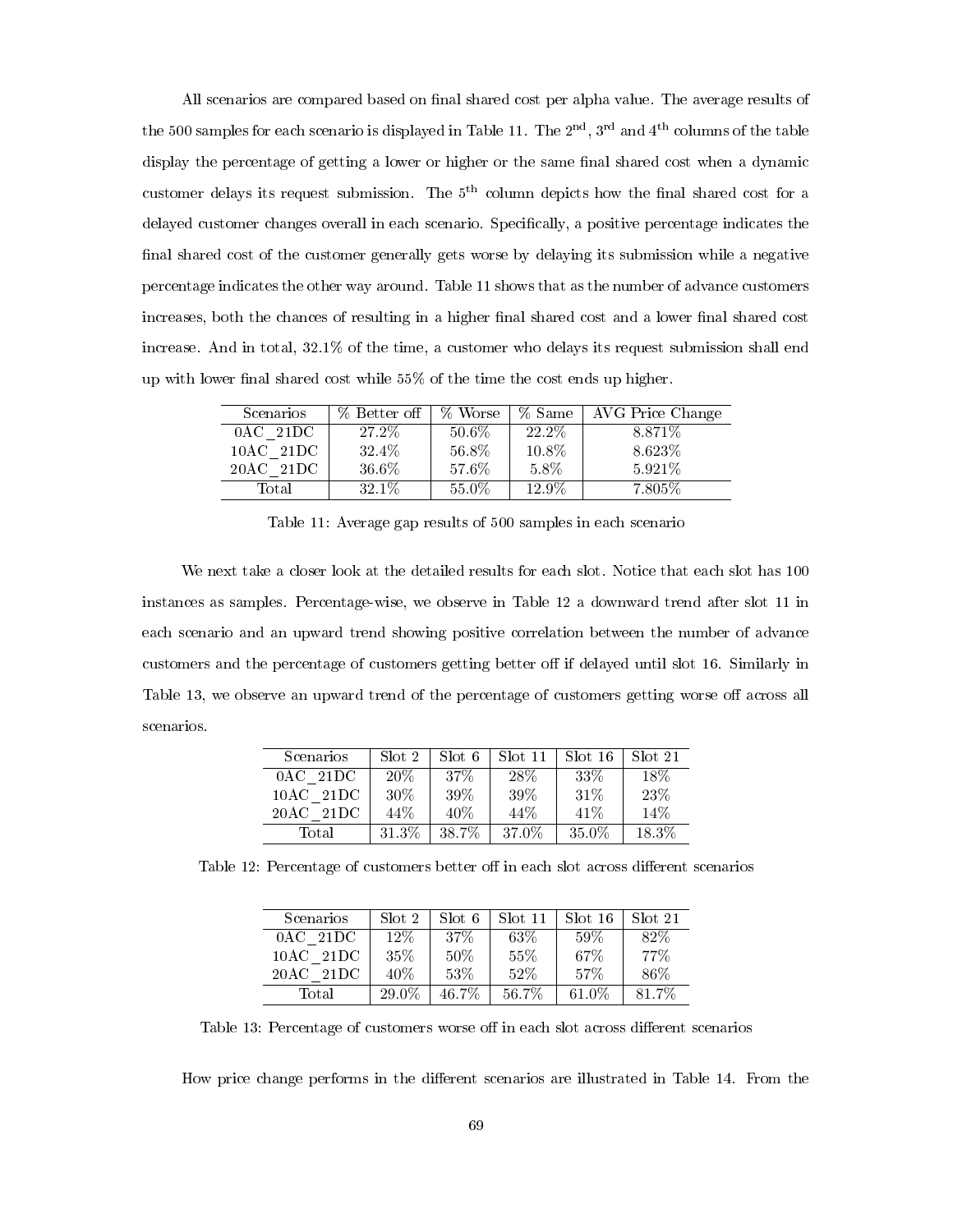All scenarios are compared based on final shared cost per alpha value. The average results of the 500 samples for each scenario is displayed in Table 11. The 2$^{nd}$, 3$^{rd}$ and 4$^{th}$ columns of the table display the percentage of getting a lower or higher or the same final shared cost when a dynamic customer delays its request submission. The 5$^{th}$ column depicts how the final shared cost for a delayed customer changes overall in each scenario. Specifically, a positive percentage indicates the final shared cost of the customer generally gets worse by delaying its submission while a negative percentage indicates the other way around. Table 11 shows that as the number of advance customers increases, both the chances of resulting in a higher final shared cost and a lower final shared cost increase. And in total, 32.1% of the time, a customer who delays its request submission shall end up with lower final shared cost while 55% of the time the cost ends up higher.

| Scenarios | % Better off | % Worse | % Same | AVG Price Change |
|---|---|---|---|---|
| 0AC_21DC | 27.2% | 50.6% | 22.2% | 8.871% |
| 10AC_21DC | 32.4% | 56.8% | 10.8% | 8.623% |
| 20AC_21DC | 36.6% | 57.6% | 5.8% | 5.921% |
| Total | 32.1% | 55.0% | 12.9% | 7.805% |

Table 11: Average gap results of 500 samples in each scenario

We next take a closer look at the detailed results for each slot. Notice that each slot has 100 instances as samples. Percentage-wise, we observe in Table 12 a downward trend after slot 11 in each scenario and an upward trend showing positive correlation between the number of advance customers and the percentage of customers getting better off if delayed until slot 16. Similarly in Table 13, we observe an upward trend of the percentage of customers getting worse off across all scenarios.

| Scenarios | Slot 2 | Slot 6 | Slot 11 | Slot 16 | Slot 21 |
|---|---|---|---|---|---|
| 0AC_21DC | 20% | 37% | 28% | 33% | 18% |
| 10AC_21DC | 30% | 39% | 39% | 31% | 23% |
| 20AC_21DC | 44% | 40% | 44% | 41% | 14% |
| Total | 31.3% | 38.7% | 37.0% | 35.0% | 18.3% |

Table 12: Percentage of customers better off in each slot across different scenarios

| Scenarios | Slot 2 | Slot 6 | Slot 11 | Slot 16 | Slot 21 |
|---|---|---|---|---|---|
| 0AC_21DC | 12% | 37% | 63% | 59% | 82% |
| 10AC_21DC | 35% | 50% | 55% | 67% | 77% |
| 20AC_21DC | 40% | 53% | 52% | 57% | 86% |
| Total | 29.0% | 46.7% | 56.7% | 61.0% | 81.7% |

Table 13: Percentage of customers worse off in each slot across different scenarios

How price change performs in the different scenarios are illustrated in Table 14. From the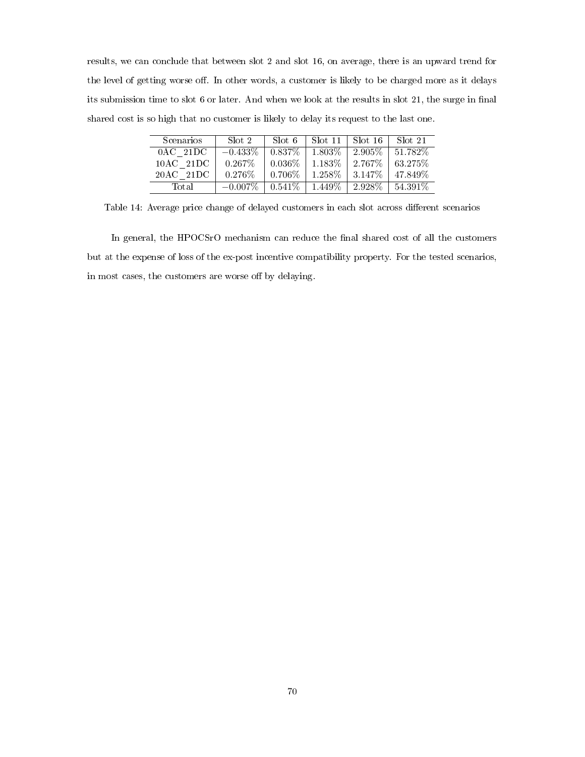results, we can conclude that between slot 2 and slot 16, on average, there is an upward trend for the level of getting worse off. In other words, a customer is likely to be charged more as it delays its submission time to slot 6 or later. And when we look at the results in slot 21, the surge in final shared cost is so high that no customer is likely to delay its request to the last one.

| Scenarios | Slot 2 | Slot 6 | Slot 11 | Slot 16 | Slot 21 |
|---|---|---|---|---|---|
| 0AC_21DC | −0.433% | 0.837% | 1.803% | 2.905% | 51.782% |
| 10AC_21DC | 0.267% | 0.036% | 1.183% | 2.767% | 63.275% |
| 20AC_21DC | 0.276% | 0.706% | 1.258% | 3.147% | 47.849% |
| Total | −0.007% | 0.541% | 1.449% | 2.928% | 54.391% |

Table 14: Average price change of delayed customers in each slot across different scenarios

In general, the HPOCSrO mechanism can reduce the final shared cost of all the customers but at the expense of loss of the ex-post incentive compatibility property. For the tested scenarios, in most cases, the customers are worse off by delaying.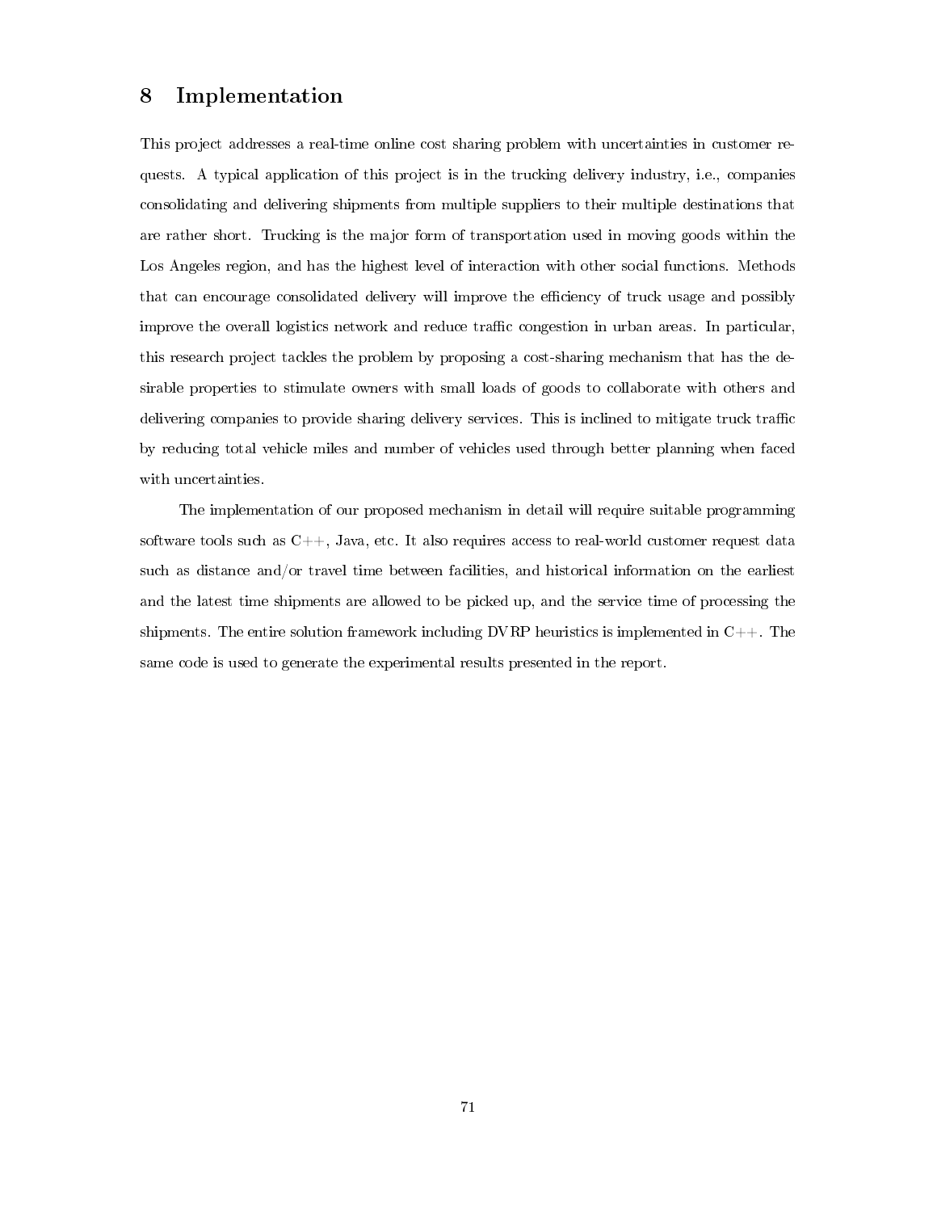# 8 Implementation

This project addresses a real-time online cost sharing problem with uncertainties in customer requests. A typical application of this project is in the trucking delivery industry, i.e., companies consolidating and delivering shipments from multiple suppliers to their multiple destinations that are rather short. Trucking is the major form of transportation used in moving goods within the Los Angeles region, and has the highest level of interaction with other social functions. Methods that can encourage consolidated delivery will improve the efficiency of truck usage and possibly improve the overall logistics network and reduce traffic congestion in urban areas. In particular, this research project tackles the problem by proposing a cost-sharing mechanism that has the desirable properties to stimulate owners with small loads of goods to collaborate with others and delivering companies to provide sharing delivery services. This is inclined to mitigate truck traffic by reducing total vehicle miles and number of vehicles used through better planning when faced with uncertainties.

The implementation of our proposed mechanism in detail will require suitable programming software tools such as C++, Java, etc. It also requires access to real-world customer request data such as distance and/or travel time between facilities, and historical information on the earliest and the latest time shipments are allowed to be picked up, and the service time of processing the shipments. The entire solution framework including DVRP heuristics is implemented in C++. The same code is used to generate the experimental results presented in the report.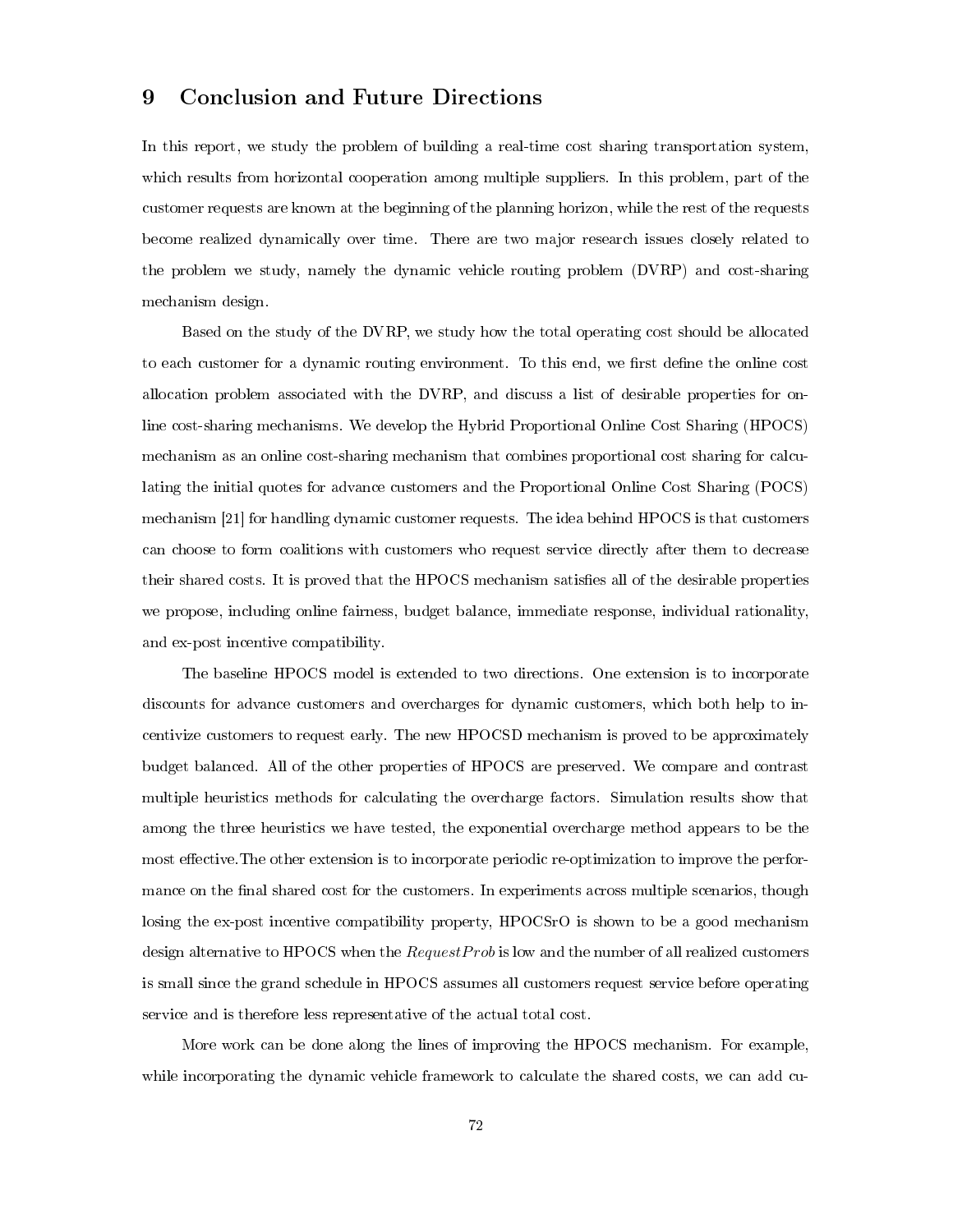# 9 Conclusion and Future Directions

In this report, we study the problem of building a real-time cost sharing transportation system, which results from horizontal cooperation among multiple suppliers. In this problem, part of the customer requests are known at the beginning of the planning horizon, while the rest of the requests become realized dynamically over time. There are two major research issues closely related to the problem we study, namely the dynamic vehicle routing problem (DVRP) and cost-sharing mechanism design.

Based on the study of the DVRP, we study how the total operating cost should be allocated to each customer for a dynamic routing environment. To this end, we first define the online cost allocation problem associated with the DVRP, and discuss a list of desirable properties for online cost-sharing mechanisms. We develop the Hybrid Proportional Online Cost Sharing (HPOCS) mechanism as an online cost-sharing mechanism that combines proportional cost sharing for calculating the initial quotes for advance customers and the Proportional Online Cost Sharing (POCS) mechanism [21] for handling dynamic customer requests. The idea behind HPOCS is that customers can choose to form coalitions with customers who request service directly after them to decrease their shared costs. It is proved that the HPOCS mechanism satisfies all of the desirable properties we propose, including online fairness, budget balance, immediate response, individual rationality, and ex-post incentive compatibility.

The baseline HPOCS model is extended to two directions. One extension is to incorporate discounts for advance customers and overcharges for dynamic customers, which both help to incentivize customers to request early. The new HPOCSD mechanism is proved to be approximately budget balanced. All of the other properties of HPOCS are preserved. We compare and contrast multiple heuristics methods for calculating the overcharge factors. Simulation results show that among the three heuristics we have tested, the exponential overcharge method appears to be the most effective.The other extension is to incorporate periodic re-optimization to improve the performance on the final shared cost for the customers. In experiments across multiple scenarios, though losing the ex-post incentive compatibility property, HPOCSrO is shown to be a good mechanism design alternative to HPOCS when the $RequestProb$ is low and the number of all realized customers is small since the grand schedule in HPOCS assumes all customers request service before operating service and is therefore less representative of the actual total cost.

More work can be done along the lines of improving the HPOCS mechanism. For example, while incorporating the dynamic vehicle framework to calculate the shared costs, we can add cu-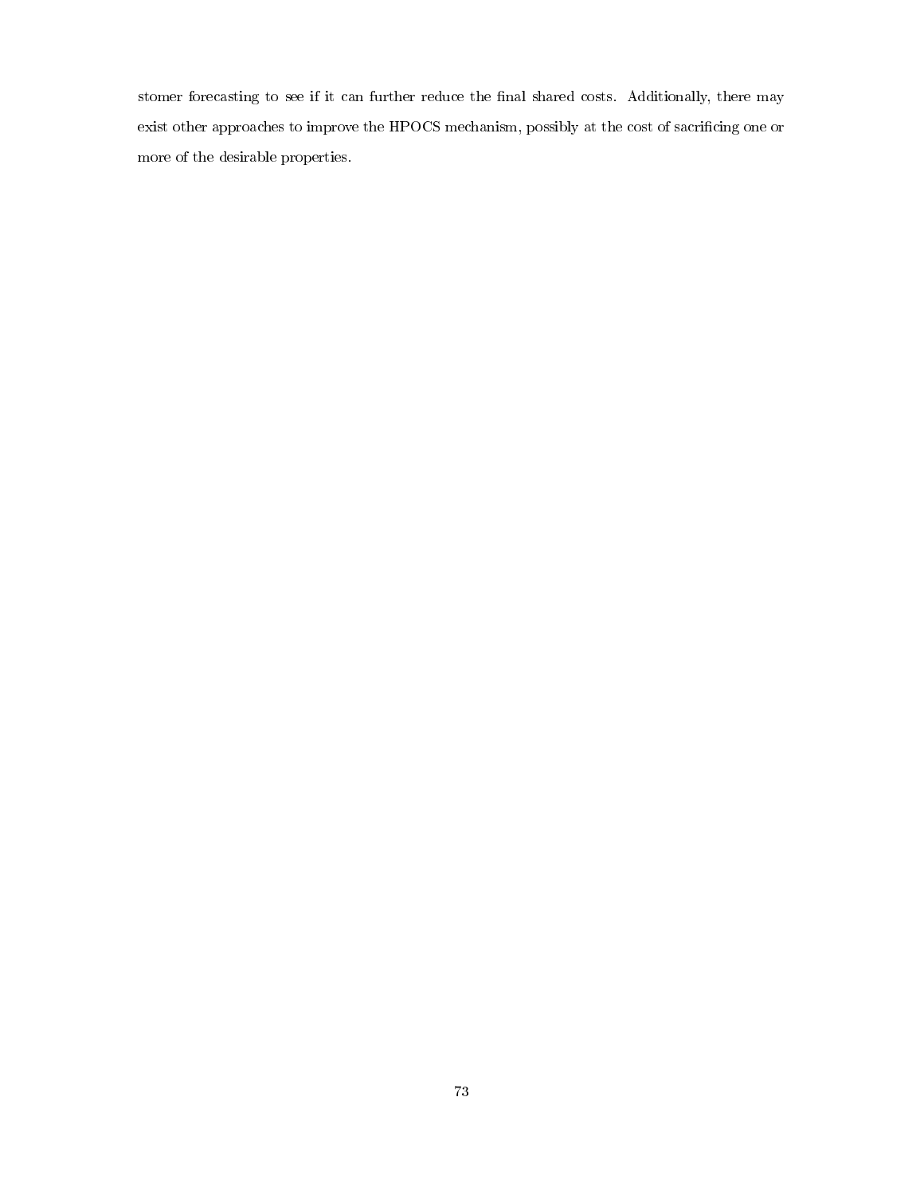stomer forecasting to see if it can further reduce the final shared costs. Additionally, there may exist other approaches to improve the HPOCS mechanism, possibly at the cost of sacrificing one or more of the desirable properties.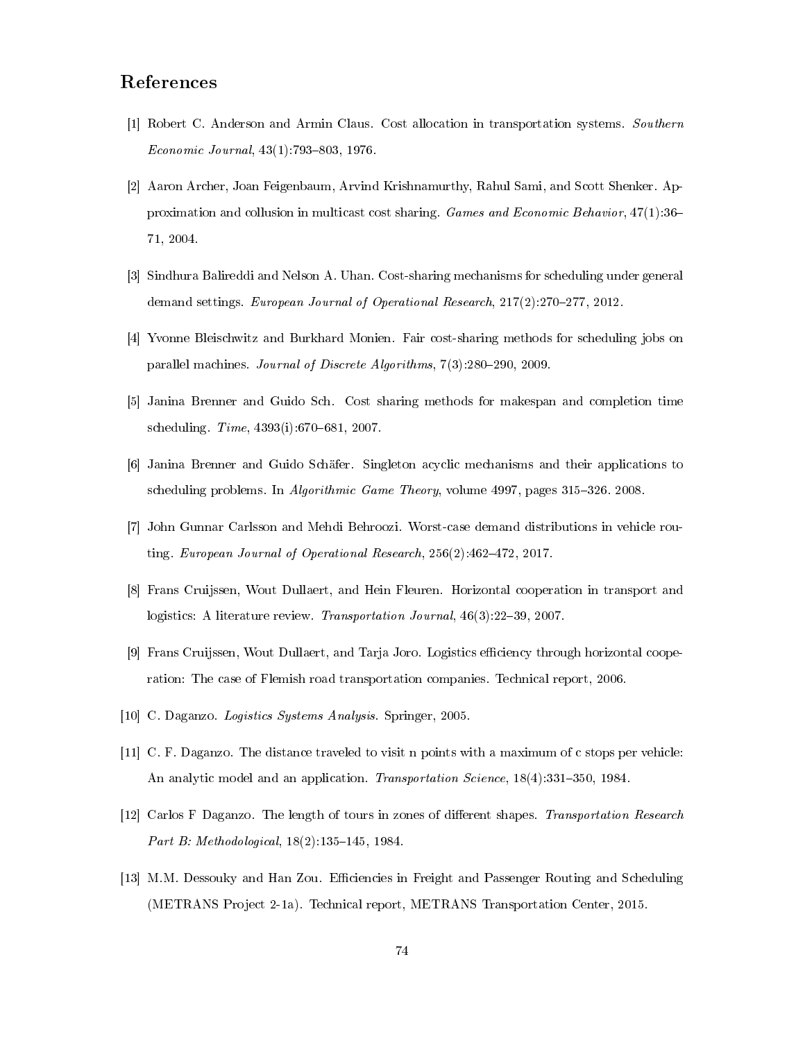## References

[1] Robert C. Anderson and Armin Claus. Cost allocation in transportation systems. *Southern Economic Journal*, 43(1):793–803, 1976.

[2] Aaron Archer, Joan Feigenbaum, Arvind Krishnamurthy, Rahul Sami, and Scott Shenker. Approximation and collusion in multicast cost sharing. *Games and Economic Behavior*, 47(1):36–71, 2004.

[3] Sindhura Balireddi and Nelson A. Uhan. Cost-sharing mechanisms for scheduling under general demand settings. *European Journal of Operational Research*, 217(2):270–277, 2012.

[4] Yvonne Bleischwitz and Burkhard Monien. Fair cost-sharing methods for scheduling jobs on parallel machines. *Journal of Discrete Algorithms*, 7(3):280–290, 2009.

[5] Janina Brenner and Guido Sch. Cost sharing methods for makespan and completion time scheduling. *Time*, 4393(i):670–681, 2007.

[6] Janina Brenner and Guido Schäfer. Singleton acyclic mechanisms and their applications to scheduling problems. In *Algorithmic Game Theory*, volume 4997, pages 315–326. 2008.

[7] John Gunnar Carlsson and Mehdi Behroozi. Worst-case demand distributions in vehicle routing. *European Journal of Operational Research*, 256(2):462–472, 2017.

[8] Frans Cruijssen, Wout Dullaert, and Hein Fleuren. Horizontal cooperation in transport and logistics: A literature review. *Transportation Journal*, 46(3):22–39, 2007.

[9] Frans Cruijssen, Wout Dullaert, and Tarja Joro. Logistics efficiency through horizontal cooperation: The case of Flemish road transportation companies. Technical report, 2006.

[10] C. Daganzo. *Logistics Systems Analysis*. Springer, 2005.

[11] C. F. Daganzo. The distance traveled to visit n points with a maximum of c stops per vehicle: An analytic model and an application. *Transportation Science*, 18(4):331–350, 1984.

[12] Carlos F Daganzo. The length of tours in zones of different shapes. *Transportation Research Part B: Methodological*, 18(2):135–145, 1984.

[13] M.M. Dessouky and Han Zou. Efficiencies in Freight and Passenger Routing and Scheduling (METRANS Project 2-1a). Technical report, METRANS Transportation Center, 2015.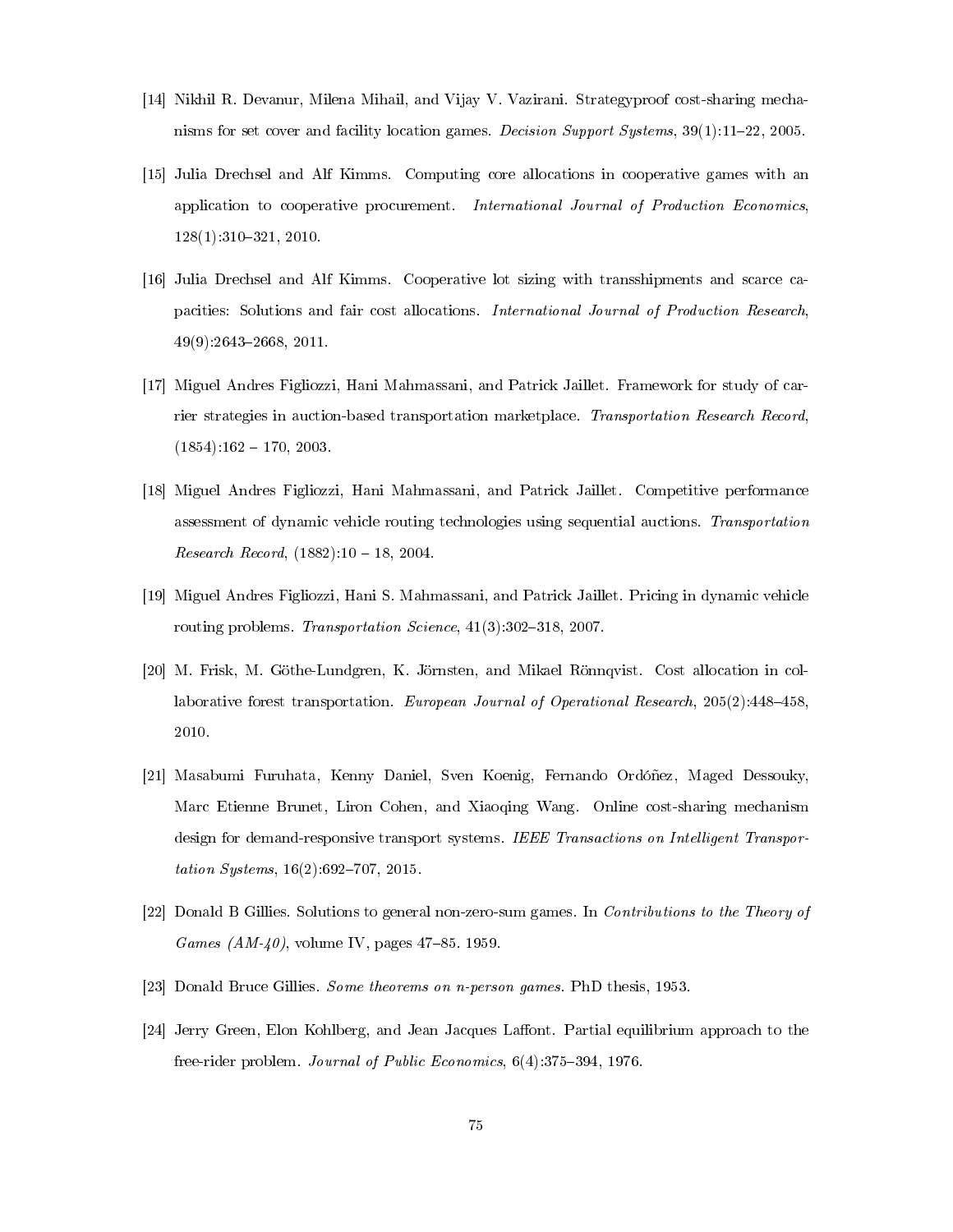[14] Nikhil R. Devanur, Milena Mihail, and Vijay V. Vazirani. Strategyproof cost-sharing mechanisms for set cover and facility location games. *Decision Support Systems*, 39(1):11–22, 2005.

[15] Julia Drechsel and Alf Kimms. Computing core allocations in cooperative games with an application to cooperative procurement. *International Journal of Production Economics*, 128(1):310–321, 2010.

[16] Julia Drechsel and Alf Kimms. Cooperative lot sizing with transshipments and scarce capacities: Solutions and fair cost allocations. *International Journal of Production Research*, 49(9):2643–2668, 2011.

[17] Miguel Andres Figliozzi, Hani Mahmassani, and Patrick Jaillet. Framework for study of carrier strategies in auction-based transportation marketplace. *Transportation Research Record*, (1854):162 – 170, 2003.

[18] Miguel Andres Figliozzi, Hani Mahmassani, and Patrick Jaillet. Competitive performance assessment of dynamic vehicle routing technologies using sequential auctions. *Transportation Research Record*, (1882):10 – 18, 2004.

[19] Miguel Andres Figliozzi, Hani S. Mahmassani, and Patrick Jaillet. Pricing in dynamic vehicle routing problems. *Transportation Science*, 41(3):302–318, 2007.

[20] M. Frisk, M. Göthe-Lundgren, K. Jörnsten, and Mikael Rönnqvist. Cost allocation in collaborative forest transportation. *European Journal of Operational Research*, 205(2):448–458, 2010.

[21] Masabumi Furuhata, Kenny Daniel, Sven Koenig, Fernando Ordóñez, Maged Dessouky, Marc Etienne Brunet, Liron Cohen, and Xiaoqing Wang. Online cost-sharing mechanism design for demand-responsive transport systems. *IEEE Transactions on Intelligent Transportation Systems*, 16(2):692–707, 2015.

[22] Donald B Gillies. Solutions to general non-zero-sum games. In *Contributions to the Theory of Games (AM-40)*, volume IV, pages 47–85. 1959.

[23] Donald Bruce Gillies. *Some theorems on n-person games*. PhD thesis, 1953.

[24] Jerry Green, Elon Kohlberg, and Jean Jacques Laffont. Partial equilibrium approach to the free-rider problem. *Journal of Public Economics*, 6(4):375–394, 1976.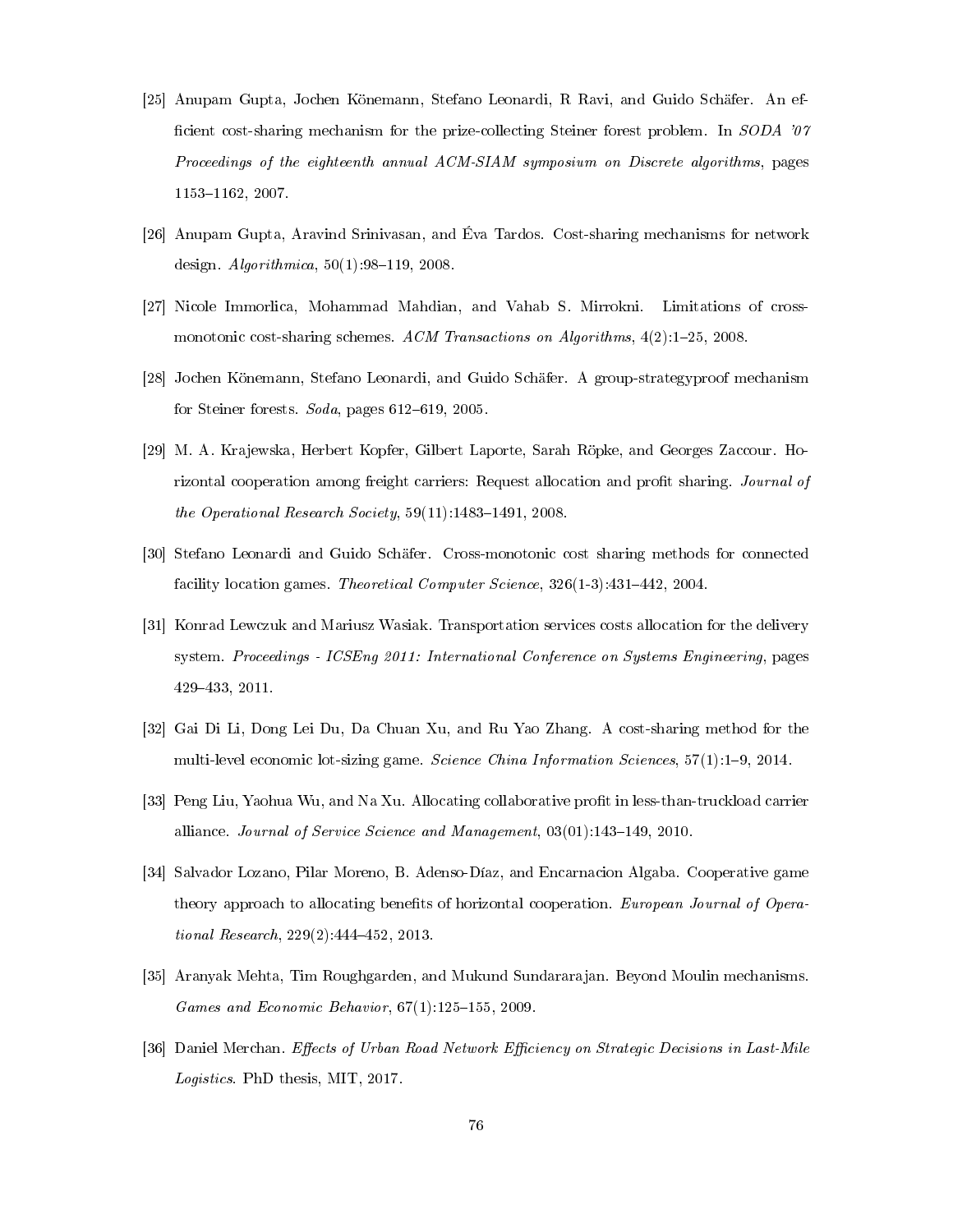[25] Anupam Gupta, Jochen Könemann, Stefano Leonardi, R Ravi, and Guido Schäfer. An efficient cost-sharing mechanism for the prize-collecting Steiner forest problem. In *SODA '07 Proceedings of the eighteenth annual ACM-SIAM symposium on Discrete algorithms*, pages 1153–1162, 2007.

[26] Anupam Gupta, Aravind Srinivasan, and Éva Tardos. Cost-sharing mechanisms for network design. *Algorithmica*, 50(1):98–119, 2008.

[27] Nicole Immorlica, Mohammad Mahdian, and Vahab S. Mirrokni. Limitations of cross-monotonic cost-sharing schemes. *ACM Transactions on Algorithms*, 4(2):1–25, 2008.

[28] Jochen Könemann, Stefano Leonardi, and Guido Schäfer. A group-strategyproof mechanism for Steiner forests. *Soda*, pages 612–619, 2005.

[29] M. A. Krajewska, Herbert Kopfer, Gilbert Laporte, Sarah Röpke, and Georges Zaccour. Horizontal cooperation among freight carriers: Request allocation and profit sharing. *Journal of the Operational Research Society*, 59(11):1483–1491, 2008.

[30] Stefano Leonardi and Guido Schäfer. Cross-monotonic cost sharing methods for connected facility location games. *Theoretical Computer Science*, 326(1-3):431–442, 2004.

[31] Konrad Lewczuk and Mariusz Wasiak. Transportation services costs allocation for the delivery system. *Proceedings - ICSEng 2011: International Conference on Systems Engineering*, pages 429–433, 2011.

[32] Gai Di Li, Dong Lei Du, Da Chuan Xu, and Ru Yao Zhang. A cost-sharing method for the multi-level economic lot-sizing game. *Science China Information Sciences*, 57(1):1–9, 2014.

[33] Peng Liu, Yaohua Wu, and Na Xu. Allocating collaborative profit in less-than-truckload carrier alliance. *Journal of Service Science and Management*, 03(01):143–149, 2010.

[34] Salvador Lozano, Pilar Moreno, B. Adenso-Díaz, and Encarnacion Algaba. Cooperative game theory approach to allocating benefits of horizontal cooperation. *European Journal of Operational Research*, 229(2):444–452, 2013.

[35] Aranyak Mehta, Tim Roughgarden, and Mukund Sundararajan. Beyond Moulin mechanisms. *Games and Economic Behavior*, 67(1):125–155, 2009.

[36] Daniel Merchan. *Effects of Urban Road Network Efficiency on Strategic Decisions in Last-Mile Logistics*. PhD thesis, MIT, 2017.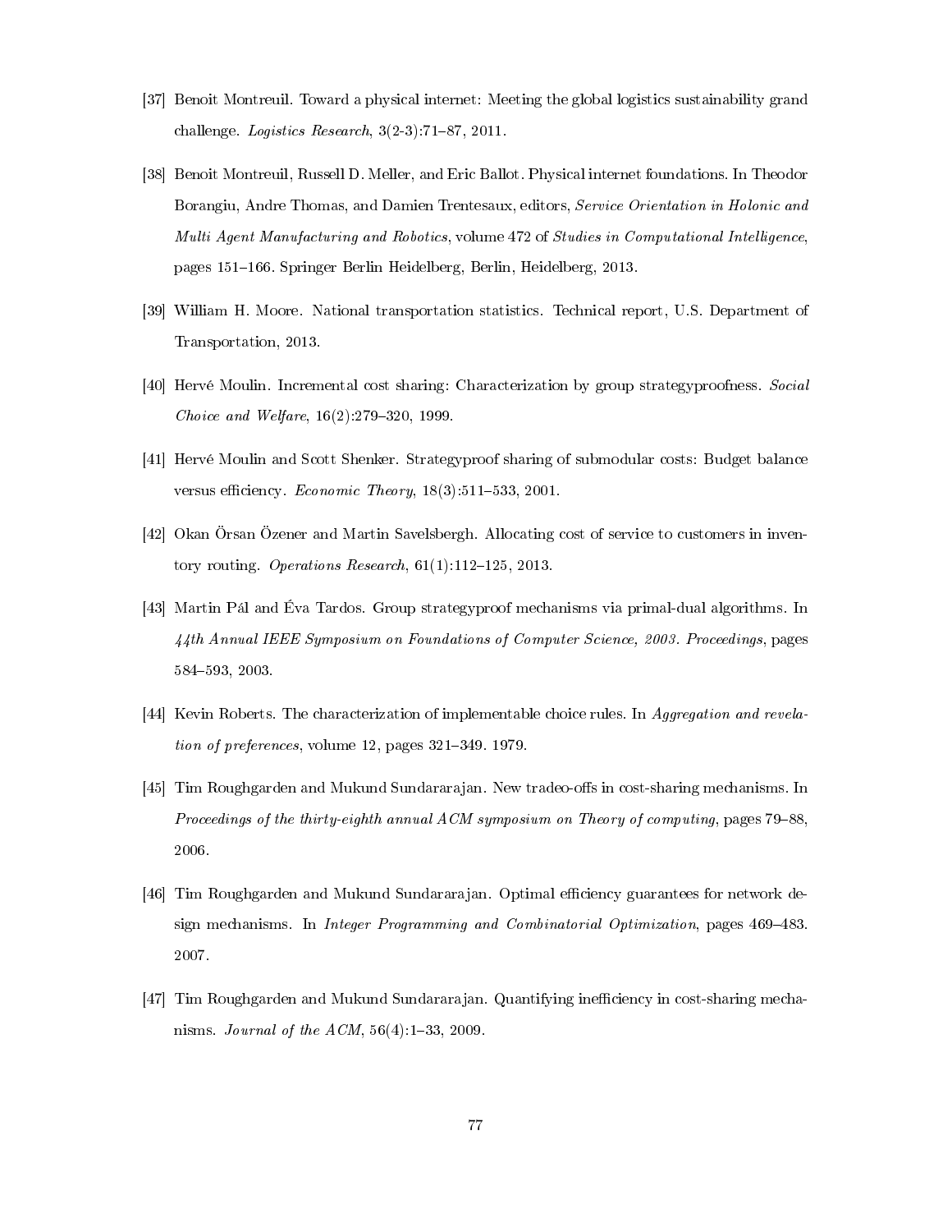[37] Benoit Montreuil. Toward a physical internet: Meeting the global logistics sustainability grand challenge. *Logistics Research*, 3(2-3):71–87, 2011.

[38] Benoit Montreuil, Russell D. Meller, and Eric Ballot. Physical internet foundations. In Theodor Borangiu, Andre Thomas, and Damien Trentesaux, editors, *Service Orientation in Holonic and Multi Agent Manufacturing and Robotics*, volume 472 of *Studies in Computational Intelligence*, pages 151–166. Springer Berlin Heidelberg, Berlin, Heidelberg, 2013.

[39] William H. Moore. National transportation statistics. Technical report, U.S. Department of Transportation, 2013.

[40] Hervé Moulin. Incremental cost sharing: Characterization by group strategyproofness. *Social Choice and Welfare*, 16(2):279–320, 1999.

[41] Hervé Moulin and Scott Shenker. Strategyproof sharing of submodular costs: Budget balance versus efficiency. *Economic Theory*, 18(3):511–533, 2001.

[42] Okan Örsan Özener and Martin Savelsbergh. Allocating cost of service to customers in inventory routing. *Operations Research*, 61(1):112–125, 2013.

[43] Martin Pál and Éva Tardos. Group strategyproof mechanisms via primal-dual algorithms. In *44th Annual IEEE Symposium on Foundations of Computer Science, 2003. Proceedings*, pages 584–593, 2003.

[44] Kevin Roberts. The characterization of implementable choice rules. In *Aggregation and revelation of preferences*, volume 12, pages 321–349. 1979.

[45] Tim Roughgarden and Mukund Sundararajan. New tradeo-offs in cost-sharing mechanisms. In *Proceedings of the thirty-eighth annual ACM symposium on Theory of computing*, pages 79–88, 2006.

[46] Tim Roughgarden and Mukund Sundararajan. Optimal efficiency guarantees for network design mechanisms. In *Integer Programming and Combinatorial Optimization*, pages 469–483. 2007.

[47] Tim Roughgarden and Mukund Sundararajan. Quantifying inefficiency in cost-sharing mechanisms. *Journal of the ACM*, 56(4):1–33, 2009.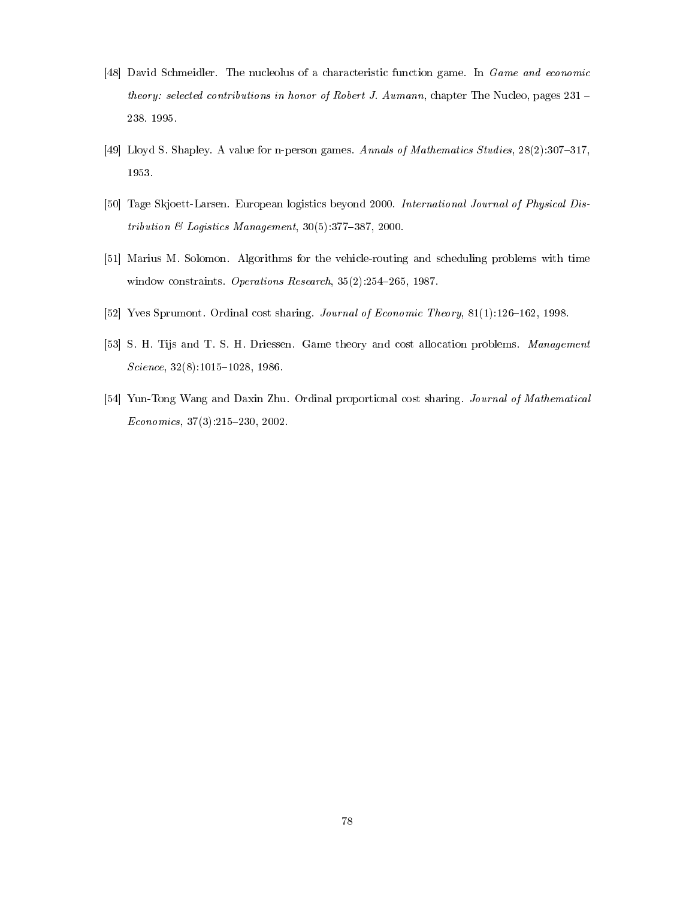[48] David Schmeidler. The nucleolus of a characteristic function game. In *Game and economic theory: selected contributions in honor of Robert J. Aumann*, chapter The Nucleo, pages 231 – 238. 1995.

[49] Lloyd S. Shapley. A value for n-person games. *Annals of Mathematics Studies*, 28(2):307–317, 1953.

[50] Tage Skjoett-Larsen. European logistics beyond 2000. *International Journal of Physical Distribution & Logistics Management*, 30(5):377–387, 2000.

[51] Marius M. Solomon. Algorithms for the vehicle-routing and scheduling problems with time window constraints. *Operations Research*, 35(2):254–265, 1987.

[52] Yves Sprumont. Ordinal cost sharing. *Journal of Economic Theory*, 81(1):126–162, 1998.

[53] S. H. Tijs and T. S. H. Driessen. Game theory and cost allocation problems. *Management Science*, 32(8):1015–1028, 1986.

[54] Yun-Tong Wang and Daxin Zhu. Ordinal proportional cost sharing. *Journal of Mathematical Economics*, 37(3):215–230, 2002.